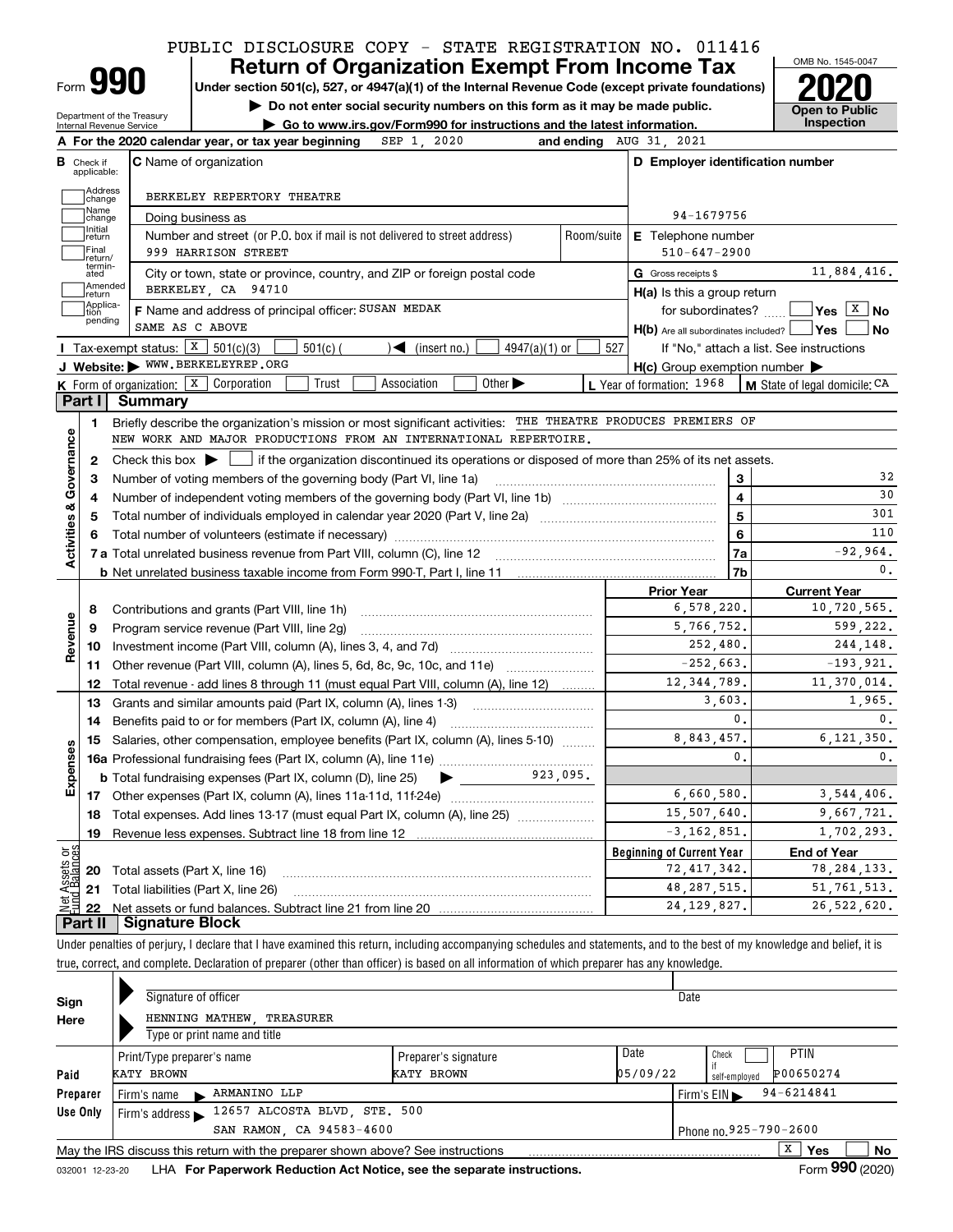PUBLIC DISCLOSURE COPY - STATE REGISTRATION NO. 011416

# Form 990 — Return of Organization Exempt From Income Tax

**Under section 501(c), 527, or 4947(a)(1) of the Internal Revenue Code (except private foundations)**

▶ Do not enter social security numbers on this form as it may be made public.

▶ Go to www.irs.gov/Form990 for instructions and the latest information.

Department of the Treasury
Internal Revenue Service

OMB No. 1545-0047

**2020**

**Open to Public Inspection**

**A** For the 2020 calendar year, or tax year beginning SEP 1, 2020 and ending AUG 31, 2021

**B** Check if applicable: Address change, Name change, Initial return, Final return/terminated, Amended return, Application pending

**C** Name of organization: BERKELEY REPERTORY THEATRE

Doing business as

Number and street (or P.O. box if mail is not delivered to street address): 999 HARRISON STREET — Room/suite

City or town, state or province, country, and ZIP or foreign postal code: BERKELEY, CA 94710

**F** Name and address of principal officer: SUSAN MEDAK, SAME AS C ABOVE

**D** Employer identification number: 94-1679756

**E** Telephone number: 510-647-2900

**G** Gross receipts $ 11,884,416.

**H(a)** Is this a group return for subordinates? ☐ Yes ☒ No

**H(b)** Are all subordinates included? ☐ Yes ☐ No — If "No," attach a list. See instructions

**H(c)** Group exemption number ▶

**I** Tax-exempt status: ☒ 501(c)(3) ☐ 501(c)( ) ◀ (insert no.) ☐ 4947(a)(1) or ☐ 527

**J** Website: ▶ WWW.BERKELEYREP.ORG

**K** Form of organization: ☒ Corporation ☐ Trust ☐ Association ☐ Other ▶

**L** Year of formation: 1968 **M** State of legal domicile: CA

## Part I Summary

**Activities & Governance**

1. Briefly describe the organization's mission or most significant activities: THE THEATRE PRODUCES PREMIERS OF NEW WORK AND MAJOR PRODUCTIONS FROM AN INTERNATIONAL REPERTOIRE.
2. Check this box ▶ ☐ if the organization discontinued its operations or disposed of more than 25% of its net assets.

| Line | Description | | Value |
|---|---|---|---|
| 3 | Number of voting members of the governing body (Part VI, line 1a) | 3 | 32 |
| 4 | Number of independent voting members of the governing body (Part VI, line 1b) | 4 | 30 |
| 5 | Total number of individuals employed in calendar year 2020 (Part V, line 2a) | 5 | 301 |
| 6 | Total number of volunteers (estimate if necessary) | 6 | 110 |
| 7a | Total unrelated business revenue from Part VIII, column (C), line 12 | 7a | -92,964. |
| 7b | Net unrelated business taxable income from Form 990-T, Part I, line 11 | 7b | 0. |

| Line | Description | Prior Year | Current Year |
|---|---|---|---|
| **Revenue** | | | |
| 8 | Contributions and grants (Part VIII, line 1h) | 6,578,220. | 10,720,565. |
| 9 | Program service revenue (Part VIII, line 2g) | 5,766,752. | 599,222. |
| 10 | Investment income (Part VIII, column (A), lines 3, 4, and 7d) | 252,480. | 244,148. |
| 11 | Other revenue (Part VIII, column (A), lines 5, 6d, 8c, 9c, 10c, and 11e) | -252,663. | -193,921. |
| 12 | Total revenue - add lines 8 through 11 (must equal Part VIII, column (A), line 12) | 12,344,789. | 11,370,014. |
| **Expenses** | | | |
| 13 | Grants and similar amounts paid (Part IX, column (A), lines 1-3) | 3,603. | 1,965. |
| 14 | Benefits paid to or for members (Part IX, column (A), line 4) | 0. | 0. |
| 15 | Salaries, other compensation, employee benefits (Part IX, column (A), lines 5-10) | 8,843,457. | 6,121,350. |
| 16a | Professional fundraising fees (Part IX, column (A), line 11e) | 0. | 0. |
| b | Total fundraising expenses (Part IX, column (D), line 25) ▶ 923,095. | | |
| 17 | Other expenses (Part IX, column (A), lines 11a-11d, 11f-24e) | 6,660,580. | 3,544,406. |
| 18 | Total expenses. Add lines 13-17 (must equal Part IX, column (A), line 25) | 15,507,640. | 9,667,721. |
| 19 | Revenue less expenses. Subtract line 18 from line 12 | -3,162,851. | 1,702,293. |

| Line | Net Assets or Fund Balances | Beginning of Current Year | End of Year |
|---|---|---|---|
| 20 | Total assets (Part X, line 16) | 72,417,342. | 78,284,133. |
| 21 | Total liabilities (Part X, line 26) | 48,287,515. | 51,761,513. |
| 22 | Net assets or fund balances. Subtract line 21 from line 20 | 24,129,827. | 26,522,620. |

## Part II Signature Block

Under penalties of perjury, I declare that I have examined this return, including accompanying schedules and statements, and to the best of my knowledge and belief, it is true, correct, and complete. Declaration of preparer (other than officer) is based on all information of which preparer has any knowledge.

**Sign Here**

Signature of officer — Date

HENNING MATHEW, TREASURER
Type or print name and title

**Paid Preparer Use Only**

| Print/Type preparer's name | Preparer's signature | Date | Check ☐ if self-employed | PTIN |
|---|---|---|---|---|
| KATY BROWN | KATY BROWN | 05/09/22 | | P00650274 |

Firm's name ▶ ARMANINO LLP — Firm's EIN ▶ 94-6214841

Firm's address ▶ 12657 ALCOSTA BLVD, STE. 500, SAN RAMON, CA 94583-4600 — Phone no. 925-790-2600

May the IRS discuss this return with the preparer shown above? See instructions ☒ Yes ☐ No

032001 12-23-20 LHA For Paperwork Reduction Act Notice, see the separate instructions. Form **990** (2020)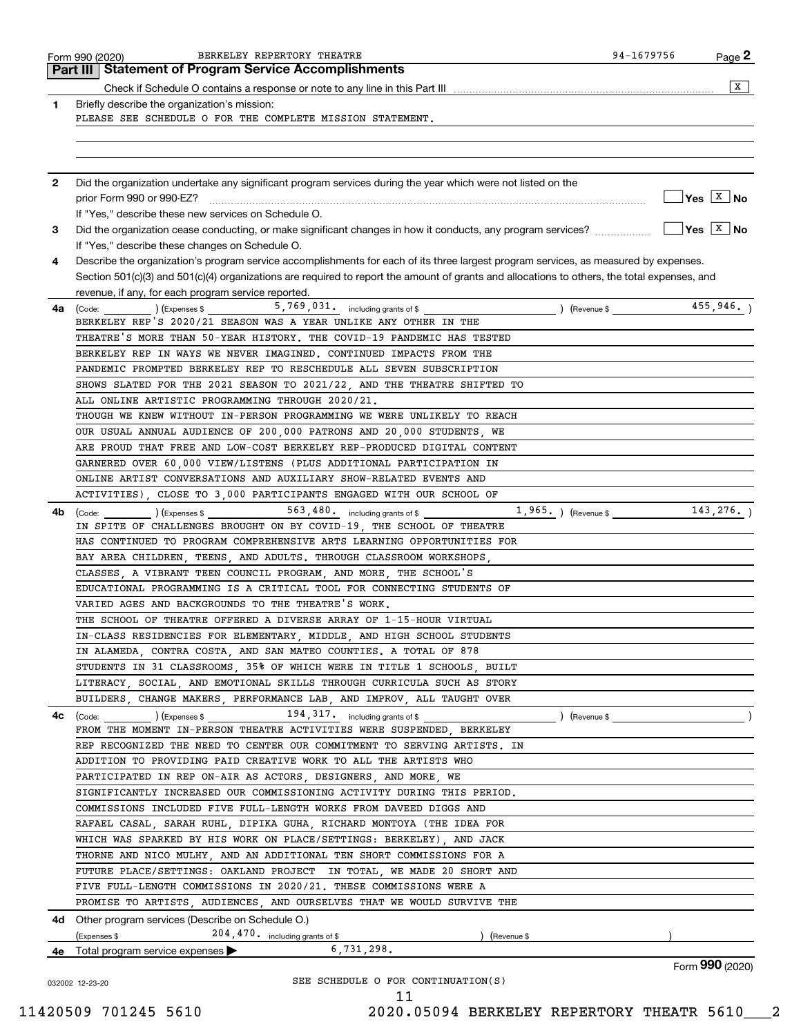Form 990 (2020) BERKELEY REPERTORY THEATRE 94-1679756 Page **2**

## Part III | Statement of Program Service Accomplishments

Check if Schedule O contains a response or note to any line in this Part III .......... [X]

**1** Briefly describe the organization's mission:

PLEASE SEE SCHEDULE O FOR THE COMPLETE MISSION STATEMENT.

**2** Did the organization undertake any significant program services during the year which were not listed on the prior Form 990 or 990-EZ? .......... [ ] Yes [X] No

If "Yes," describe these new services on Schedule O.

**3** Did the organization cease conducting, or make significant changes in how it conducts, any program services? .......... [ ] Yes [X] No

If "Yes," describe these changes on Schedule O.

**4** Describe the organization's program service accomplishments for each of its three largest program services, as measured by expenses. Section 501(c)(3) and 501(c)(4) organizations are required to report the amount of grants and allocations to others, the total expenses, and revenue, if any, for each program service reported.

**4a** (Code: ) (Expenses $ 5,769,031. including grants of $ ) (Revenue $ 455,946. )

BERKELEY REP'S 2020/21 SEASON WAS A YEAR UNLIKE ANY OTHER IN THE THEATRE'S MORE THAN 50-YEAR HISTORY. THE COVID-19 PANDEMIC HAS TESTED BERKELEY REP IN WAYS WE NEVER IMAGINED. CONTINUED IMPACTS FROM THE PANDEMIC PROMPTED BERKELEY REP TO RESCHEDULE ALL SEVEN SUBSCRIPTION SHOWS SLATED FOR THE 2021 SEASON TO 2021/22, AND THE THEATRE SHIFTED TO ALL ONLINE ARTISTIC PROGRAMMING THROUGH 2020/21.

THOUGH WE KNEW WITHOUT IN-PERSON PROGRAMMING WE WERE UNLIKELY TO REACH OUR USUAL ANNUAL AUDIENCE OF 200,000 PATRONS AND 20,000 STUDENTS, WE ARE PROUD THAT FREE AND LOW-COST BERKELEY REP-PRODUCED DIGITAL CONTENT GARNERED OVER 60,000 VIEW/LISTENS (PLUS ADDITIONAL PARTICIPATION IN ONLINE ARTIST CONVERSATIONS AND AUXILIARY SHOW-RELATED EVENTS AND ACTIVITIES), CLOSE TO 3,000 PARTICIPANTS ENGAGED WITH OUR SCHOOL OF

**4b** (Code: ) (Expenses $ 563,480. including grants of $ 1,965. ) (Revenue $ 143,276. )

IN SPITE OF CHALLENGES BROUGHT ON BY COVID-19, THE SCHOOL OF THEATRE HAS CONTINUED TO PROGRAM COMPREHENSIVE ARTS LEARNING OPPORTUNITIES FOR BAY AREA CHILDREN, TEENS, AND ADULTS. THROUGH CLASSROOM WORKSHOPS, CLASSES, A VIBRANT TEEN COUNCIL PROGRAM, AND MORE, THE SCHOOL'S EDUCATIONAL PROGRAMMING IS A CRITICAL TOOL FOR CONNECTING STUDENTS OF VARIED AGES AND BACKGROUNDS TO THE THEATRE'S WORK.

THE SCHOOL OF THEATRE OFFERED A DIVERSE ARRAY OF 1-15-HOUR VIRTUAL IN-CLASS RESIDENCIES FOR ELEMENTARY, MIDDLE, AND HIGH SCHOOL STUDENTS IN ALAMEDA, CONTRA COSTA, AND SAN MATEO COUNTIES. A TOTAL OF 878 STUDENTS IN 31 CLASSROOMS, 35% OF WHICH WERE IN TITLE 1 SCHOOLS, BUILT LITERACY, SOCIAL, AND EMOTIONAL SKILLS THROUGH CURRICULA SUCH AS STORY BUILDERS, CHANGE MAKERS, PERFORMANCE LAB, AND IMPROV, ALL TAUGHT OVER

**4c** (Code: ) (Expenses $ 194,317. including grants of $ ) (Revenue $ )

FROM THE MOMENT IN-PERSON THEATRE ACTIVITIES WERE SUSPENDED, BERKELEY REP RECOGNIZED THE NEED TO CENTER OUR COMMITMENT TO SERVING ARTISTS. IN ADDITION TO PROVIDING PAID CREATIVE WORK TO ALL THE ARTISTS WHO PARTICIPATED IN REP ON-AIR AS ACTORS, DESIGNERS, AND MORE, WE SIGNIFICANTLY INCREASED OUR COMMISSIONING ACTIVITY DURING THIS PERIOD. COMMISSIONS INCLUDED FIVE FULL-LENGTH WORKS FROM DAVEED DIGGS AND RAFAEL CASAL, SARAH RUHL, DIPIKA GUHA, RICHARD MONTOYA (THE IDEA FOR WHICH WAS SPARKED BY HIS WORK ON PLACE/SETTINGS: BERKELEY), AND JACK THORNE AND NICO MULHY, AND AN ADDITIONAL TEN SHORT COMMISSIONS FOR A FUTURE PLACE/SETTINGS: OAKLAND PROJECT IN TOTAL, WE MADE 20 SHORT AND FIVE FULL-LENGTH COMMISSIONS IN 2020/21. THESE COMMISSIONS WERE A PROMISE TO ARTISTS, AUDIENCES, AND OURSELVES THAT WE WOULD SURVIVE THE

**4d** Other program services (Describe on Schedule O.)

(Expenses $ 204,470. including grants of $ ) (Revenue $ )

**4e** Total program service expenses ▶ 6,731,298.

SEE SCHEDULE O FOR CONTINUATION(S)

Form **990** (2020)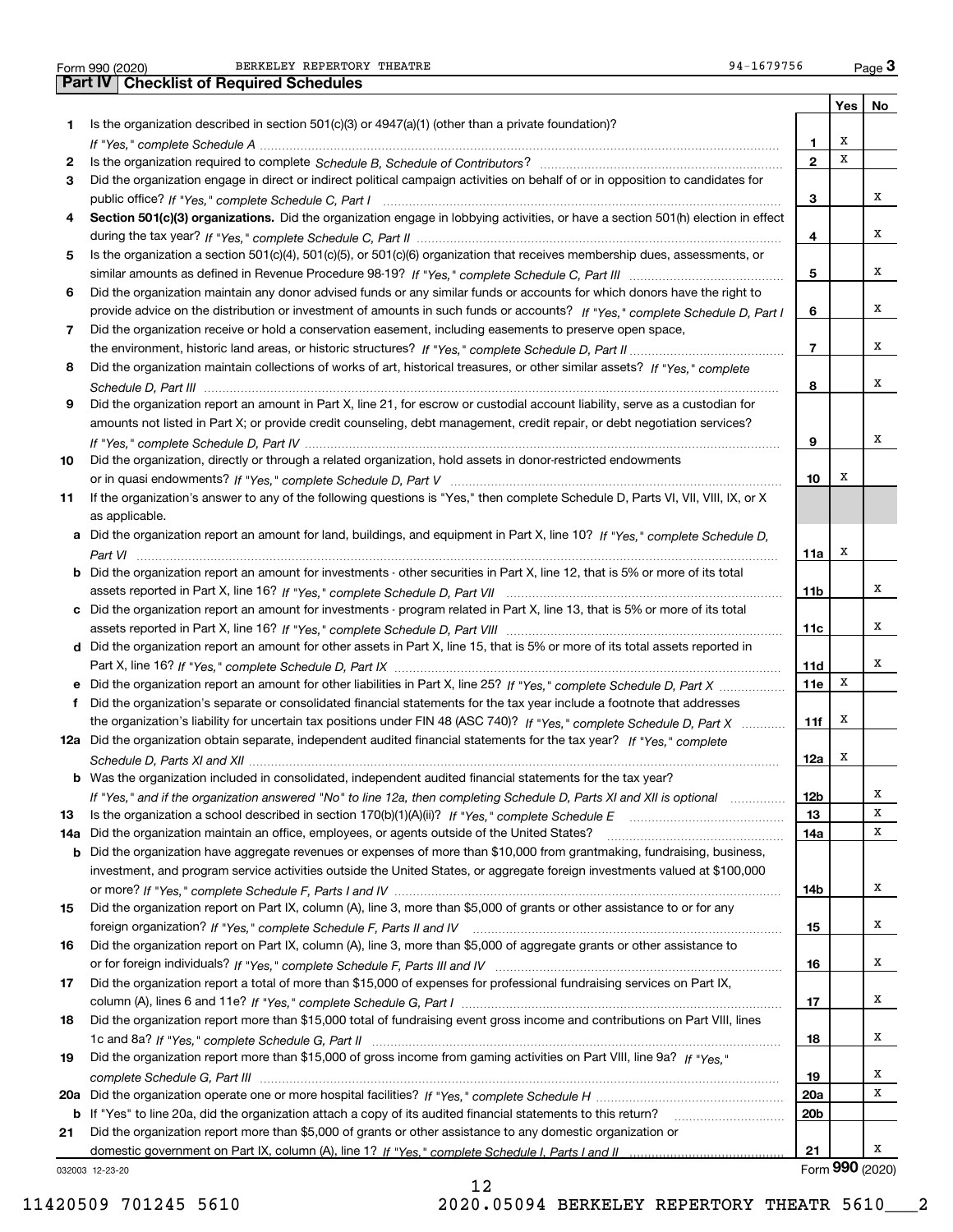Form 990 (2020) BERKELEY REPERTORY THEATRE 94-1679756

## Part IV Checklist of Required Schedules

| | | | Yes | No |
|---|---|---|---|---|
| 1 | Is the organization described in section 501(c)(3) or 4947(a)(1) (other than a private foundation)? *If "Yes," complete Schedule A* | 1 | X | |
| 2 | Is the organization required to complete *Schedule B, Schedule of Contributors*? | 2 | X | |
| 3 | Did the organization engage in direct or indirect political campaign activities on behalf of or in opposition to candidates for public office? *If "Yes," complete Schedule C, Part I* | 3 | | X |
| 4 | **Section 501(c)(3) organizations.** Did the organization engage in lobbying activities, or have a section 501(h) election in effect during the tax year? *If "Yes," complete Schedule C, Part II* | 4 | | X |
| 5 | Is the organization a section 501(c)(4), 501(c)(5), or 501(c)(6) organization that receives membership dues, assessments, or similar amounts as defined in Revenue Procedure 98-19? *If "Yes," complete Schedule C, Part III* | 5 | | X |
| 6 | Did the organization maintain any donor advised funds or any similar funds or accounts for which donors have the right to provide advice on the distribution or investment of amounts in such funds or accounts? *If "Yes," complete Schedule D, Part I* | 6 | | X |
| 7 | Did the organization receive or hold a conservation easement, including easements to preserve open space, the environment, historic land areas, or historic structures? *If "Yes," complete Schedule D, Part II* | 7 | | X |
| 8 | Did the organization maintain collections of works of art, historical treasures, or other similar assets? *If "Yes," complete Schedule D, Part III* | 8 | | X |
| 9 | Did the organization report an amount in Part X, line 21, for escrow or custodial account liability, serve as a custodian for amounts not listed in Part X; or provide credit counseling, debt management, credit repair, or debt negotiation services? *If "Yes," complete Schedule D, Part IV* | 9 | | X |
| 10 | Did the organization, directly or through a related organization, hold assets in donor-restricted endowments or in quasi endowments? *If "Yes," complete Schedule D, Part V* | 10 | X | |
| 11 | If the organization's answer to any of the following questions is "Yes," then complete Schedule D, Parts VI, VII, VIII, IX, or X as applicable. | | | |
| a | Did the organization report an amount for land, buildings, and equipment in Part X, line 10? *If "Yes," complete Schedule D, Part VI* | 11a | X | |
| b | Did the organization report an amount for investments - other securities in Part X, line 12, that is 5% or more of its total assets reported in Part X, line 16? *If "Yes," complete Schedule D, Part VII* | 11b | | X |
| c | Did the organization report an amount for investments - program related in Part X, line 13, that is 5% or more of its total assets reported in Part X, line 16? *If "Yes," complete Schedule D, Part VIII* | 11c | | X |
| d | Did the organization report an amount for other assets in Part X, line 15, that is 5% or more of its total assets reported in Part X, line 16? *If "Yes," complete Schedule D, Part IX* | 11d | | X |
| e | Did the organization report an amount for other liabilities in Part X, line 25? *If "Yes," complete Schedule D, Part X* | 11e | X | |
| f | Did the organization's separate or consolidated financial statements for the tax year include a footnote that addresses the organization's liability for uncertain tax positions under FIN 48 (ASC 740)? *If "Yes," complete Schedule D, Part X* | 11f | X | |
| 12a | Did the organization obtain separate, independent audited financial statements for the tax year? *If "Yes," complete Schedule D, Parts XI and XII* | 12a | X | |
| b | Was the organization included in consolidated, independent audited financial statements for the tax year? *If "Yes," and if the organization answered "No" to line 12a, then completing Schedule D, Parts XI and XII is optional* | 12b | | X |
| 13 | Is the organization a school described in section 170(b)(1)(A)(ii)? *If "Yes," complete Schedule E* | 13 | | X |
| 14a | Did the organization maintain an office, employees, or agents outside of the United States? | 14a | | X |
| b | Did the organization have aggregate revenues or expenses of more than $10,000 from grantmaking, fundraising, business, investment, and program service activities outside the United States, or aggregate foreign investments valued at $100,000 or more? *If "Yes," complete Schedule F, Parts I and IV* | 14b | | X |
| 15 | Did the organization report on Part IX, column (A), line 3, more than $5,000 of grants or other assistance to or for any foreign organization? *If "Yes," complete Schedule F, Parts II and IV* | 15 | | X |
| 16 | Did the organization report on Part IX, column (A), line 3, more than $5,000 of aggregate grants or other assistance to or for foreign individuals? *If "Yes," complete Schedule F, Parts III and IV* | 16 | | X |
| 17 | Did the organization report a total of more than $15,000 of expenses for professional fundraising services on Part IX, column (A), lines 6 and 11e? *If "Yes," complete Schedule G, Part I* | 17 | | X |
| 18 | Did the organization report more than $15,000 total of fundraising event gross income and contributions on Part VIII, lines 1c and 8a? *If "Yes," complete Schedule G, Part II* | 18 | | X |
| 19 | Did the organization report more than $15,000 of gross income from gaming activities on Part VIII, line 9a? *If "Yes," complete Schedule G, Part III* | 19 | | X |
| 20a | Did the organization operate one or more hospital facilities? *If "Yes," complete Schedule H* | 20a | | X |
| b | If "Yes" to line 20a, did the organization attach a copy of its audited financial statements to this return? | 20b | | |
| 21 | Did the organization report more than $5,000 of grants or other assistance to any domestic organization or domestic government on Part IX, column (A), line 1? *If "Yes," complete Schedule I, Parts I and II* | 21 | | X |

032003 12-23-20 Form 990 (2020)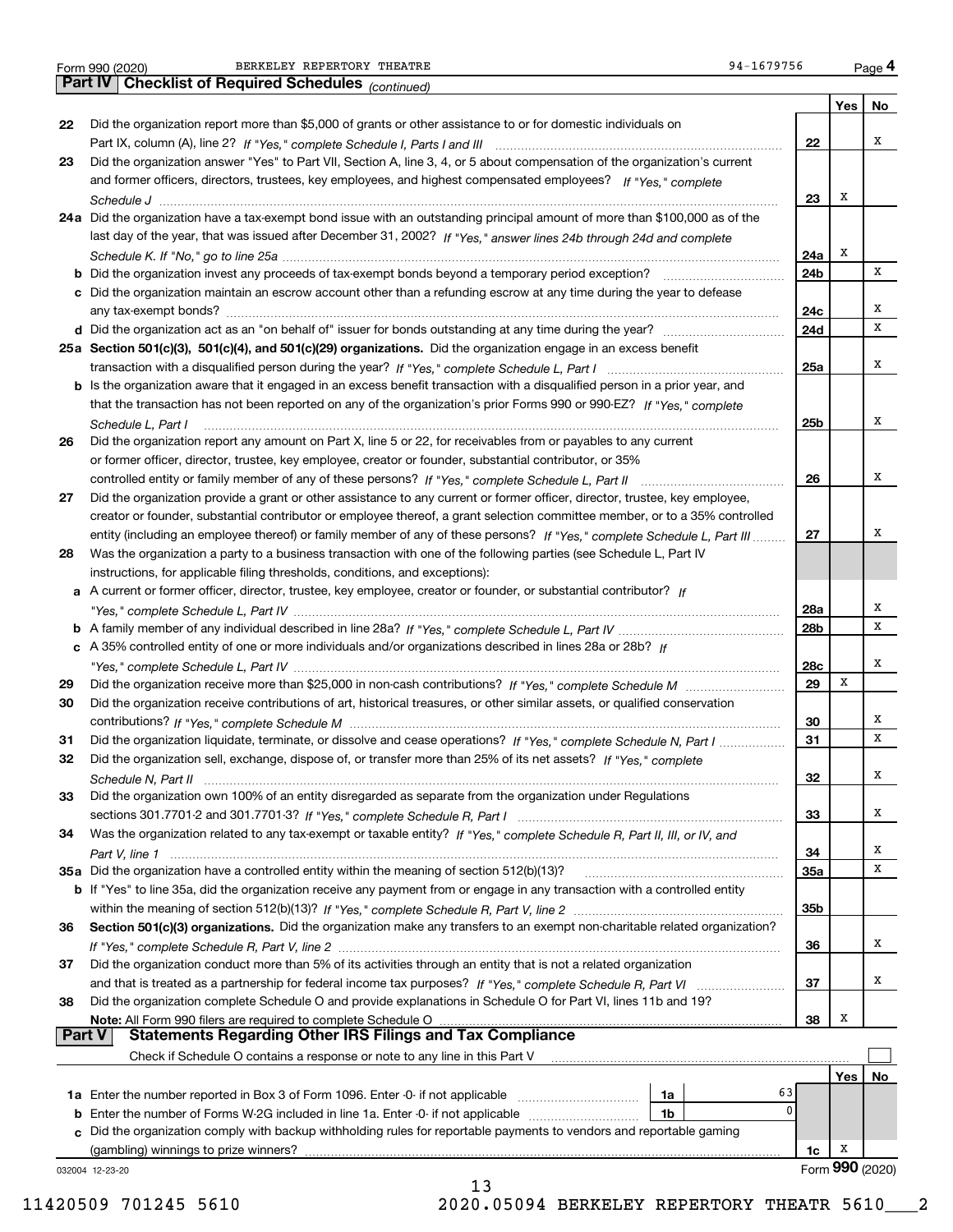Form 990 (2020) BERKELEY REPERTORY THEATRE 94-1679756 Page 4

## Part IV Checklist of Required Schedules *(continued)*

| | | | Yes | No |
|---|---|---|---|---|
| 22 | Did the organization report more than $5,000 of grants or other assistance to or for domestic individuals on Part IX, column (A), line 2? *If "Yes," complete Schedule I, Parts I and III* | 22 | | X |
| 23 | Did the organization answer "Yes" to Part VII, Section A, line 3, 4, or 5 about compensation of the organization's current and former officers, directors, trustees, key employees, and highest compensated employees? *If "Yes," complete Schedule J* | 23 | X | |
| 24a | Did the organization have a tax-exempt bond issue with an outstanding principal amount of more than $100,000 as of the last day of the year, that was issued after December 31, 2002? *If "Yes," answer lines 24b through 24d and complete Schedule K. If "No," go to line 25a* | 24a | X | |
| b | Did the organization invest any proceeds of tax-exempt bonds beyond a temporary period exception? | 24b | | X |
| c | Did the organization maintain an escrow account other than a refunding escrow at any time during the year to defease any tax-exempt bonds? | 24c | | X |
| d | Did the organization act as an "on behalf of" issuer for bonds outstanding at any time during the year? | 24d | | X |
| 25a | **Section 501(c)(3), 501(c)(4), and 501(c)(29) organizations.** Did the organization engage in an excess benefit transaction with a disqualified person during the year? *If "Yes," complete Schedule L, Part I* | 25a | | X |
| b | Is the organization aware that it engaged in an excess benefit transaction with a disqualified person in a prior year, and that the transaction has not been reported on any of the organization's prior Forms 990 or 990-EZ? *If "Yes," complete Schedule L, Part I* | 25b | | X |
| 26 | Did the organization report any amount on Part X, line 5 or 22, for receivables from or payables to any current or former officer, director, trustee, key employee, creator or founder, substantial contributor, or 35% controlled entity or family member of any of these persons? *If "Yes," complete Schedule L, Part II* | 26 | | X |
| 27 | Did the organization provide a grant or other assistance to any current or former officer, director, trustee, key employee, creator or founder, substantial contributor or employee thereof, a grant selection committee member, or to a 35% controlled entity (including an employee thereof) or family member of any of these persons? *If "Yes," complete Schedule L, Part III* | 27 | | X |
| 28 | Was the organization a party to a business transaction with one of the following parties (see Schedule L, Part IV instructions, for applicable filing thresholds, conditions, and exceptions): | | | |
| a | A current or former officer, director, trustee, key employee, creator or founder, or substantial contributor? *If "Yes," complete Schedule L, Part IV* | 28a | | X |
| b | A family member of any individual described in line 28a? *If "Yes," complete Schedule L, Part IV* | 28b | | X |
| c | A 35% controlled entity of one or more individuals and/or organizations described in lines 28a or 28b? *If "Yes," complete Schedule L, Part IV* | 28c | | X |
| 29 | Did the organization receive more than $25,000 in non-cash contributions? *If "Yes," complete Schedule M* | 29 | X | |
| 30 | Did the organization receive contributions of art, historical treasures, or other similar assets, or qualified conservation contributions? *If "Yes," complete Schedule M* | 30 | | X |
| 31 | Did the organization liquidate, terminate, or dissolve and cease operations? *If "Yes," complete Schedule N, Part I* | 31 | | X |
| 32 | Did the organization sell, exchange, dispose of, or transfer more than 25% of its net assets? *If "Yes," complete Schedule N, Part II* | 32 | | X |
| 33 | Did the organization own 100% of an entity disregarded as separate from the organization under Regulations sections 301.7701-2 and 301.7701-3? *If "Yes," complete Schedule R, Part I* | 33 | | X |
| 34 | Was the organization related to any tax-exempt or taxable entity? *If "Yes," complete Schedule R, Part II, III, or IV, and Part V, line 1* | 34 | | X |
| 35a | Did the organization have a controlled entity within the meaning of section 512(b)(13)? | 35a | | X |
| b | If "Yes" to line 35a, did the organization receive any payment from or engage in any transaction with a controlled entity within the meaning of section 512(b)(13)? *If "Yes," complete Schedule R, Part V, line 2* | 35b | | |
| 36 | **Section 501(c)(3) organizations.** Did the organization make any transfers to an exempt non-charitable related organization? *If "Yes," complete Schedule R, Part V, line 2* | 36 | | X |
| 37 | Did the organization conduct more than 5% of its activities through an entity that is not a related organization and that is treated as a partnership for federal income tax purposes? *If "Yes," complete Schedule R, Part VI* | 37 | | X |
| 38 | Did the organization complete Schedule O and provide explanations in Schedule O for Part VI, lines 11b and 19? **Note:** All Form 990 filers are required to complete Schedule O | 38 | X | |

## Part V Statements Regarding Other IRS Filings and Tax Compliance

Check if Schedule O contains a response or note to any line in this Part V ☐

| | | | | | Yes | No |
|---|---|---|---|---|---|---|
| 1a | Enter the number reported in Box 3 of Form 1096. Enter -0- if not applicable | 1a | 63 | | | |
| b | Enter the number of Forms W-2G included in line 1a. Enter -0- if not applicable | 1b | 0 | | | |
| c | Did the organization comply with backup withholding rules for reportable payments to vendors and reportable gaming (gambling) winnings to prize winners? | | | 1c | X | |

032004 12-23-20 Form **990** (2020)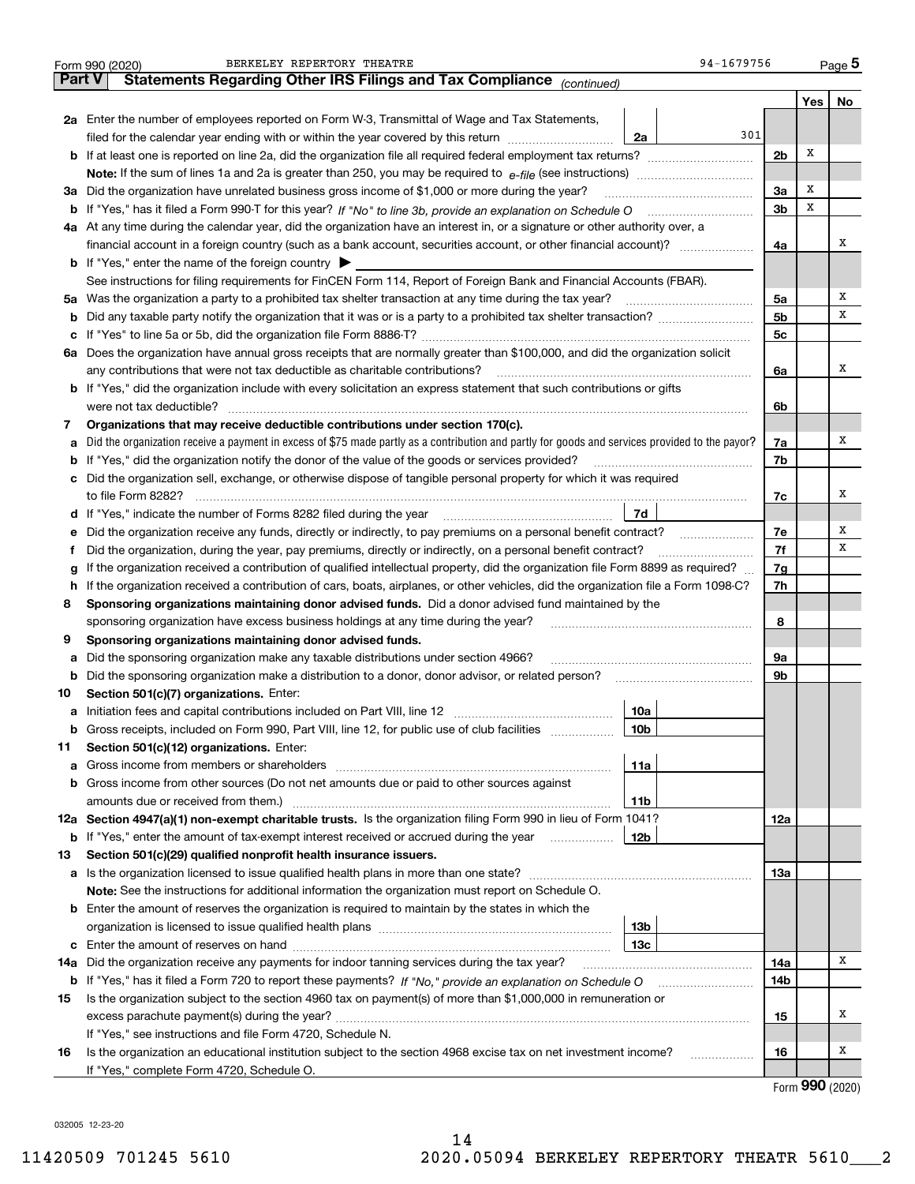Form 990 (2020) BERKELEY REPERTORY THEATRE 94-1679756

## Part V Statements Regarding Other IRS Filings and Tax Compliance *(continued)*

| | | | | | Yes | No |
|---|---|---|---|---|---|---|
| **2a** | Enter the number of employees reported on Form W-3, Transmittal of Wage and Tax Statements, filed for the calendar year ending with or within the year covered by this return | 2a | 301 | | | |
| **b** | If at least one is reported on line 2a, did the organization file all required federal employment tax returns? | | | 2b | X | |
| | **Note:** If the sum of lines 1a and 2a is greater than 250, you may be required to *e-file* (see instructions) | | | | | |
| **3a** | Did the organization have unrelated business gross income of $1,000 or more during the year? | | | 3a | X | |
| **b** | If "Yes," has it filed a Form 990-T for this year? *If "No" to line 3b, provide an explanation on Schedule O* | | | 3b | X | |
| **4a** | At any time during the calendar year, did the organization have an interest in, or a signature or other authority over, a financial account in a foreign country (such as a bank account, securities account, or other financial account)? | | | 4a | | X |
| **b** | If "Yes," enter the name of the foreign country ▶ | | | | | |
| | See instructions for filing requirements for FinCEN Form 114, Report of Foreign Bank and Financial Accounts (FBAR). | | | | | |
| **5a** | Was the organization a party to a prohibited tax shelter transaction at any time during the tax year? | | | 5a | | X |
| **b** | Did any taxable party notify the organization that it was or is a party to a prohibited tax shelter transaction? | | | 5b | | X |
| **c** | If "Yes" to line 5a or 5b, did the organization file Form 8886-T? | | | 5c | | |
| **6a** | Does the organization have annual gross receipts that are normally greater than $100,000, and did the organization solicit any contributions that were not tax deductible as charitable contributions? | | | 6a | | X |
| **b** | If "Yes," did the organization include with every solicitation an express statement that such contributions or gifts were not tax deductible? | | | 6b | | |
| **7** | **Organizations that may receive deductible contributions under section 170(c).** | | | | | |
| **a** | Did the organization receive a payment in excess of $75 made partly as a contribution and partly for goods and services provided to the payor? | | | 7a | | X |
| **b** | If "Yes," did the organization notify the donor of the value of the goods or services provided? | | | 7b | | |
| **c** | Did the organization sell, exchange, or otherwise dispose of tangible personal property for which it was required to file Form 8282? | | | 7c | | X |
| **d** | If "Yes," indicate the number of Forms 8282 filed during the year | 7d | | | | |
| **e** | Did the organization receive any funds, directly or indirectly, to pay premiums on a personal benefit contract? | | | 7e | | X |
| **f** | Did the organization, during the year, pay premiums, directly or indirectly, on a personal benefit contract? | | | 7f | | X |
| **g** | If the organization received a contribution of qualified intellectual property, did the organization file Form 8899 as required? | | | 7g | | |
| **h** | If the organization received a contribution of cars, boats, airplanes, or other vehicles, did the organization file a Form 1098-C? | | | 7h | | |
| **8** | **Sponsoring organizations maintaining donor advised funds.** Did a donor advised fund maintained by the sponsoring organization have excess business holdings at any time during the year? | | | 8 | | |
| **9** | **Sponsoring organizations maintaining donor advised funds.** | | | | | |
| **a** | Did the sponsoring organization make any taxable distributions under section 4966? | | | 9a | | |
| **b** | Did the sponsoring organization make a distribution to a donor, donor advisor, or related person? | | | 9b | | |
| **10** | **Section 501(c)(7) organizations.** Enter: | | | | | |
| **a** | Initiation fees and capital contributions included on Part VIII, line 12 | 10a | | | | |
| **b** | Gross receipts, included on Form 990, Part VIII, line 12, for public use of club facilities | 10b | | | | |
| **11** | **Section 501(c)(12) organizations.** Enter: | | | | | |
| **a** | Gross income from members or shareholders | 11a | | | | |
| **b** | Gross income from other sources (Do not net amounts due or paid to other sources against amounts due or received from them.) | 11b | | | | |
| **12a** | **Section 4947(a)(1) non-exempt charitable trusts.** Is the organization filing Form 990 in lieu of Form 1041? | | | 12a | | |
| **b** | If "Yes," enter the amount of tax-exempt interest received or accrued during the year | 12b | | | | |
| **13** | **Section 501(c)(29) qualified nonprofit health insurance issuers.** | | | | | |
| **a** | Is the organization licensed to issue qualified health plans in more than one state? | | | 13a | | |
| | **Note:** See the instructions for additional information the organization must report on Schedule O. | | | | | |
| **b** | Enter the amount of reserves the organization is required to maintain by the states in which the organization is licensed to issue qualified health plans | 13b | | | | |
| **c** | Enter the amount of reserves on hand | 13c | | | | |
| **14a** | Did the organization receive any payments for indoor tanning services during the tax year? | | | 14a | | X |
| **b** | If "Yes," has it filed a Form 720 to report these payments? *If "No," provide an explanation on Schedule O* | | | 14b | | |
| **15** | Is the organization subject to the section 4960 tax on payment(s) of more than $1,000,000 in remuneration or excess parachute payment(s) during the year? | | | 15 | | X |
| | If "Yes," see instructions and file Form 4720, Schedule N. | | | | | |
| **16** | Is the organization an educational institution subject to the section 4968 excise tax on net investment income? | | | 16 | | X |
| | If "Yes," complete Form 4720, Schedule O. | | | | | |

Form **990** (2020)

032005 12-23-20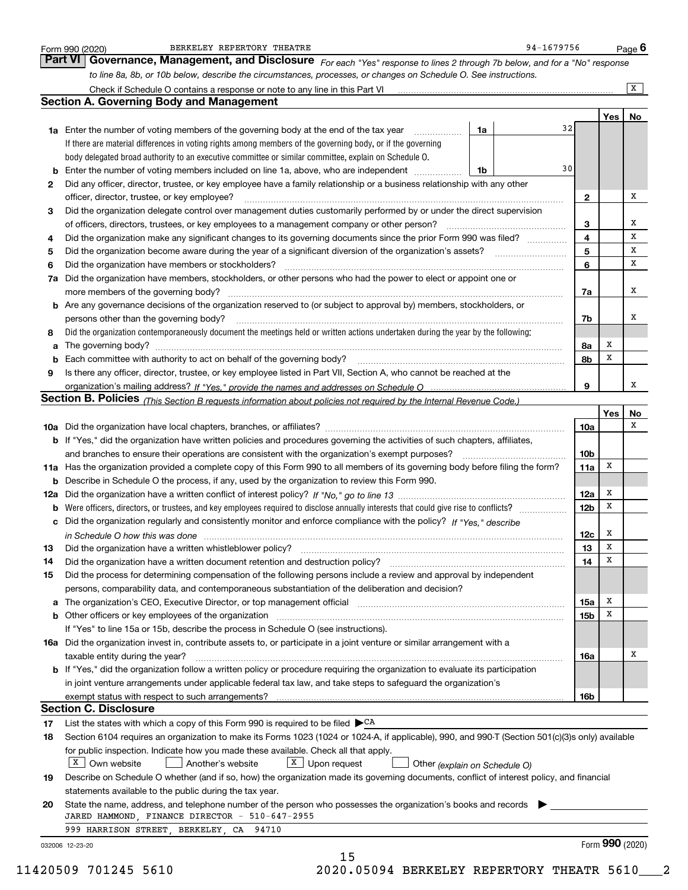Form 990 (2020) BERKELEY REPERTORY THEATRE 94-1679756 Page 6

## Part VI Governance, Management, and Disclosure

*For each "Yes" response to lines 2 through 7b below, and for a "No" response to line 8a, 8b, or 10b below, describe the circumstances, processes, or changes on Schedule O. See instructions.*

Check if Schedule O contains a response or note to any line in this Part VI .......... [X]

### Section A. Governing Body and Management

| | | | | Yes | No |
|---|---|---|---|---|---|
| **1a** | Enter the number of voting members of the governing body at the end of the tax year ... **1a** 32 | | | | |
| | If there are material differences in voting rights among members of the governing body, or if the governing body delegated broad authority to an executive committee or similar committee, explain on Schedule O. | | | | |
| **b** | Enter the number of voting members included on line 1a, above, who are independent ... **1b** 30 | | | | |
| **2** | Did any officer, director, trustee, or key employee have a family relationship or a business relationship with any other officer, director, trustee, or key employee? | | **2** | | X |
| **3** | Did the organization delegate control over management duties customarily performed by or under the direct supervision of officers, directors, trustees, or key employees to a management company or other person? | | **3** | | X |
| **4** | Did the organization make any significant changes to its governing documents since the prior Form 990 was filed? | | **4** | | X |
| **5** | Did the organization become aware during the year of a significant diversion of the organization's assets? | | **5** | | X |
| **6** | Did the organization have members or stockholders? | | **6** | | X |
| **7a** | Did the organization have members, stockholders, or other persons who had the power to elect or appoint one or more members of the governing body? | | **7a** | | X |
| **b** | Are any governance decisions of the organization reserved to (or subject to approval by) members, stockholders, or persons other than the governing body? | | **7b** | | X |
| **8** | Did the organization contemporaneously document the meetings held or written actions undertaken during the year by the following: | | | | |
| **a** | The governing body? | | **8a** | X | |
| **b** | Each committee with authority to act on behalf of the governing body? | | **8b** | X | |
| **9** | Is there any officer, director, trustee, or key employee listed in Part VII, Section A, who cannot be reached at the organization's mailing address? *If "Yes," provide the names and addresses on Schedule O* | | **9** | | X |

### Section B. Policies *(This Section B requests information about policies not required by the Internal Revenue Code.)*

| | | | Yes | No |
|---|---|---|---|---|
| **10a** | Did the organization have local chapters, branches, or affiliates? | **10a** | | X |
| **b** | If "Yes," did the organization have written policies and procedures governing the activities of such chapters, affiliates, and branches to ensure their operations are consistent with the organization's exempt purposes? | **10b** | | |
| **11a** | Has the organization provided a complete copy of this Form 990 to all members of its governing body before filing the form? | **11a** | X | |
| **b** | Describe in Schedule O the process, if any, used by the organization to review this Form 990. | | | |
| **12a** | Did the organization have a written conflict of interest policy? *If "No," go to line 13* | **12a** | X | |
| **b** | Were officers, directors, or trustees, and key employees required to disclose annually interests that could give rise to conflicts? | **12b** | X | |
| **c** | Did the organization regularly and consistently monitor and enforce compliance with the policy? *If "Yes," describe in Schedule O how this was done* | **12c** | X | |
| **13** | Did the organization have a written whistleblower policy? | **13** | X | |
| **14** | Did the organization have a written document retention and destruction policy? | **14** | X | |
| **15** | Did the process for determining compensation of the following persons include a review and approval by independent persons, comparability data, and contemporaneous substantiation of the deliberation and decision? | | | |
| **a** | The organization's CEO, Executive Director, or top management official | **15a** | X | |
| **b** | Other officers or key employees of the organization | **15b** | X | |
| | If "Yes" to line 15a or 15b, describe the process in Schedule O (see instructions). | | | |
| **16a** | Did the organization invest in, contribute assets to, or participate in a joint venture or similar arrangement with a taxable entity during the year? | **16a** | | X |
| **b** | If "Yes," did the organization follow a written policy or procedure requiring the organization to evaluate its participation in joint venture arrangements under applicable federal tax law, and take steps to safeguard the organization's exempt status with respect to such arrangements? | **16b** | | |

### Section C. Disclosure

**17** List the states with which a copy of this Form 990 is required to be filed ▶ CA

**18** Section 6104 requires an organization to make its Forms 1023 (1024 or 1024-A, if applicable), 990, and 990-T (Section 501(c)(3)s only) available for public inspection. Indicate how you made these available. Check all that apply.

[X] Own website [ ] Another's website [X] Upon request [ ] Other *(explain on Schedule O)*

**19** Describe on Schedule O whether (and if so, how) the organization made its governing documents, conflict of interest policy, and financial statements available to the public during the tax year.

**20** State the name, address, and telephone number of the person who possesses the organization's books and records ▶

JARED HAMMOND, FINANCE DIRECTOR - 510-647-2955
999 HARRISON STREET, BERKELEY, CA 94710

032006 12-23-20 Form **990** (2020)

11420509 701245 5610 2020.05094 BERKELEY REPERTORY THEATR 5610___2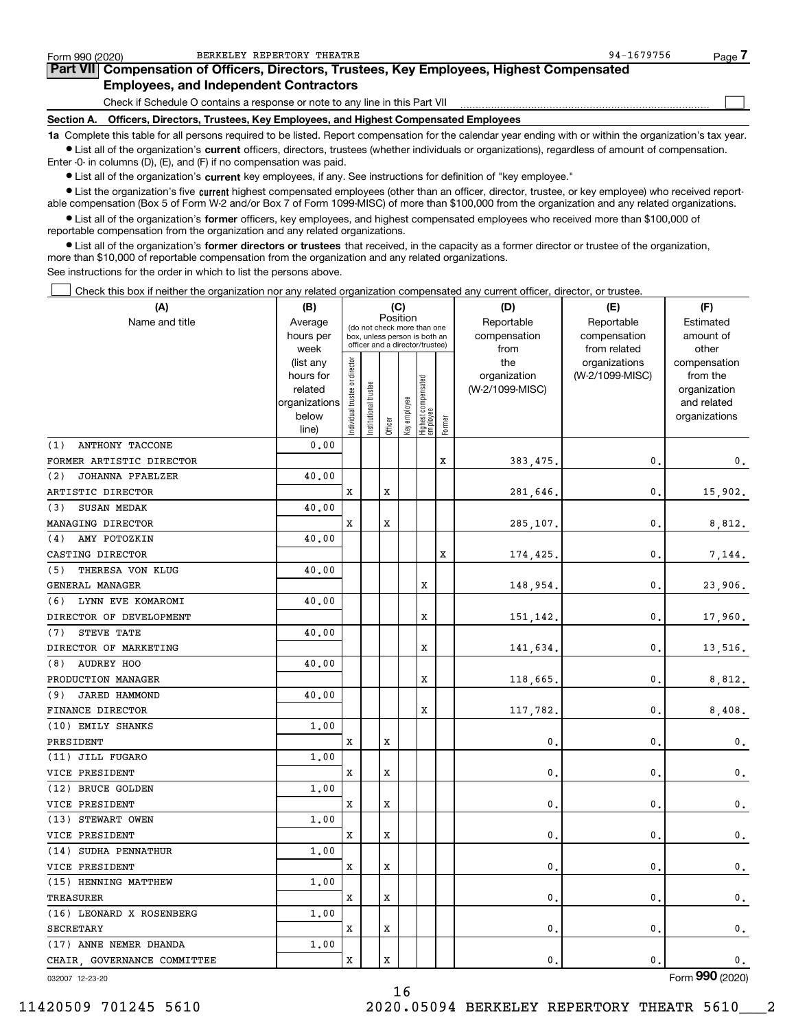Form 990 (2020) BERKELEY REPERTORY THEATRE 94-1679756

## Part VII Compensation of Officers, Directors, Trustees, Key Employees, Highest Compensated Employees, and Independent Contractors

Check if Schedule O contains a response or note to any line in this Part VII

### Section A. Officers, Directors, Trustees, Key Employees, and Highest Compensated Employees

**1a** Complete this table for all persons required to be listed. Report compensation for the calendar year ending with or within the organization's tax year.

- List all of the organization's **current** officers, directors, trustees (whether individuals or organizations), regardless of amount of compensation. Enter -0- in columns (D), (E), and (F) if no compensation was paid.
- List all of the organization's **current** key employees, if any. See instructions for definition of "key employee."
- List the organization's five **current** highest compensated employees (other than an officer, director, trustee, or key employee) who received reportable compensation (Box 5 of Form W-2 and/or Box 7 of Form 1099-MISC) of more than $100,000 from the organization and any related organizations.
- List all of the organization's **former** officers, key employees, and highest compensated employees who received more than $100,000 of reportable compensation from the organization and any related organizations.
- List all of the organization's **former directors or trustees** that received, in the capacity as a former director or trustee of the organization, more than $10,000 of reportable compensation from the organization and any related organizations.

See instructions for the order in which to list the persons above.

Check this box if neither the organization nor any related organization compensated any current officer, director, or trustee.

| (A) Name and title | (B) Average hours per week (list any hours for related organizations below line) | (C) Position: Individual trustee or director | Institutional trustee | Officer | Key employee | Highest compensated employee | Former | (D) Reportable compensation from the organization (W-2/1099-MISC) | (E) Reportable compensation from related organizations (W-2/1099-MISC) | (F) Estimated amount of other compensation from the organization and related organizations |
|---|---|---|---|---|---|---|---|---|---|---|
| (1) ANTHONY TACCONE<br>FORMER ARTISTIC DIRECTOR | 0.00 | | | | | | X | 383,475. | 0. | 0. |
| (2) JOHANNA PFAELZER<br>ARTISTIC DIRECTOR | 40.00 | X | | X | | | | 281,646. | 0. | 15,902. |
| (3) SUSAN MEDAK<br>MANAGING DIRECTOR | 40.00 | X | | X | | | | 285,107. | 0. | 8,812. |
| (4) AMY POTOZKIN<br>CASTING DIRECTOR | 40.00 | | | | | | X | 174,425. | 0. | 7,144. |
| (5) THERESA VON KLUG<br>GENERAL MANAGER | 40.00 | | | | | X | | 148,954. | 0. | 23,906. |
| (6) LYNN EVE KOMAROMI<br>DIRECTOR OF DEVELOPMENT | 40.00 | | | | | X | | 151,142. | 0. | 17,960. |
| (7) STEVE TATE<br>DIRECTOR OF MARKETING | 40.00 | | | | | X | | 141,634. | 0. | 13,516. |
| (8) AUDREY HOO<br>PRODUCTION MANAGER | 40.00 | | | | | X | | 118,665. | 0. | 8,812. |
| (9) JARED HAMMOND<br>FINANCE DIRECTOR | 40.00 | | | | | X | | 117,782. | 0. | 8,408. |
| (10) EMILY SHANKS<br>PRESIDENT | 1.00 | X | | X | | | | 0. | 0. | 0. |
| (11) JILL FUGARO<br>VICE PRESIDENT | 1.00 | X | | X | | | | 0. | 0. | 0. |
| (12) BRUCE GOLDEN<br>VICE PRESIDENT | 1.00 | X | | X | | | | 0. | 0. | 0. |
| (13) STEWART OWEN<br>VICE PRESIDENT | 1.00 | X | | X | | | | 0. | 0. | 0. |
| (14) SUDHA PENNATHUR<br>VICE PRESIDENT | 1.00 | X | | X | | | | 0. | 0. | 0. |
| (15) HENNING MATTHEW<br>TREASURER | 1.00 | X | | X | | | | 0. | 0. | 0. |
| (16) LEONARD X ROSENBERG<br>SECRETARY | 1.00 | X | | X | | | | 0. | 0. | 0. |
| (17) ANNE NEMER DHANDA<br>CHAIR, GOVERNANCE COMMITTEE | 1.00 | X | | X | | | | 0. | 0. | 0. |

032007 12-23-20 Form 990 (2020)

11420509 701245 5610 2020.05094 BERKELEY REPERTORY THEATR 5610___2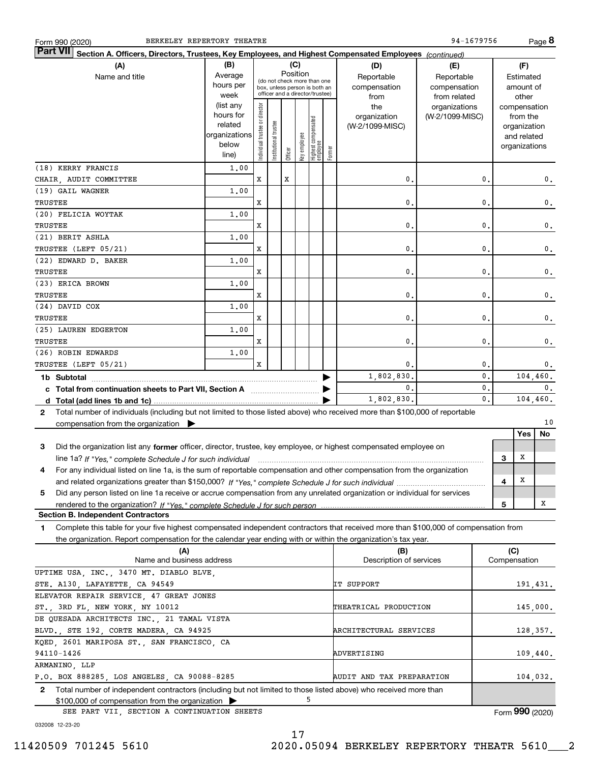Form 990 (2020) BERKELEY REPERTORY THEATRE 94-1679756 Page 8

**Part VII Section A. Officers, Directors, Trustees, Key Employees, and Highest Compensated Employees** *(continued)*

| (A) Name and title | (B) Average hours per week (list any hours for related organizations below line) | (C) Position: Individual trustee or director | Institutional trustee | Officer | Key employee | Highest compensated employee | Former | (D) Reportable compensation from the organization (W-2/1099-MISC) | (E) Reportable compensation from related organizations (W-2/1099-MISC) | (F) Estimated amount of other compensation from the organization and related organizations |
|---|---|---|---|---|---|---|---|---|---|---|
| (18) KERRY FRANCIS<br>CHAIR, AUDIT COMMITTEE | 1.00 | X | | X | | | | 0. | 0. | 0. |
| (19) GAIL WAGNER<br>TRUSTEE | 1.00 | X | | | | | | 0. | 0. | 0. |
| (20) FELICIA WOYTAK<br>TRUSTEE | 1.00 | X | | | | | | 0. | 0. | 0. |
| (21) BERIT ASHLA<br>TRUSTEE (LEFT 05/21) | 1.00 | X | | | | | | 0. | 0. | 0. |
| (22) EDWARD D. BAKER<br>TRUSTEE | 1.00 | X | | | | | | 0. | 0. | 0. |
| (23) ERICA BROWN<br>TRUSTEE | 1.00 | X | | | | | | 0. | 0. | 0. |
| (24) DAVID COX<br>TRUSTEE | 1.00 | X | | | | | | 0. | 0. | 0. |
| (25) LAUREN EDGERTON<br>TRUSTEE | 1.00 | X | | | | | | 0. | 0. | 0. |
| (26) ROBIN EDWARDS<br>TRUSTEE (LEFT 05/21) | 1.00 | X | | | | | | 0. | 0. | 0. |
| **1b Subtotal** | | | | | | | | 1,802,830. | 0. | 104,460. |
| **c Total from continuation sheets to Part VII, Section A** | | | | | | | | 0. | 0. | 0. |
| **d Total (add lines 1b and 1c)** | | | | | | | | 1,802,830. | 0. | 104,460. |

**2** Total number of individuals (including but not limited to those listed above) who received more than $100,000 of reportable compensation from the organization ▶ 10

| | | Yes | No |
|---|---|---|---|
| **3** Did the organization list any **former** officer, director, trustee, key employee, or highest compensated employee on line 1a? *If "Yes," complete Schedule J for such individual* | 3 | X | |
| **4** For any individual listed on line 1a, is the sum of reportable compensation and other compensation from the organization and related organizations greater than $150,000? *If "Yes," complete Schedule J for such individual* | 4 | X | |
| **5** Did any person listed on line 1a receive or accrue compensation from any unrelated organization or individual for services rendered to the organization? *If "Yes," complete Schedule J for such person* | 5 | | X |

**Section B. Independent Contractors**

**1** Complete this table for your five highest compensated independent contractors that received more than $100,000 of compensation from the organization. Report compensation for the calendar year ending with or within the organization's tax year.

| (A) Name and business address | (B) Description of services | (C) Compensation |
|---|---|---|
| UPTIME USA, INC., 3470 MT. DIABLO BLVE, STE. A130, LAFAYETTE, CA 94549 | IT SUPPORT | 191,431. |
| ELEVATOR REPAIR SERVICE, 47 GREAT JONES ST., 3RD FL, NEW YORK, NY 10012 | THEATRICAL PRODUCTION | 145,000. |
| DE QUESADA ARCHITECTS INC., 21 TAMAL VISTA BLVD., STE 192, CORTE MADERA, CA 94925 | ARCHITECTURAL SERVICES | 128,357. |
| KQED, 2601 MARIPOSA ST., SAN FRANCISCO, CA 94110-1426 | ADVERTISING | 109,440. |
| ARMANINO, LLP P.O. BOX 888285, LOS ANGELES, CA 90088-8285 | AUDIT AND TAX PREPARATION | 104,032. |

**2** Total number of independent contractors (including but not limited to those listed above) who received more than $100,000 of compensation from the organization ▶ 5

SEE PART VII, SECTION A CONTINUATION SHEETS

Form **990** (2020)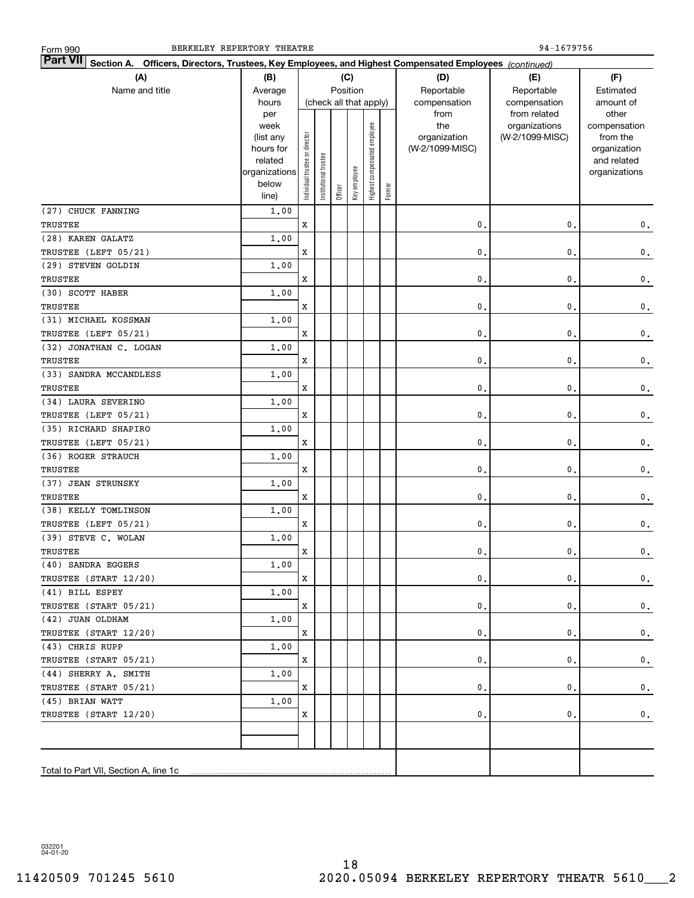Form 990 BERKELEY REPERTORY THEATRE 94-1679756

**Part VII Section A. Officers, Directors, Trustees, Key Employees, and Highest Compensated Employees** *(continued)*

| (A) Name and title | (B) Average hours per week (list any hours for related organizations below line) | (C) Position (check all that apply): Individual trustee or director | Institutional trustee | Officer | Key employee | Highest compensated employee | Former | (D) Reportable compensation from the organization (W-2/1099-MISC) | (E) Reportable compensation from related organizations (W-2/1099-MISC) | (F) Estimated amount of other compensation from the organization and related organizations |
|---|---|---|---|---|---|---|---|---|---|---|
| (27) CHUCK FANNING<br>TRUSTEE | 1.00 | X | | | | | | 0. | 0. | 0. |
| (28) KAREN GALATZ<br>TRUSTEE (LEFT 05/21) | 1.00 | X | | | | | | 0. | 0. | 0. |
| (29) STEVEN GOLDIN<br>TRUSTEE | 1.00 | X | | | | | | 0. | 0. | 0. |
| (30) SCOTT HABER<br>TRUSTEE | 1.00 | X | | | | | | 0. | 0. | 0. |
| (31) MICHAEL KOSSMAN<br>TRUSTEE (LEFT 05/21) | 1.00 | X | | | | | | 0. | 0. | 0. |
| (32) JONATHAN C. LOGAN<br>TRUSTEE | 1.00 | X | | | | | | 0. | 0. | 0. |
| (33) SANDRA MCCANDLESS<br>TRUSTEE | 1.00 | X | | | | | | 0. | 0. | 0. |
| (34) LAURA SEVERINO<br>TRUSTEE (LEFT 05/21) | 1.00 | X | | | | | | 0. | 0. | 0. |
| (35) RICHARD SHAPIRO<br>TRUSTEE (LEFT 05/21) | 1.00 | X | | | | | | 0. | 0. | 0. |
| (36) ROGER STRAUCH<br>TRUSTEE | 1.00 | X | | | | | | 0. | 0. | 0. |
| (37) JEAN STRUNSKY<br>TRUSTEE | 1.00 | X | | | | | | 0. | 0. | 0. |
| (38) KELLY TOMLINSON<br>TRUSTEE (LEFT 05/21) | 1.00 | X | | | | | | 0. | 0. | 0. |
| (39) STEVE C. WOLAN<br>TRUSTEE | 1.00 | X | | | | | | 0. | 0. | 0. |
| (40) SANDRA EGGERS<br>TRUSTEE (START 12/20) | 1.00 | X | | | | | | 0. | 0. | 0. |
| (41) BILL ESPEY<br>TRUSTEE (START 05/21) | 1.00 | X | | | | | | 0. | 0. | 0. |
| (42) JUAN OLDHAM<br>TRUSTEE (START 12/20) | 1.00 | X | | | | | | 0. | 0. | 0. |
| (43) CHRIS RUPP<br>TRUSTEE (START 05/21) | 1.00 | X | | | | | | 0. | 0. | 0. |
| (44) SHERRY A. SMITH<br>TRUSTEE (START 05/21) | 1.00 | X | | | | | | 0. | 0. | 0. |
| (45) BRIAN WATT<br>TRUSTEE (START 12/20) | 1.00 | X | | | | | | 0. | 0. | 0. |
| | | | | | | | | | | |
| Total to Part VII, Section A, line 1c | | | | | | | | | | |

032201 04-01-20

18

11420509 701245 5610 2020.05094 BERKELEY REPERTORY THEATR 5610___2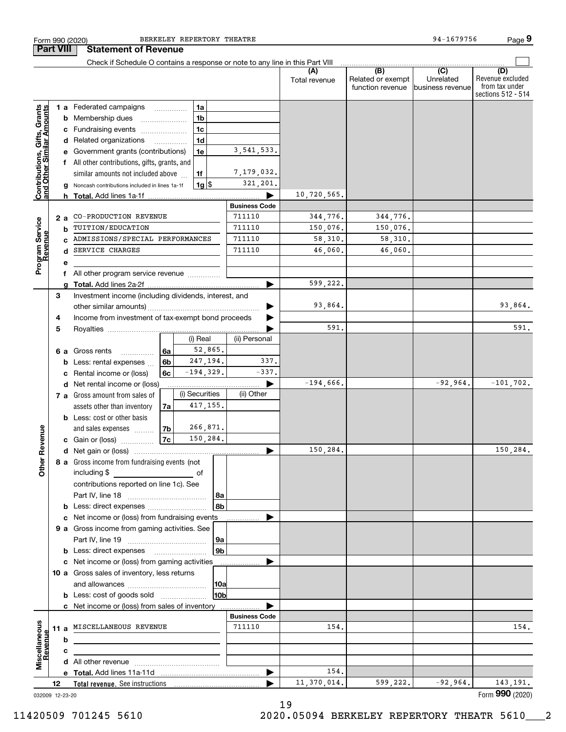Form 990 (2020) BERKELEY REPERTORY THEATRE 94-1679756 Page 9

## Part VIII Statement of Revenue

Check if Schedule O contains a response or note to any line in this Part VIII

| | | | | (A) Total revenue | (B) Related or exempt function revenue | (C) Unrelated business revenue | (D) Revenue excluded from tax under sections 512 - 514 |
|---|---|---|---|---|---|---|---|
| **Contributions, Gifts, Grants and Other Similar Amounts** | 1a Federated campaigns | 1a | | | | | |
| | b Membership dues | 1b | | | | | |
| | c Fundraising events | 1c | | | | | |
| | d Related organizations | 1d | | | | | |
| | e Government grants (contributions) | 1e | 3,541,533. | | | | |
| | f All other contributions, gifts, grants, and similar amounts not included above | 1f | 7,179,032. | | | | |
| | g Noncash contributions included in lines 1a-1f | 1g $ | 321,201. | | | | |
| | h **Total.** Add lines 1a-1f | | | 10,720,565. | | | |
| | | | **Business Code** | | | | |
| **Program Service Revenue** | 2a CO-PRODUCTION REVENUE | | 711110 | 344,776. | 344,776. | | |
| | b TUITION/EDUCATION | | 711110 | 150,076. | 150,076. | | |
| | c ADMISSIONS/SPECIAL PERFORMANCES | | 711110 | 58,310. | 58,310. | | |
| | d SERVICE CHARGES | | 711110 | 46,060. | 46,060. | | |
| | e | | | | | | |
| | f All other program service revenue | | | | | | |
| | g **Total.** Add lines 2a-2f | | | 599,222. | | | |
| **Other Revenue** | 3 Investment income (including dividends, interest, and other similar amounts) | | | 93,864. | | | 93,864. |
| | 4 Income from investment of tax-exempt bond proceeds | | | | | | |
| | 5 Royalties | | | 591. | | | 591. |
| | | (i) Real | (ii) Personal | | | | |
| | 6a Gross rents (6a) | 52,865. | | | | | |
| | b Less: rental expenses (6b) | 247,194. | 337. | | | | |
| | c Rental income or (loss) (6c) | -194,329. | -337. | | | | |
| | d Net rental income or (loss) | | | -194,666. | | -92,964. | -101,702. |
| | | (i) Securities | (ii) Other | | | | |
| | 7a Gross amount from sales of assets other than inventory (7a) | 417,155. | | | | | |
| | b Less: cost or other basis and sales expenses (7b) | 266,871. | | | | | |
| | c Gain or (loss) (7c) | 150,284. | | | | | |
| | d Net gain or (loss) | | | 150,284. | | | 150,284. |
| | 8a Gross income from fundraising events (not including $ of contributions reported on line 1c). See Part IV, line 18 | 8a | | | | | |
| | b Less: direct expenses | 8b | | | | | |
| | c Net income or (loss) from fundraising events | | | | | | |
| | 9a Gross income from gaming activities. See Part IV, line 19 | 9a | | | | | |
| | b Less: direct expenses | 9b | | | | | |
| | c Net income or (loss) from gaming activities | | | | | | |
| | 10a Gross sales of inventory, less returns and allowances | 10a | | | | | |
| | b Less: cost of goods sold | 10b | | | | | |
| | c Net income or (loss) from sales of inventory | | | | | | |
| | | | **Business Code** | | | | |
| **Miscellaneous Revenue** | 11a MISCELLANEOUS REVENUE | | 711110 | 154. | | | 154. |
| | b | | | | | | |
| | c | | | | | | |
| | d All other revenue | | | | | | |
| | e **Total.** Add lines 11a-11d | | | 154. | | | |
| | 12 **Total revenue.** See instructions | | | 11,370,014. | 599,222. | -92,964. | 143,191. |

032009 12-23-20

Form **990** (2020)

19

11420509 701245 5610 2020.05094 BERKELEY REPERTORY THEATR 5610___2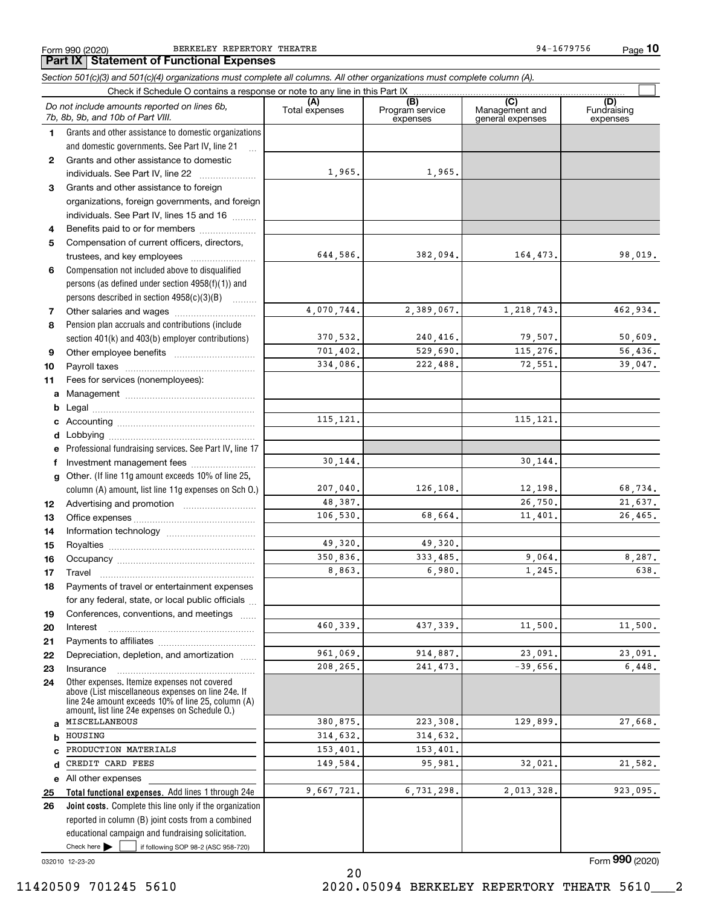Form 990 (2020) BERKELEY REPERTORY THEATRE 94-1679756 Page 10

## Part IX Statement of Functional Expenses

*Section 501(c)(3) and 501(c)(4) organizations must complete all columns. All other organizations must complete column (A).*

Check if Schedule O contains a response or note to any line in this Part IX

| | *Do not include amounts reported on lines 6b, 7b, 8b, 9b, and 10b of Part VIII.* | (A) Total expenses | (B) Program service expenses | (C) Management and general expenses | (D) Fundraising expenses |
|---|---|---|---|---|---|
| 1 | Grants and other assistance to domestic organizations and domestic governments. See Part IV, line 21 | | | | |
| 2 | Grants and other assistance to domestic individuals. See Part IV, line 22 | 1,965. | 1,965. | | |
| 3 | Grants and other assistance to foreign organizations, foreign governments, and foreign individuals. See Part IV, lines 15 and 16 | | | | |
| 4 | Benefits paid to or for members | | | | |
| 5 | Compensation of current officers, directors, trustees, and key employees | 644,586. | 382,094. | 164,473. | 98,019. |
| 6 | Compensation not included above to disqualified persons (as defined under section 4958(f)(1)) and persons described in section 4958(c)(3)(B) | | | | |
| 7 | Other salaries and wages | 4,070,744. | 2,389,067. | 1,218,743. | 462,934. |
| 8 | Pension plan accruals and contributions (include section 401(k) and 403(b) employer contributions) | 370,532. | 240,416. | 79,507. | 50,609. |
| 9 | Other employee benefits | 701,402. | 529,690. | 115,276. | 56,436. |
| 10 | Payroll taxes | 334,086. | 222,488. | 72,551. | 39,047. |
| 11 | Fees for services (nonemployees): | | | | |
| a | Management | | | | |
| b | Legal | | | | |
| c | Accounting | 115,121. | | 115,121. | |
| d | Lobbying | | | | |
| e | Professional fundraising services. See Part IV, line 17 | | | | |
| f | Investment management fees | 30,144. | | 30,144. | |
| g | Other. (If line 11g amount exceeds 10% of line 25, column (A) amount, list line 11g expenses on Sch O.) | 207,040. | 126,108. | 12,198. | 68,734. |
| 12 | Advertising and promotion | 48,387. | | 26,750. | 21,637. |
| 13 | Office expenses | 106,530. | 68,664. | 11,401. | 26,465. |
| 14 | Information technology | | | | |
| 15 | Royalties | 49,320. | 49,320. | | |
| 16 | Occupancy | 350,836. | 333,485. | 9,064. | 8,287. |
| 17 | Travel | 8,863. | 6,980. | 1,245. | 638. |
| 18 | Payments of travel or entertainment expenses for any federal, state, or local public officials | | | | |
| 19 | Conferences, conventions, and meetings | | | | |
| 20 | Interest | 460,339. | 437,339. | 11,500. | 11,500. |
| 21 | Payments to affiliates | | | | |
| 22 | Depreciation, depletion, and amortization | 961,069. | 914,887. | 23,091. | 23,091. |
| 23 | Insurance | 208,265. | 241,473. | -39,656. | 6,448. |
| 24 | Other expenses. Itemize expenses not covered above (List miscellaneous expenses on line 24e. If line 24e amount exceeds 10% of line 25, column (A) amount, list line 24e expenses on Schedule O.) | | | | |
| a | MISCELLANEOUS | 380,875. | 223,308. | 129,899. | 27,668. |
| b | HOUSING | 314,632. | 314,632. | | |
| c | PRODUCTION MATERIALS | 153,401. | 153,401. | | |
| d | CREDIT CARD FEES | 149,584. | 95,981. | 32,021. | 21,582. |
| e | All other expenses | | | | |
| 25 | **Total functional expenses.** Add lines 1 through 24e | 9,667,721. | 6,731,298. | 2,013,328. | 923,095. |
| 26 | **Joint costs.** Complete this line only if the organization reported in column (B) joint costs from a combined educational campaign and fundraising solicitation. Check here ☐ if following SOP 98-2 (ASC 958-720) | | | | |

032010 12-23-20 Form **990** (2020)

11420509 701245 5610 2020.05094 BERKELEY REPERTORY THEATR 5610___2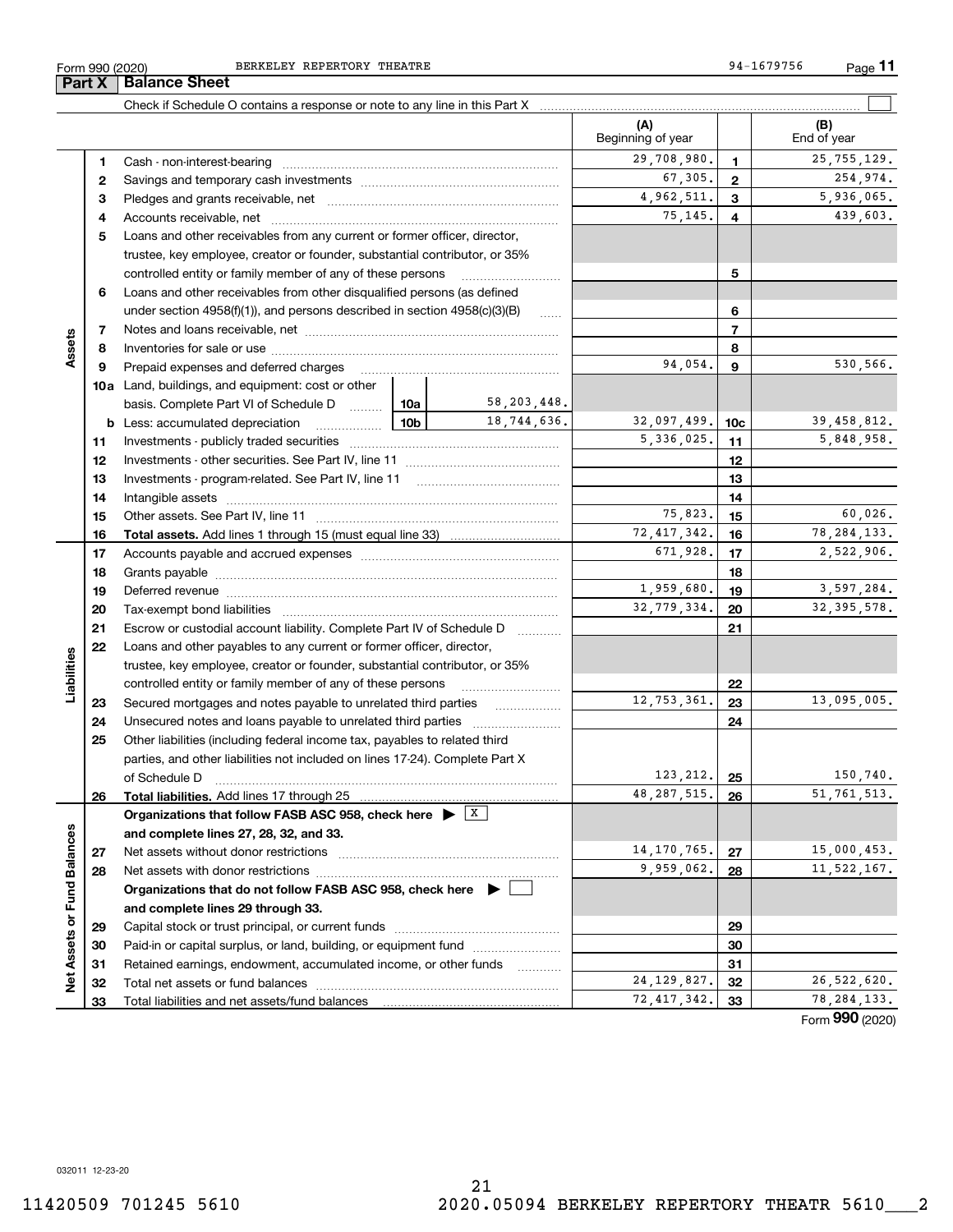Form 990 (2020) BERKELEY REPERTORY THEATRE 94-1679756 Page 11

## Part X Balance Sheet

Check if Schedule O contains a response or note to any line in this Part X

| | | | | (A) Beginning of year | | (B) End of year |
|---|---|---|---|---|---|---|
| Assets | 1 | Cash - non-interest-bearing | | 29,708,980. | 1 | 25,755,129. |
| | 2 | Savings and temporary cash investments | | 67,305. | 2 | 254,974. |
| | 3 | Pledges and grants receivable, net | | 4,962,511. | 3 | 5,936,065. |
| | 4 | Accounts receivable, net | | 75,145. | 4 | 439,603. |
| | 5 | Loans and other receivables from any current or former officer, director, trustee, key employee, creator or founder, substantial contributor, or 35% controlled entity or family member of any of these persons | | | 5 | |
| | 6 | Loans and other receivables from other disqualified persons (as defined under section 4958(f)(1)), and persons described in section 4958(c)(3)(B) | | | 6 | |
| | 7 | Notes and loans receivable, net | | | 7 | |
| | 8 | Inventories for sale or use | | | 8 | |
| | 9 | Prepaid expenses and deferred charges | | 94,054. | 9 | 530,566. |
| | 10a | Land, buildings, and equipment: cost or other basis. Complete Part VI of Schedule D | 10a 58,203,448. | | | |
| | b | Less: accumulated depreciation | 10b 18,744,636. | 32,097,499. | 10c | 39,458,812. |
| | 11 | Investments - publicly traded securities | | 5,336,025. | 11 | 5,848,958. |
| | 12 | Investments - other securities. See Part IV, line 11 | | | 12 | |
| | 13 | Investments - program-related. See Part IV, line 11 | | | 13 | |
| | 14 | Intangible assets | | | 14 | |
| | 15 | Other assets. See Part IV, line 11 | | 75,823. | 15 | 60,026. |
| | 16 | **Total assets.** Add lines 1 through 15 (must equal line 33) | | 72,417,342. | 16 | 78,284,133. |
| Liabilities | 17 | Accounts payable and accrued expenses | | 671,928. | 17 | 2,522,906. |
| | 18 | Grants payable | | | 18 | |
| | 19 | Deferred revenue | | 1,959,680. | 19 | 3,597,284. |
| | 20 | Tax-exempt bond liabilities | | 32,779,334. | 20 | 32,395,578. |
| | 21 | Escrow or custodial account liability. Complete Part IV of Schedule D | | | 21 | |
| | 22 | Loans and other payables to any current or former officer, director, trustee, key employee, creator or founder, substantial contributor, or 35% controlled entity or family member of any of these persons | | | 22 | |
| | 23 | Secured mortgages and notes payable to unrelated third parties | | 12,753,361. | 23 | 13,095,005. |
| | 24 | Unsecured notes and loans payable to unrelated third parties | | | 24 | |
| | 25 | Other liabilities (including federal income tax, payables to related third parties, and other liabilities not included on lines 17-24). Complete Part X of Schedule D | | 123,212. | 25 | 150,740. |
| | 26 | **Total liabilities.** Add lines 17 through 25 | | 48,287,515. | 26 | 51,761,513. |
| Net Assets or Fund Balances | | **Organizations that follow FASB ASC 958, check here ▶ [X] and complete lines 27, 28, 32, and 33.** | | | | |
| | 27 | Net assets without donor restrictions | | 14,170,765. | 27 | 15,000,453. |
| | 28 | Net assets with donor restrictions | | 9,959,062. | 28 | 11,522,167. |
| | | **Organizations that do not follow FASB ASC 958, check here ▶ [ ] and complete lines 29 through 33.** | | | | |
| | 29 | Capital stock or trust principal, or current funds | | | 29 | |
| | 30 | Paid-in or capital surplus, or land, building, or equipment fund | | | 30 | |
| | 31 | Retained earnings, endowment, accumulated income, or other funds | | | 31 | |
| | 32 | Total net assets or fund balances | | 24,129,827. | 32 | 26,522,620. |
| | 33 | Total liabilities and net assets/fund balances | | 72,417,342. | 33 | 78,284,133. |

Form **990** (2020)

032011 12-23-20

11420509 701245 5610 2020.05094 BERKELEY REPERTORY THEATR 5610___2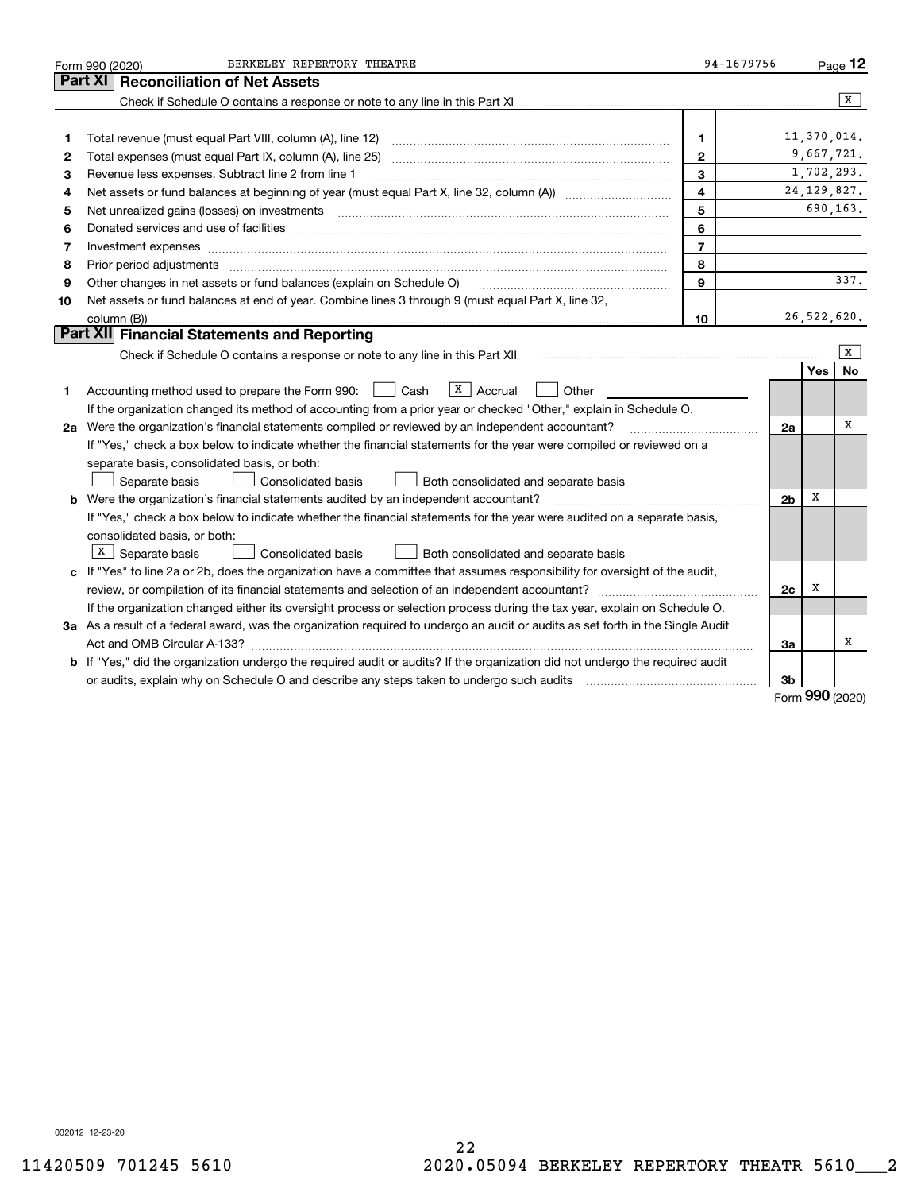Form 990 (2020) BERKELEY REPERTORY THEATRE 94-1679756 Page **12**

## Part XI Reconciliation of Net Assets

Check if Schedule O contains a response or note to any line in this Part XI ..... [X]

| | | | |
|---|---|---|---|
| 1 | Total revenue (must equal Part VIII, column (A), line 12) | 1 | 11,370,014. |
| 2 | Total expenses (must equal Part IX, column (A), line 25) | 2 | 9,667,721. |
| 3 | Revenue less expenses. Subtract line 2 from line 1 | 3 | 1,702,293. |
| 4 | Net assets or fund balances at beginning of year (must equal Part X, line 32, column (A)) | 4 | 24,129,827. |
| 5 | Net unrealized gains (losses) on investments | 5 | 690,163. |
| 6 | Donated services and use of facilities | 6 | |
| 7 | Investment expenses | 7 | |
| 8 | Prior period adjustments | 8 | |
| 9 | Other changes in net assets or fund balances (explain on Schedule O) | 9 | 337. |
| 10 | Net assets or fund balances at end of year. Combine lines 3 through 9 (must equal Part X, line 32, column (B)) | 10 | 26,522,620. |

## Part XII Financial Statements and Reporting

Check if Schedule O contains a response or note to any line in this Part XII ..... [X]

| | | | Yes | No |
|---|---|---|---|---|
| 1 | Accounting method used to prepare the Form 990: [ ] Cash [X] Accrual [ ] Other<br>If the organization changed its method of accounting from a prior year or checked "Other," explain in Schedule O. | | | |
| 2a | Were the organization's financial statements compiled or reviewed by an independent accountant?<br>If "Yes," check a box below to indicate whether the financial statements for the year were compiled or reviewed on a separate basis, consolidated basis, or both:<br>[ ] Separate basis [ ] Consolidated basis [ ] Both consolidated and separate basis | 2a | | X |
| b | Were the organization's financial statements audited by an independent accountant?<br>If "Yes," check a box below to indicate whether the financial statements for the year were audited on a separate basis, consolidated basis, or both:<br>[X] Separate basis [ ] Consolidated basis [ ] Both consolidated and separate basis | 2b | X | |
| c | If "Yes" to line 2a or 2b, does the organization have a committee that assumes responsibility for oversight of the audit, review, or compilation of its financial statements and selection of an independent accountant?<br>If the organization changed either its oversight process or selection process during the tax year, explain on Schedule O. | 2c | X | |
| 3a | As a result of a federal award, was the organization required to undergo an audit or audits as set forth in the Single Audit Act and OMB Circular A-133? | 3a | | X |
| b | If "Yes," did the organization undergo the required audit or audits? If the organization did not undergo the required audit or audits, explain why on Schedule O and describe any steps taken to undergo such audits | 3b | | |

Form **990** (2020)

032012 12-23-20

11420509 701245 5610 2020.05094 BERKELEY REPERTORY THEATR 5610___2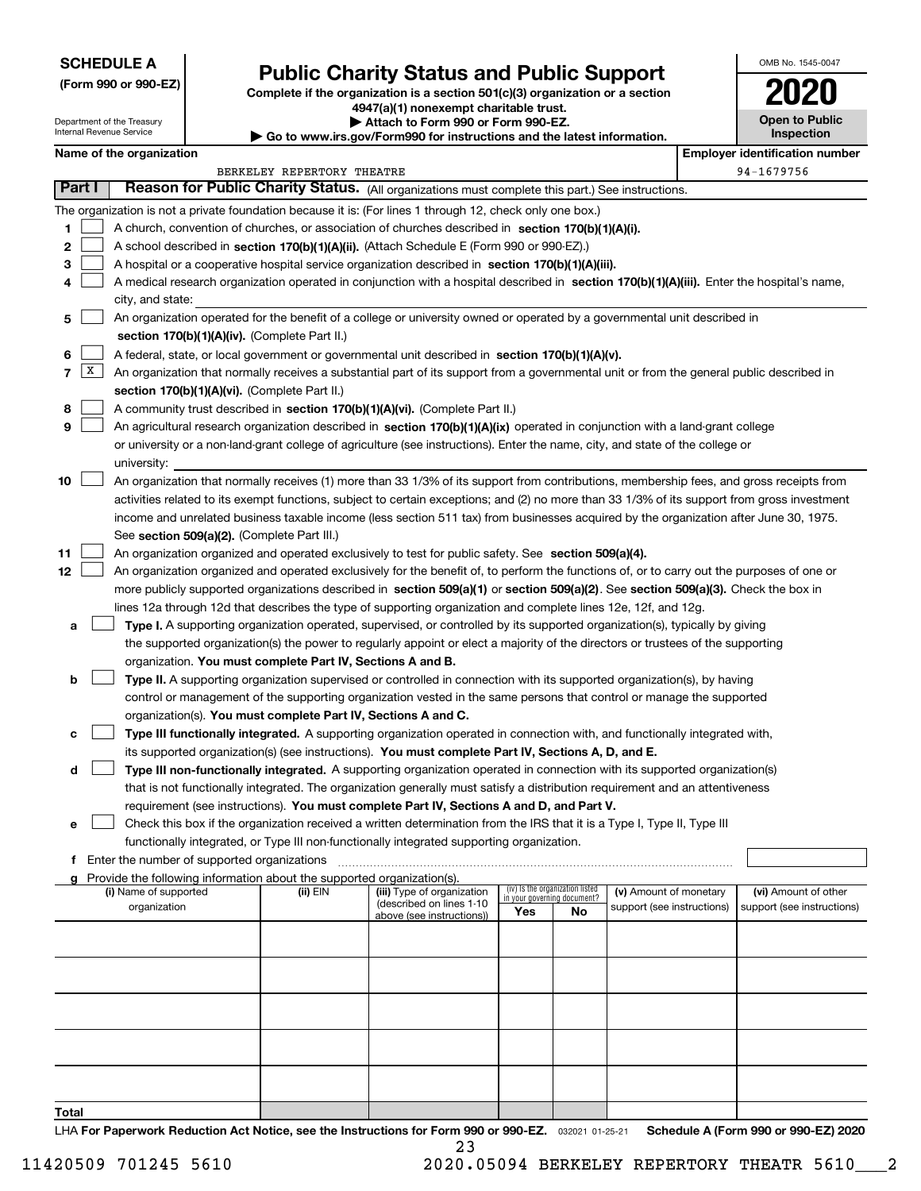**SCHEDULE A**
**(Form 990 or 990-EZ)**

Department of the Treasury
Internal Revenue Service

# Public Charity Status and Public Support

**Complete if the organization is a section 501(c)(3) organization or a section 4947(a)(1) nonexempt charitable trust.**
**▶ Attach to Form 990 or Form 990-EZ.**
**▶ Go to www.irs.gov/Form990 for instructions and the latest information.**

OMB No. 1545-0047
**2020**
**Open to Public Inspection**

**Name of the organization:** BERKELEY REPERTORY THEATRE
**Employer identification number:** 94-1679756

## Part I Reason for Public Charity Status. (All organizations must complete this part.) See instructions.

The organization is not a private foundation because it is: (For lines 1 through 12, check only one box.)

1. [ ] A church, convention of churches, or association of churches described in **section 170(b)(1)(A)(i).**
2. [ ] A school described in **section 170(b)(1)(A)(ii).** (Attach Schedule E (Form 990 or 990-EZ).)
3. [ ] A hospital or a cooperative hospital service organization described in **section 170(b)(1)(A)(iii).**
4. [ ] A medical research organization operated in conjunction with a hospital described in **section 170(b)(1)(A)(iii).** Enter the hospital's name, city, and state:
5. [ ] An organization operated for the benefit of a college or university owned or operated by a governmental unit described in **section 170(b)(1)(A)(iv).** (Complete Part II.)
6. [ ] A federal, state, or local government or governmental unit described in **section 170(b)(1)(A)(v).**
7. [X] An organization that normally receives a substantial part of its support from a governmental unit or from the general public described in **section 170(b)(1)(A)(vi).** (Complete Part II.)
8. [ ] A community trust described in **section 170(b)(1)(A)(vi).** (Complete Part II.)
9. [ ] An agricultural research organization described in **section 170(b)(1)(A)(ix)** operated in conjunction with a land-grant college or university or a non-land-grant college of agriculture (see instructions). Enter the name, city, and state of the college or university:
10. [ ] An organization that normally receives (1) more than 33 1/3% of its support from contributions, membership fees, and gross receipts from activities related to its exempt functions, subject to certain exceptions; and (2) no more than 33 1/3% of its support from gross investment income and unrelated business taxable income (less section 511 tax) from businesses acquired by the organization after June 30, 1975. See **section 509(a)(2).** (Complete Part III.)
11. [ ] An organization organized and operated exclusively to test for public safety. See **section 509(a)(4).**
12. [ ] An organization organized and operated exclusively for the benefit of, to perform the functions of, or to carry out the purposes of one or more publicly supported organizations described in **section 509(a)(1)** or **section 509(a)(2)**. See **section 509(a)(3).** Check the box in lines 12a through 12d that describes the type of supporting organization and complete lines 12e, 12f, and 12g.
   - **a** [ ] **Type I.** A supporting organization operated, supervised, or controlled by its supported organization(s), typically by giving the supported organization(s) the power to regularly appoint or elect a majority of the directors or trustees of the supporting organization. **You must complete Part IV, Sections A and B.**
   - **b** [ ] **Type II.** A supporting organization supervised or controlled in connection with its supported organization(s), by having control or management of the supporting organization vested in the same persons that control or manage the supported organization(s). **You must complete Part IV, Sections A and C.**
   - **c** [ ] **Type III functionally integrated.** A supporting organization operated in connection with, and functionally integrated with, its supported organization(s) (see instructions). **You must complete Part IV, Sections A, D, and E.**
   - **d** [ ] **Type III non-functionally integrated.** A supporting organization operated in connection with its supported organization(s) that is not functionally integrated. The organization generally must satisfy a distribution requirement and an attentiveness requirement (see instructions). **You must complete Part IV, Sections A and D, and Part V.**
   - **e** [ ] Check this box if the organization received a written determination from the IRS that it is a Type I, Type II, Type III functionally integrated, or Type III non-functionally integrated supporting organization.
   - **f** Enter the number of supported organizations
   - **g** Provide the following information about the supported organization(s).

| (i) Name of supported organization | (ii) EIN | (iii) Type of organization (described on lines 1-10 above (see instructions)) | (iv) Is the organization listed in your governing document? Yes | No | (v) Amount of monetary support (see instructions) | (vi) Amount of other support (see instructions) |
|---|---|---|---|---|---|---|
| | | | | | | |
| | | | | | | |
| | | | | | | |
| | | | | | | |
| | | | | | | |
| **Total** | | | | | | |

LHA **For Paperwork Reduction Act Notice, see the Instructions for Form 990 or 990-EZ.** 032021 01-25-21 **Schedule A (Form 990 or 990-EZ) 2020**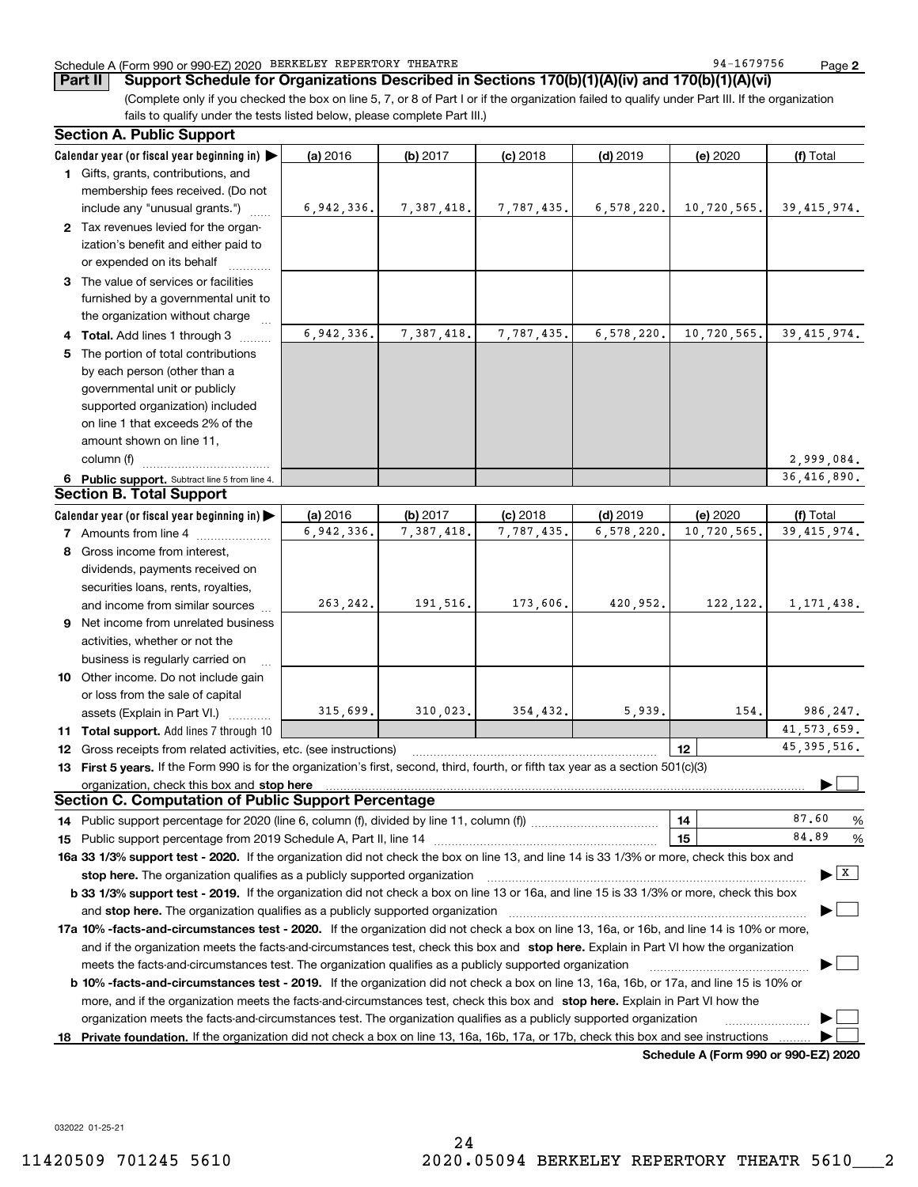Schedule A (Form 990 or 990-EZ) 2020 BERKELEY REPERTORY THEATRE 94-1679756

**Part II** **Support Schedule for Organizations Described in Sections 170(b)(1)(A)(iv) and 170(b)(1)(A)(vi)**

(Complete only if you checked the box on line 5, 7, or 8 of Part I or if the organization failed to qualify under Part III. If the organization fails to qualify under the tests listed below, please complete Part III.)

## Section A. Public Support

| Calendar year (or fiscal year beginning in) ▶ | (a) 2016 | (b) 2017 | (c) 2018 | (d) 2019 | (e) 2020 | (f) Total |
|---|---|---|---|---|---|---|
| **1** Gifts, grants, contributions, and membership fees received. (Do not include any "unusual grants.") | 6,942,336. | 7,387,418. | 7,787,435. | 6,578,220. | 10,720,565. | 39,415,974. |
| **2** Tax revenues levied for the organization's benefit and either paid to or expended on its behalf | | | | | | |
| **3** The value of services or facilities furnished by a governmental unit to the organization without charge | | | | | | |
| **4** **Total.** Add lines 1 through 3 | 6,942,336. | 7,387,418. | 7,787,435. | 6,578,220. | 10,720,565. | 39,415,974. |
| **5** The portion of total contributions by each person (other than a governmental unit or publicly supported organization) included on line 1 that exceeds 2% of the amount shown on line 11, column (f) | | | | | | 2,999,084. |
| **6** **Public support.** Subtract line 5 from line 4. | | | | | | 36,416,890. |

## Section B. Total Support

| Calendar year (or fiscal year beginning in) ▶ | (a) 2016 | (b) 2017 | (c) 2018 | (d) 2019 | (e) 2020 | (f) Total |
|---|---|---|---|---|---|---|
| **7** Amounts from line 4 | 6,942,336. | 7,387,418. | 7,787,435. | 6,578,220. | 10,720,565. | 39,415,974. |
| **8** Gross income from interest, dividends, payments received on securities loans, rents, royalties, and income from similar sources | 263,242. | 191,516. | 173,606. | 420,952. | 122,122. | 1,171,438. |
| **9** Net income from unrelated business activities, whether or not the business is regularly carried on | | | | | | |
| **10** Other income. Do not include gain or loss from the sale of capital assets (Explain in Part VI.) | 315,699. | 310,023. | 354,432. | 5,939. | 154. | 986,247. |
| **11** **Total support.** Add lines 7 through 10 | | | | | | 41,573,659. |

**12** Gross receipts from related activities, etc. (see instructions) | **12** | 45,395,516.

**13** **First 5 years.** If the Form 990 is for the organization's first, second, third, fourth, or fifth tax year as a section 501(c)(3) organization, check this box and **stop here** ▶ ☐

## Section C. Computation of Public Support Percentage

**14** Public support percentage for 2020 (line 6, column (f), divided by line 11, column (f)) | **14** | 87.60 %

**15** Public support percentage from 2019 Schedule A, Part II, line 14 | **15** | 84.89 %

**16a** **33 1/3% support test - 2020.** If the organization did not check the box on line 13, and line 14 is 33 1/3% or more, check this box and **stop here.** The organization qualifies as a publicly supported organization ▶ ☒

**b** **33 1/3% support test - 2019.** If the organization did not check a box on line 13 or 16a, and line 15 is 33 1/3% or more, check this box and **stop here.** The organization qualifies as a publicly supported organization ▶ ☐

**17a** **10% -facts-and-circumstances test - 2020.** If the organization did not check a box on line 13, 16a, or 16b, and line 14 is 10% or more, and if the organization meets the facts-and-circumstances test, check this box and **stop here.** Explain in Part VI how the organization meets the facts-and-circumstances test. The organization qualifies as a publicly supported organization ▶ ☐

**b** **10% -facts-and-circumstances test - 2019.** If the organization did not check a box on line 13, 16a, 16b, or 17a, and line 15 is 10% or more, and if the organization meets the facts-and-circumstances test, check this box and **stop here.** Explain in Part VI how the organization meets the facts-and-circumstances test. The organization qualifies as a publicly supported organization ▶ ☐

**18** **Private foundation.** If the organization did not check a box on line 13, 16a, 16b, 17a, or 17b, check this box and see instructions ▶ ☐

**Schedule A (Form 990 or 990-EZ) 2020**

032022 01-25-21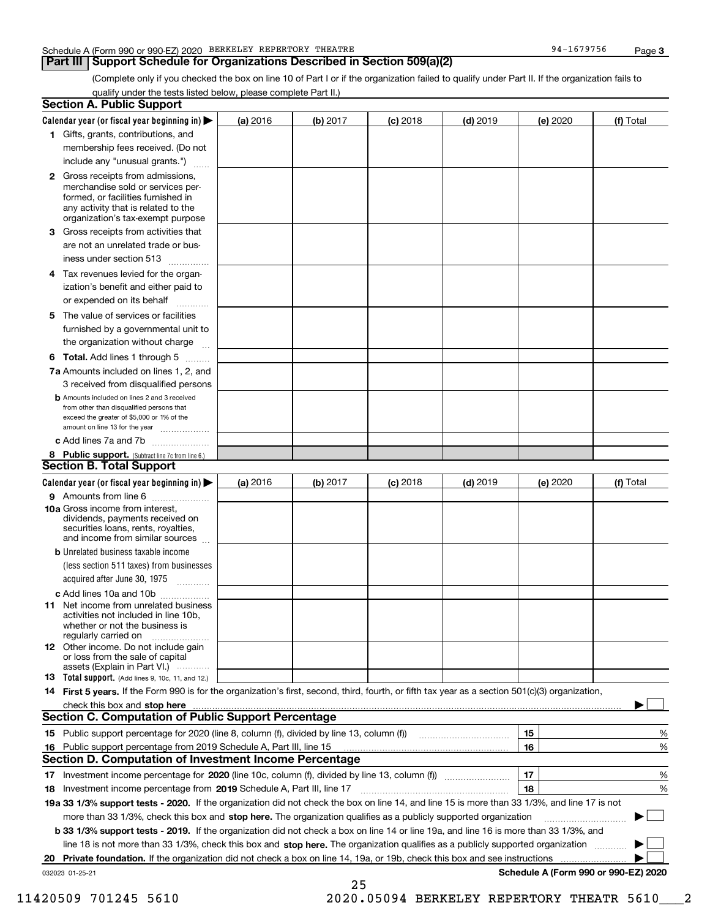Schedule A (Form 990 or 990-EZ) 2020 BERKELEY REPERTORY THEATRE 94-1679756

## Part III Support Schedule for Organizations Described in Section 509(a)(2)

(Complete only if you checked the box on line 10 of Part I or if the organization failed to qualify under Part II. If the organization fails to qualify under the tests listed below, please complete Part II.)

### Section A. Public Support

| Calendar year (or fiscal year beginning in) ▶ | (a) 2016 | (b) 2017 | (c) 2018 | (d) 2019 | (e) 2020 | (f) Total |
|---|---|---|---|---|---|---|
| 1 Gifts, grants, contributions, and membership fees received. (Do not include any "unusual grants.") | | | | | | |
| 2 Gross receipts from admissions, merchandise sold or services performed, or facilities furnished in any activity that is related to the organization's tax-exempt purpose | | | | | | |
| 3 Gross receipts from activities that are not an unrelated trade or business under section 513 | | | | | | |
| 4 Tax revenues levied for the organization's benefit and either paid to or expended on its behalf | | | | | | |
| 5 The value of services or facilities furnished by a governmental unit to the organization without charge | | | | | | |
| 6 **Total.** Add lines 1 through 5 | | | | | | |
| 7a Amounts included on lines 1, 2, and 3 received from disqualified persons | | | | | | |
| b Amounts included on lines 2 and 3 received from other than disqualified persons that exceed the greater of $5,000 or 1% of the amount on line 13 for the year | | | | | | |
| c Add lines 7a and 7b | | | | | | |
| 8 **Public support.** (Subtract line 7c from line 6.) | | | | | | |

### Section B. Total Support

| Calendar year (or fiscal year beginning in) ▶ | (a) 2016 | (b) 2017 | (c) 2018 | (d) 2019 | (e) 2020 | (f) Total |
|---|---|---|---|---|---|---|
| 9 Amounts from line 6 | | | | | | |
| 10a Gross income from interest, dividends, payments received on securities loans, rents, royalties, and income from similar sources | | | | | | |
| b Unrelated business taxable income (less section 511 taxes) from businesses acquired after June 30, 1975 | | | | | | |
| c Add lines 10a and 10b | | | | | | |
| 11 Net income from unrelated business activities not included in line 10b, whether or not the business is regularly carried on | | | | | | |
| 12 Other income. Do not include gain or loss from the sale of capital assets (Explain in Part VI.) | | | | | | |
| 13 **Total support.** (Add lines 9, 10c, 11, and 12.) | | | | | | |

14 **First 5 years.** If the Form 990 is for the organization's first, second, third, fourth, or fifth tax year as a section 501(c)(3) organization, check this box and **stop here** ▶ ☐

### Section C. Computation of Public Support Percentage

| | | | |
|---|---|---|---|
| 15 Public support percentage for 2020 (line 8, column (f), divided by line 13, column (f)) | 15 | | % |
| 16 Public support percentage from 2019 Schedule A, Part III, line 15 | 16 | | % |

### Section D. Computation of Investment Income Percentage

| | | | |
|---|---|---|---|
| 17 Investment income percentage for **2020** (line 10c, column (f), divided by line 13, column (f)) | 17 | | % |
| 18 Investment income percentage from **2019** Schedule A, Part III, line 17 | 18 | | % |

**19a 33 1/3% support tests - 2020.** If the organization did not check the box on line 14, and line 15 is more than 33 1/3%, and line 17 is not more than 33 1/3%, check this box and **stop here.** The organization qualifies as a publicly supported organization ▶ ☐

**b 33 1/3% support tests - 2019.** If the organization did not check a box on line 14 or line 19a, and line 16 is more than 33 1/3%, and line 18 is not more than 33 1/3%, check this box and **stop here.** The organization qualifies as a publicly supported organization ▶ ☐

**20 Private foundation.** If the organization did not check a box on line 14, 19a, or 19b, check this box and see instructions ▶ ☐

032023 01-25-21 **Schedule A (Form 990 or 990-EZ) 2020**

11420509 701245 5610 2020.05094 BERKELEY REPERTORY THEATR 5610___2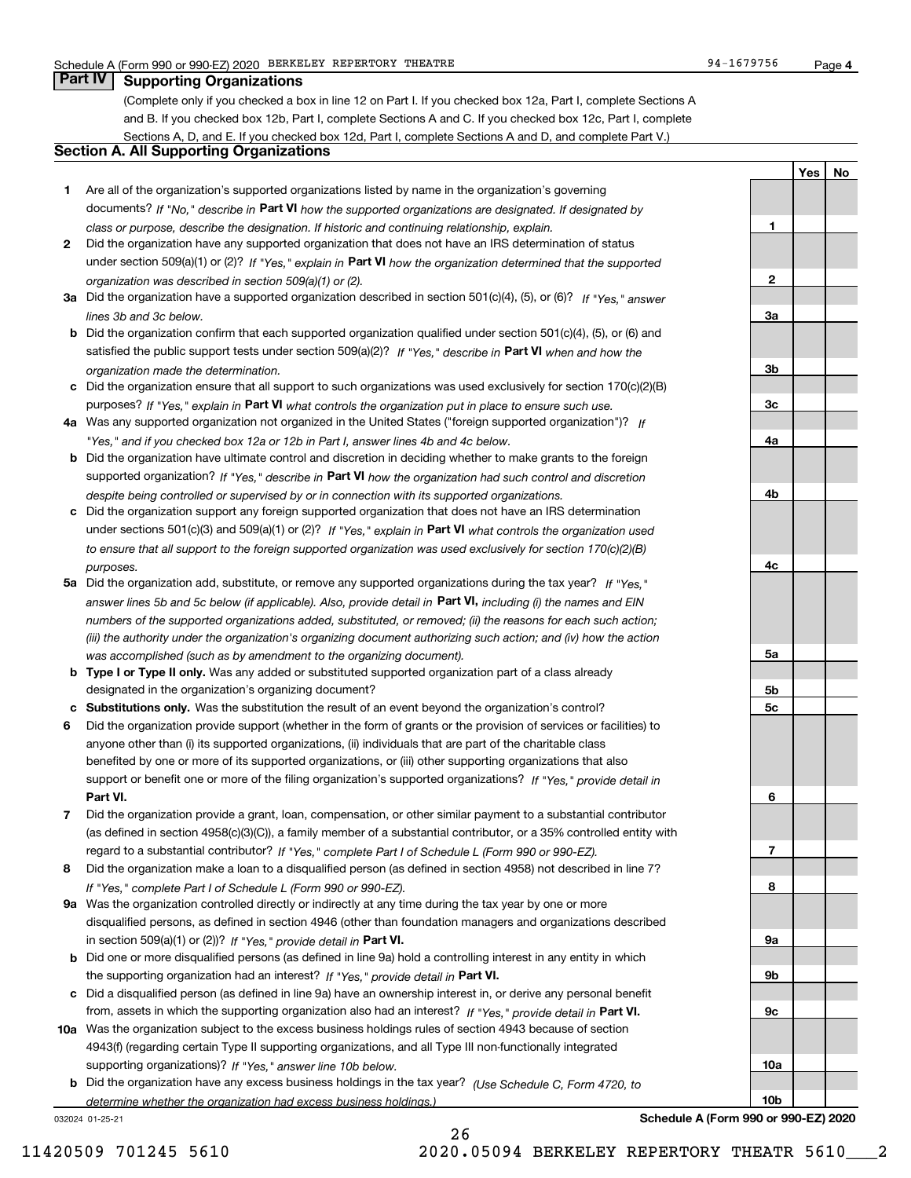## Part IV Supporting Organizations

(Complete only if you checked a box in line 12 on Part I. If you checked box 12a, Part I, complete Sections A and B. If you checked box 12b, Part I, complete Sections A and C. If you checked box 12c, Part I, complete Sections A, D, and E. If you checked box 12d, Part I, complete Sections A and D, and complete Part V.)

### Section A. All Supporting Organizations

| | | | Yes | No |
|---|---|---|---|---|
| **1** | Are all of the organization's supported organizations listed by name in the organization's governing documents? *If "No," describe in* **Part VI** *how the supported organizations are designated. If designated by class or purpose, describe the designation. If historic and continuing relationship, explain.* | 1 | | |
| **2** | Did the organization have any supported organization that does not have an IRS determination of status under section 509(a)(1) or (2)? *If "Yes," explain in* **Part VI** *how the organization determined that the supported organization was described in section 509(a)(1) or (2).* | 2 | | |
| **3a** | Did the organization have a supported organization described in section 501(c)(4), (5), or (6)? *If "Yes," answer lines 3b and 3c below.* | 3a | | |
| **b** | Did the organization confirm that each supported organization qualified under section 501(c)(4), (5), or (6) and satisfied the public support tests under section 509(a)(2)? *If "Yes," describe in* **Part VI** *when and how the organization made the determination.* | 3b | | |
| **c** | Did the organization ensure that all support to such organizations was used exclusively for section 170(c)(2)(B) purposes? *If "Yes," explain in* **Part VI** *what controls the organization put in place to ensure such use.* | 3c | | |
| **4a** | Was any supported organization not organized in the United States ("foreign supported organization")? *If "Yes," and if you checked box 12a or 12b in Part I, answer lines 4b and 4c below.* | 4a | | |
| **b** | Did the organization have ultimate control and discretion in deciding whether to make grants to the foreign supported organization? *If "Yes," describe in* **Part VI** *how the organization had such control and discretion despite being controlled or supervised by or in connection with its supported organizations.* | 4b | | |
| **c** | Did the organization support any foreign supported organization that does not have an IRS determination under sections 501(c)(3) and 509(a)(1) or (2)? *If "Yes," explain in* **Part VI** *what controls the organization used to ensure that all support to the foreign supported organization was used exclusively for section 170(c)(2)(B) purposes.* | 4c | | |
| **5a** | Did the organization add, substitute, or remove any supported organizations during the tax year? *If "Yes," answer lines 5b and 5c below (if applicable). Also, provide detail in* **Part VI,** *including (i) the names and EIN numbers of the supported organizations added, substituted, or removed; (ii) the reasons for each such action; (iii) the authority under the organization's organizing document authorizing such action; and (iv) how the action was accomplished (such as by amendment to the organizing document).* | 5a | | |
| **b** | **Type I or Type II only.** Was any added or substituted supported organization part of a class already designated in the organization's organizing document? | 5b | | |
| **c** | **Substitutions only.** Was the substitution the result of an event beyond the organization's control? | 5c | | |
| **6** | Did the organization provide support (whether in the form of grants or the provision of services or facilities) to anyone other than (i) its supported organizations, (ii) individuals that are part of the charitable class benefited by one or more of its supported organizations, or (iii) other supporting organizations that also support or benefit one or more of the filing organization's supported organizations? *If "Yes," provide detail in* **Part VI.** | 6 | | |
| **7** | Did the organization provide a grant, loan, compensation, or other similar payment to a substantial contributor (as defined in section 4958(c)(3)(C)), a family member of a substantial contributor, or a 35% controlled entity with regard to a substantial contributor? *If "Yes," complete Part I of Schedule L (Form 990 or 990-EZ).* | 7 | | |
| **8** | Did the organization make a loan to a disqualified person (as defined in section 4958) not described in line 7? *If "Yes," complete Part I of Schedule L (Form 990 or 990-EZ).* | 8 | | |
| **9a** | Was the organization controlled directly or indirectly at any time during the tax year by one or more disqualified persons, as defined in section 4946 (other than foundation managers and organizations described in section 509(a)(1) or (2))? *If "Yes," provide detail in* **Part VI.** | 9a | | |
| **b** | Did one or more disqualified persons (as defined in line 9a) hold a controlling interest in any entity in which the supporting organization had an interest? *If "Yes," provide detail in* **Part VI.** | 9b | | |
| **c** | Did a disqualified person (as defined in line 9a) have an ownership interest in, or derive any personal benefit from, assets in which the supporting organization also had an interest? *If "Yes," provide detail in* **Part VI.** | 9c | | |
| **10a** | Was the organization subject to the excess business holdings rules of section 4943 because of section 4943(f) (regarding certain Type II supporting organizations, and all Type III non-functionally integrated supporting organizations)? *If "Yes," answer line 10b below.* | 10a | | |
| **b** | Did the organization have any excess business holdings in the tax year? *(Use Schedule C, Form 4720, to determine whether the organization had excess business holdings.)* | 10b | | |

**Schedule A (Form 990 or 990-EZ) 2020**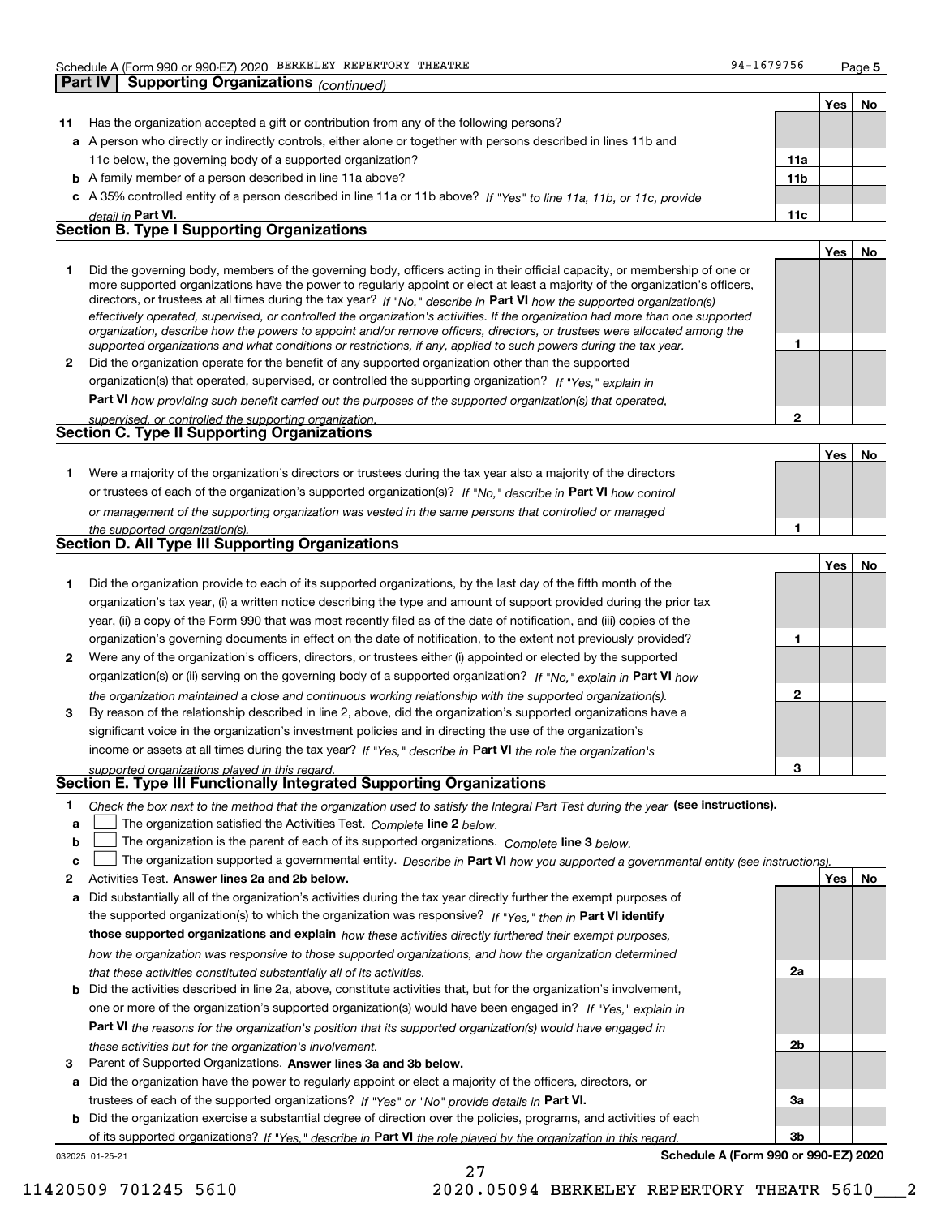Schedule A (Form 990 or 990-EZ) 2020 BERKELEY REPERTORY THEATRE 94-1679756 Page 5

## Part IV Supporting Organizations *(continued)*

| | | | Yes | No |
|---|---|---|---|---|
| **11** | Has the organization accepted a gift or contribution from any of the following persons? | | | |
| **a** | A person who directly or indirectly controls, either alone or together with persons described in lines 11b and 11c below, the governing body of a supported organization? | 11a | | |
| **b** | A family member of a person described in line 11a above? | 11b | | |
| **c** | A 35% controlled entity of a person described in line 11a or 11b above? *If "Yes" to line 11a, 11b, or 11c, provide detail in* **Part VI.** | 11c | | |

### Section B. Type I Supporting Organizations

| | | | Yes | No |
|---|---|---|---|---|
| **1** | Did the governing body, members of the governing body, officers acting in their official capacity, or membership of one or more supported organizations have the power to regularly appoint or elect at least a majority of the organization's officers, directors, or trustees at all times during the tax year? *If "No," describe in* **Part VI** *how the supported organization(s) effectively operated, supervised, or controlled the organization's activities. If the organization had more than one supported organization, describe how the powers to appoint and/or remove officers, directors, or trustees were allocated among the supported organizations and what conditions or restrictions, if any, applied to such powers during the tax year.* | 1 | | |
| **2** | Did the organization operate for the benefit of any supported organization other than the supported organization(s) that operated, supervised, or controlled the supporting organization? *If "Yes," explain in* **Part VI** *how providing such benefit carried out the purposes of the supported organization(s) that operated, supervised, or controlled the supporting organization.* | 2 | | |

### Section C. Type II Supporting Organizations

| | | | Yes | No |
|---|---|---|---|---|
| **1** | Were a majority of the organization's directors or trustees during the tax year also a majority of the directors or trustees of each of the organization's supported organization(s)? *If "No," describe in* **Part VI** *how control or management of the supporting organization was vested in the same persons that controlled or managed the supported organization(s).* | 1 | | |

### Section D. All Type III Supporting Organizations

| | | | Yes | No |
|---|---|---|---|---|
| **1** | Did the organization provide to each of its supported organizations, by the last day of the fifth month of the organization's tax year, (i) a written notice describing the type and amount of support provided during the prior tax year, (ii) a copy of the Form 990 that was most recently filed as of the date of notification, and (iii) copies of the organization's governing documents in effect on the date of notification, to the extent not previously provided? | 1 | | |
| **2** | Were any of the organization's officers, directors, or trustees either (i) appointed or elected by the supported organization(s) or (ii) serving on the governing body of a supported organization? *If "No," explain in* **Part VI** *how the organization maintained a close and continuous working relationship with the supported organization(s).* | 2 | | |
| **3** | By reason of the relationship described in line 2, above, did the organization's supported organizations have a significant voice in the organization's investment policies and in directing the use of the organization's income or assets at all times during the tax year? *If "Yes," describe in* **Part VI** *the role the organization's supported organizations played in this regard.* | 3 | | |

### Section E. Type III Functionally Integrated Supporting Organizations

**1** *Check the box next to the method that the organization used to satisfy the Integral Part Test during the year* **(see instructions).**

- **a** ☐ The organization satisfied the Activities Test. *Complete* **line 2** *below.*
- **b** ☐ The organization is the parent of each of its supported organizations. *Complete* **line 3** *below.*
- **c** ☐ The organization supported a governmental entity. *Describe in* **Part VI** *how you supported a governmental entity (see instructions).*

| | | | Yes | No |
|---|---|---|---|---|
| **2** | Activities Test. **Answer lines 2a and 2b below.** | | | |
| **a** | Did substantially all of the organization's activities during the tax year directly further the exempt purposes of the supported organization(s) to which the organization was responsive? *If "Yes," then in* **Part VI identify those supported organizations and explain** *how these activities directly furthered their exempt purposes, how the organization was responsive to those supported organizations, and how the organization determined that these activities constituted substantially all of its activities.* | 2a | | |
| **b** | Did the activities described in line 2a, above, constitute activities that, but for the organization's involvement, one or more of the organization's supported organization(s) would have been engaged in? *If "Yes," explain in* **Part VI** *the reasons for the organization's position that its supported organization(s) would have engaged in these activities but for the organization's involvement.* | 2b | | |
| **3** | Parent of Supported Organizations. **Answer lines 3a and 3b below.** | | | |
| **a** | Did the organization have the power to regularly appoint or elect a majority of the officers, directors, or trustees of each of the supported organizations? *If "Yes" or "No" provide details in* **Part VI.** | 3a | | |
| **b** | Did the organization exercise a substantial degree of direction over the policies, programs, and activities of each of its supported organizations? *If "Yes," describe in* **Part VI** *the role played by the organization in this regard.* | 3b | | |

032025 01-25-21 **Schedule A (Form 990 or 990-EZ) 2020**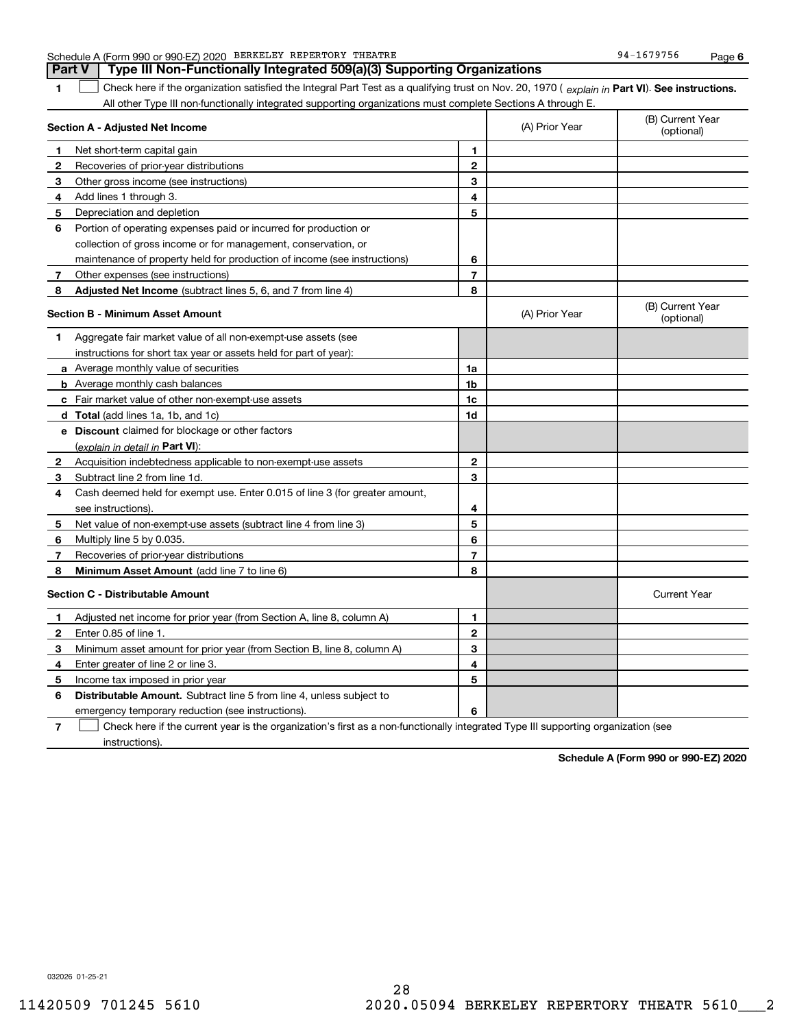Schedule A (Form 990 or 990-EZ) 2020 BERKELEY REPERTORY THEATRE 94-1679756 Page 6

## Part V | Type III Non-Functionally Integrated 509(a)(3) Supporting Organizations

**1** ☐ Check here if the organization satisfied the Integral Part Test as a qualifying trust on Nov. 20, 1970 ( *explain in* **Part VI**). **See instructions.** All other Type III non-functionally integrated supporting organizations must complete Sections A through E.

| **Section A - Adjusted Net Income** | | (A) Prior Year | (B) Current Year (optional) |
|---|---|---|---|
| **1** Net short-term capital gain | **1** | | |
| **2** Recoveries of prior-year distributions | **2** | | |
| **3** Other gross income (see instructions) | **3** | | |
| **4** Add lines 1 through 3. | **4** | | |
| **5** Depreciation and depletion | **5** | | |
| **6** Portion of operating expenses paid or incurred for production or collection of gross income or for management, conservation, or maintenance of property held for production of income (see instructions) | **6** | | |
| **7** Other expenses (see instructions) | **7** | | |
| **8** **Adjusted Net Income** (subtract lines 5, 6, and 7 from line 4) | **8** | | |

| **Section B - Minimum Asset Amount** | | (A) Prior Year | (B) Current Year (optional) |
|---|---|---|---|
| **1** Aggregate fair market value of all non-exempt-use assets (see instructions for short tax year or assets held for part of year): | | | |
| **a** Average monthly value of securities | **1a** | | |
| **b** Average monthly cash balances | **1b** | | |
| **c** Fair market value of other non-exempt-use assets | **1c** | | |
| **d** **Total** (add lines 1a, 1b, and 1c) | **1d** | | |
| **e** **Discount** claimed for blockage or other factors (*explain in detail in* **Part VI**): | | | |
| **2** Acquisition indebtedness applicable to non-exempt-use assets | **2** | | |
| **3** Subtract line 2 from line 1d. | **3** | | |
| **4** Cash deemed held for exempt use. Enter 0.015 of line 3 (for greater amount, see instructions). | **4** | | |
| **5** Net value of non-exempt-use assets (subtract line 4 from line 3) | **5** | | |
| **6** Multiply line 5 by 0.035. | **6** | | |
| **7** Recoveries of prior-year distributions | **7** | | |
| **8** **Minimum Asset Amount** (add line 7 to line 6) | **8** | | |

| **Section C - Distributable Amount** | | | Current Year |
|---|---|---|---|
| **1** Adjusted net income for prior year (from Section A, line 8, column A) | **1** | | |
| **2** Enter 0.85 of line 1. | **2** | | |
| **3** Minimum asset amount for prior year (from Section B, line 8, column A) | **3** | | |
| **4** Enter greater of line 2 or line 3. | **4** | | |
| **5** Income tax imposed in prior year | **5** | | |
| **6** **Distributable Amount.** Subtract line 5 from line 4, unless subject to emergency temporary reduction (see instructions). | **6** | | |

**7** ☐ Check here if the current year is the organization's first as a non-functionally integrated Type III supporting organization (see instructions).

**Schedule A (Form 990 or 990-EZ) 2020**

032026 01-25-21

11420509 701245 5610 2020.05094 BERKELEY REPERTORY THEATR 5610___2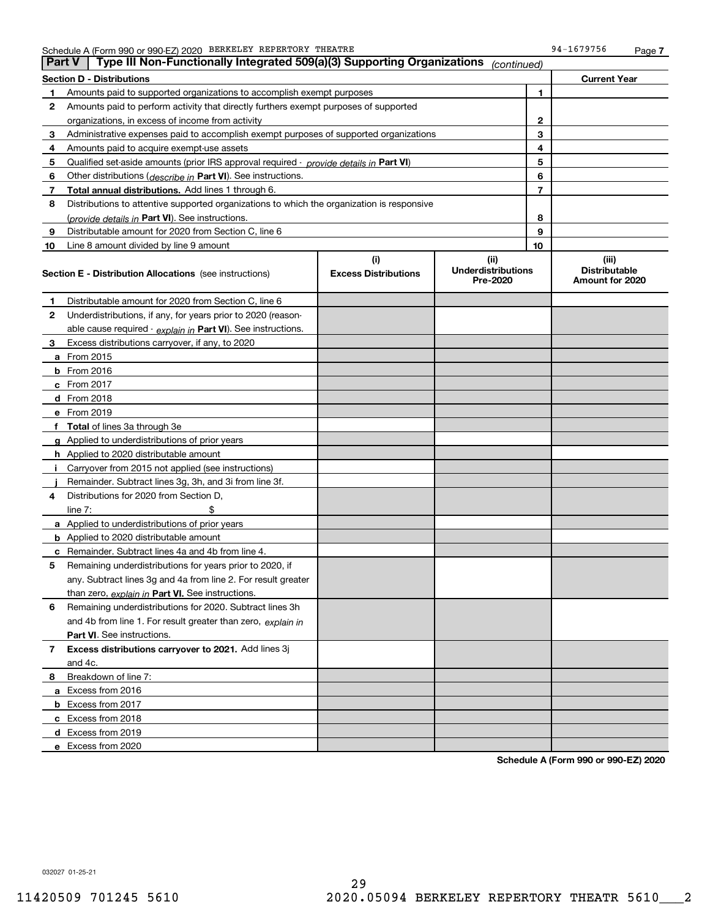Schedule A (Form 990 or 990-EZ) 2020 BERKELEY REPERTORY THEATRE 94-1679756

## Part V Type III Non-Functionally Integrated 509(a)(3) Supporting Organizations *(continued)*

| **Section D - Distributions** | | | **Current Year** |
|---|---|---|---|
| 1 | Amounts paid to supported organizations to accomplish exempt purposes | 1 | |
| 2 | Amounts paid to perform activity that directly furthers exempt purposes of supported organizations, in excess of income from activity | 2 | |
| 3 | Administrative expenses paid to accomplish exempt purposes of supported organizations | 3 | |
| 4 | Amounts paid to acquire exempt-use assets | 4 | |
| 5 | Qualified set-aside amounts (prior IRS approval required - *provide details in* **Part VI**) | 5 | |
| 6 | Other distributions (*describe in* **Part VI**). See instructions. | 6 | |
| 7 | **Total annual distributions.** Add lines 1 through 6. | 7 | |
| 8 | Distributions to attentive supported organizations to which the organization is responsive (*provide details in* **Part VI**). See instructions. | 8 | |
| 9 | Distributable amount for 2020 from Section C, line 6 | 9 | |
| 10 | Line 8 amount divided by line 9 amount | 10 | |

| **Section E - Distribution Allocations** (see instructions) | | (i) Excess Distributions | (ii) Underdistributions Pre-2020 | (iii) Distributable Amount for 2020 |
|---|---|---|---|---|
| 1 | Distributable amount for 2020 from Section C, line 6 | | | |
| 2 | Underdistributions, if any, for years prior to 2020 (reasonable cause required - *explain in* **Part VI**). See instructions. | | | |
| 3 | Excess distributions carryover, if any, to 2020 | | | |
| a | From 2015 | | | |
| b | From 2016 | | | |
| c | From 2017 | | | |
| d | From 2018 | | | |
| e | From 2019 | | | |
| f | **Total** of lines 3a through 3e | | | |
| g | Applied to underdistributions of prior years | | | |
| h | Applied to 2020 distributable amount | | | |
| i | Carryover from 2015 not applied (see instructions) | | | |
| j | Remainder. Subtract lines 3g, 3h, and 3i from line 3f. | | | |
| 4 | Distributions for 2020 from Section D, line 7: $ | | | |
| a | Applied to underdistributions of prior years | | | |
| b | Applied to 2020 distributable amount | | | |
| c | Remainder. Subtract lines 4a and 4b from line 4. | | | |
| 5 | Remaining underdistributions for years prior to 2020, if any. Subtract lines 3g and 4a from line 2. For result greater than zero, *explain in* **Part VI.** See instructions. | | | |
| 6 | Remaining underdistributions for 2020. Subtract lines 3h and 4b from line 1. For result greater than zero, *explain in* **Part VI**. See instructions. | | | |
| 7 | **Excess distributions carryover to 2021.** Add lines 3j and 4c. | | | |
| 8 | Breakdown of line 7: | | | |
| a | Excess from 2016 | | | |
| b | Excess from 2017 | | | |
| c | Excess from 2018 | | | |
| d | Excess from 2019 | | | |
| e | Excess from 2020 | | | |

**Schedule A (Form 990 or 990-EZ) 2020**

032027 01-25-21

11420509 701245 5610 2020.05094 BERKELEY REPERTORY THEATR 5610___2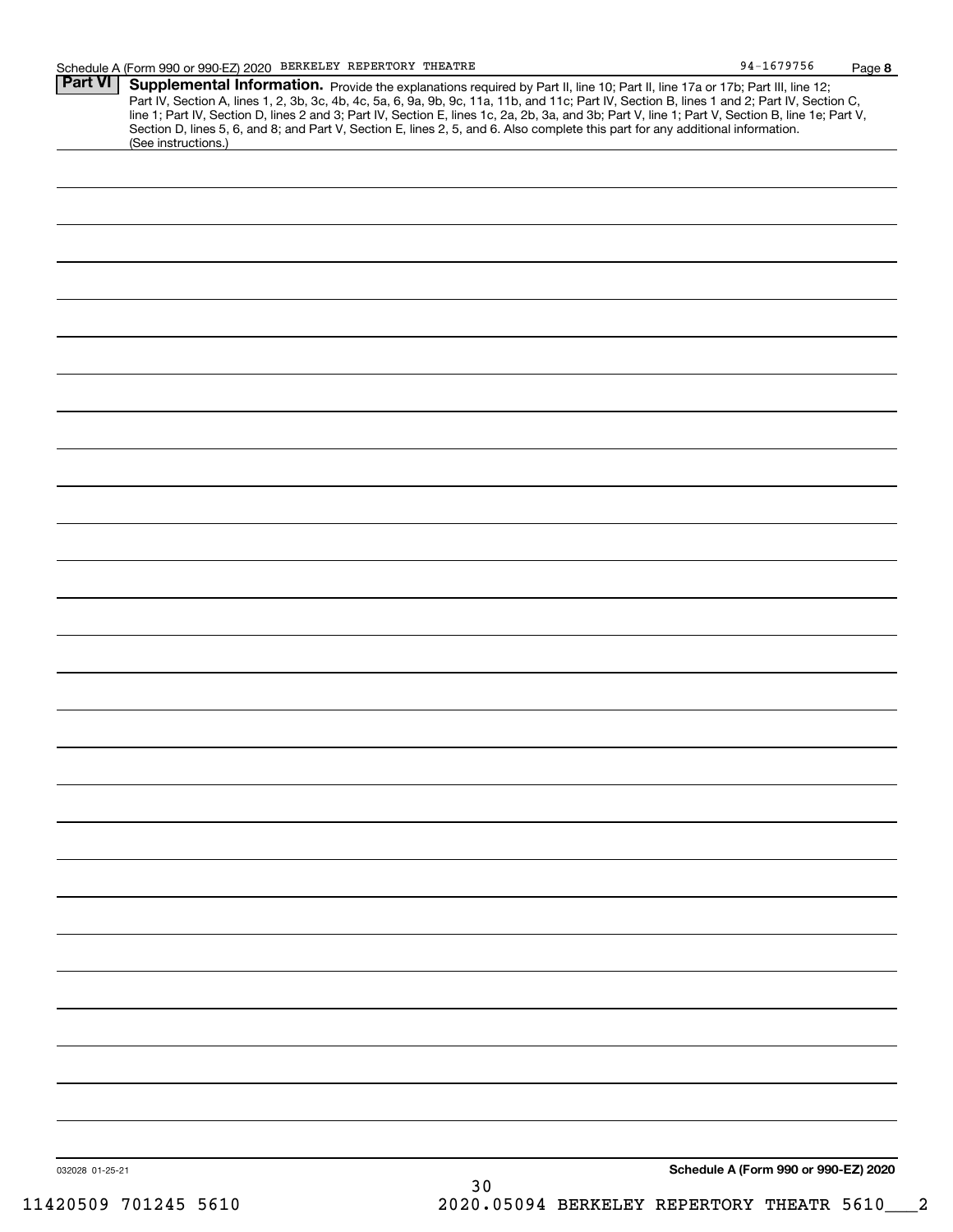## Part VI Supplemental Information.

Provide the explanations required by Part II, line 10; Part II, line 17a or 17b; Part III, line 12; Part IV, Section A, lines 1, 2, 3b, 3c, 4b, 4c, 5a, 6, 9a, 9b, 9c, 11a, 11b, and 11c; Part IV, Section B, lines 1 and 2; Part IV, Section C, line 1; Part IV, Section D, lines 2 and 3; Part IV, Section E, lines 1c, 2a, 2b, 3a, and 3b; Part V, line 1; Part V, Section B, line 1e; Part V, Section D, lines 5, 6, and 8; and Part V, Section E, lines 2, 5, and 6. Also complete this part for any additional information. (See instructions.)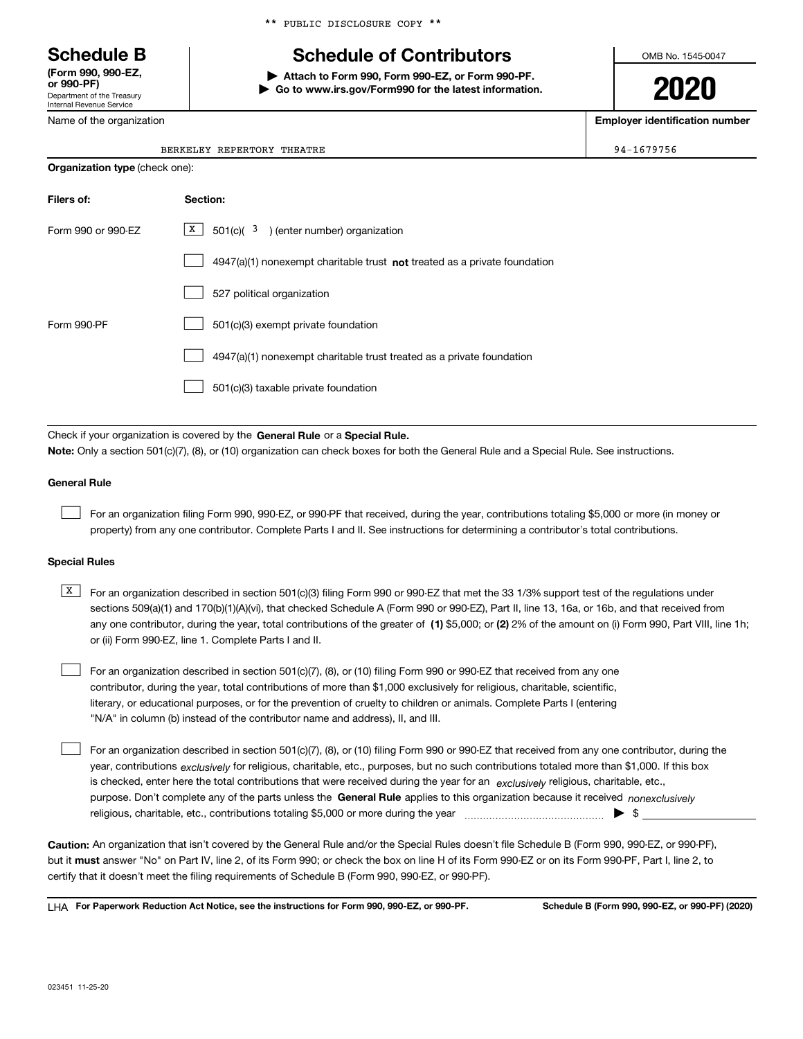** PUBLIC DISCLOSURE COPY **

# Schedule B

**(Form 990, 990-EZ, or 990-PF)**
Department of the Treasury
Internal Revenue Service

## Schedule of Contributors

▶ **Attach to Form 990, Form 990-EZ, or Form 990-PF.**
▶ **Go to www.irs.gov/Form990 for the latest information.**

OMB No. 1545-0047

**2020**

| Name of the organization | Employer identification number |
|---|---|
| BERKELEY REPERTORY THEATRE | 94-1679756 |

**Organization type** (check one):

| Filers of: | Section: |
|---|---|
| Form 990 or 990-EZ | [X] 501(c)( 3 ) (enter number) organization |
| | [ ] 4947(a)(1) nonexempt charitable trust **not** treated as a private foundation |
| | [ ] 527 political organization |
| Form 990-PF | [ ] 501(c)(3) exempt private foundation |
| | [ ] 4947(a)(1) nonexempt charitable trust treated as a private foundation |
| | [ ] 501(c)(3) taxable private foundation |

Check if your organization is covered by the **General Rule** or a **Special Rule.**

**Note:** Only a section 501(c)(7), (8), or (10) organization can check boxes for both the General Rule and a Special Rule. See instructions.

### General Rule

[ ] For an organization filing Form 990, 990-EZ, or 990-PF that received, during the year, contributions totaling $5,000 or more (in money or property) from any one contributor. Complete Parts I and II. See instructions for determining a contributor's total contributions.

### Special Rules

[X] For an organization described in section 501(c)(3) filing Form 990 or 990-EZ that met the 33 1/3% support test of the regulations under sections 509(a)(1) and 170(b)(1)(A)(vi), that checked Schedule A (Form 990 or 990-EZ), Part II, line 13, 16a, or 16b, and that received from any one contributor, during the year, total contributions of the greater of **(1)** $5,000; or **(2)** 2% of the amount on (i) Form 990, Part VIII, line 1h; or (ii) Form 990-EZ, line 1. Complete Parts I and II.

[ ] For an organization described in section 501(c)(7), (8), or (10) filing Form 990 or 990-EZ that received from any one contributor, during the year, total contributions of more than $1,000 exclusively for religious, charitable, scientific, literary, or educational purposes, or for the prevention of cruelty to children or animals. Complete Parts I (entering "N/A" in column (b) instead of the contributor name and address), II, and III.

[ ] For an organization described in section 501(c)(7), (8), or (10) filing Form 990 or 990-EZ that received from any one contributor, during the year, contributions *exclusively* for religious, charitable, etc., purposes, but no such contributions totaled more than $1,000. If this box is checked, enter here the total contributions that were received during the year for an *exclusively* religious, charitable, etc., purpose. Don't complete any of the parts unless the **General Rule** applies to this organization because it received *nonexclusively* religious, charitable, etc., contributions totaling $5,000 or more during the year ▶ $ ____________

**Caution:** An organization that isn't covered by the General Rule and/or the Special Rules doesn't file Schedule B (Form 990, 990-EZ, or 990-PF), but it **must** answer "No" on Part IV, line 2, of its Form 990; or check the box on line H of its Form 990-EZ or on its Form 990-PF, Part I, line 2, to certify that it doesn't meet the filing requirements of Schedule B (Form 990, 990-EZ, or 990-PF).

LHA **For Paperwork Reduction Act Notice, see the instructions for Form 990, 990-EZ, or 990-PF.** **Schedule B (Form 990, 990-EZ, or 990-PF) (2020)**

023451 11-25-20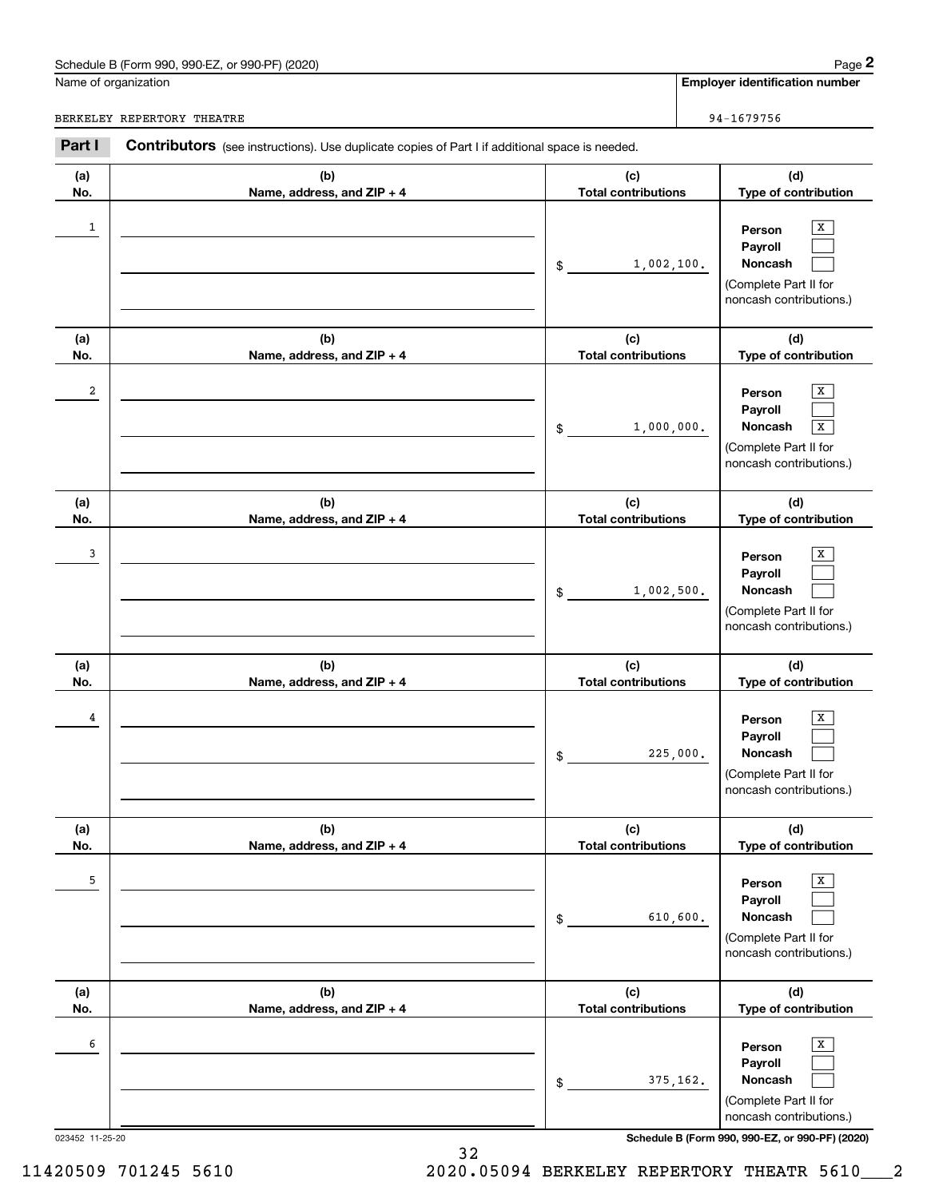Schedule B (Form 990, 990-EZ, or 990-PF) (2020)

Name of organization: BERKELEY REPERTORY THEATRE

Employer identification number: 94-1679756

**Part I** **Contributors** (see instructions). Use duplicate copies of Part I if additional space is needed.

| (a) No. | (b) Name, address, and ZIP + 4 | (c) Total contributions | (d) Type of contribution |
|---|---|---|---|
| 1 | | $ 1,002,100. | Person [X] Payroll [ ] Noncash [ ] (Complete Part II for noncash contributions.) |
| 2 | | $ 1,000,000. | Person [X] Payroll [ ] Noncash [X] (Complete Part II for noncash contributions.) |
| 3 | | $ 1,002,500. | Person [X] Payroll [ ] Noncash [ ] (Complete Part II for noncash contributions.) |
| 4 | | $ 225,000. | Person [X] Payroll [ ] Noncash [ ] (Complete Part II for noncash contributions.) |
| 5 | | $ 610,600. | Person [X] Payroll [ ] Noncash [ ] (Complete Part II for noncash contributions.) |
| 6 | | $ 375,162. | Person [X] Payroll [ ] Noncash [ ] (Complete Part II for noncash contributions.) |

023452 11-25-20

Schedule B (Form 990, 990-EZ, or 990-PF) (2020)

11420509 701245 5610 2020.05094 BERKELEY REPERTORY THEATR 5610___2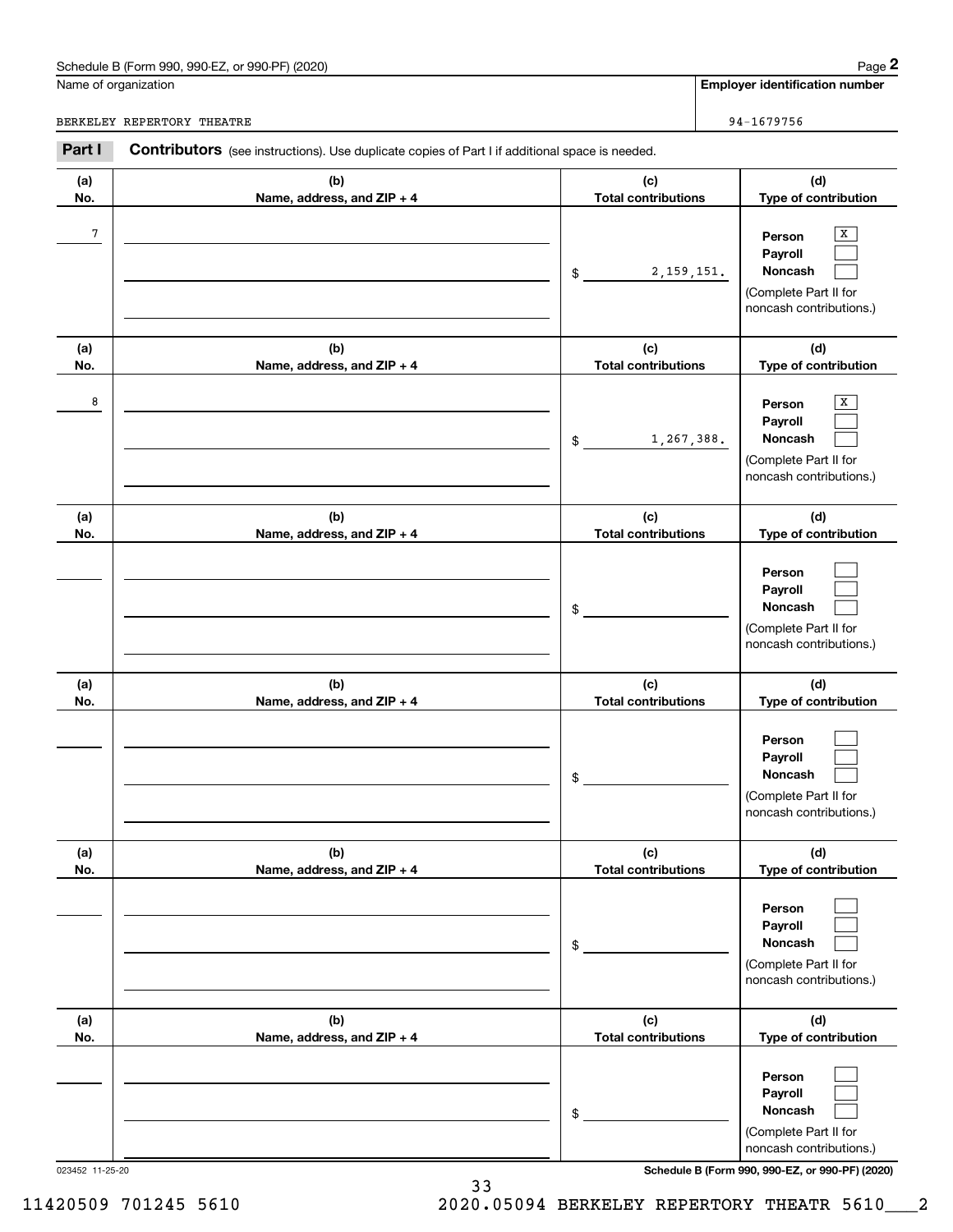Schedule B (Form 990, 990-EZ, or 990-PF) (2020)

Name of organization: BERKELEY REPERTORY THEATRE

Employer identification number: 94-1679756

**Part I** **Contributors** (see instructions). Use duplicate copies of Part I if additional space is needed.

| (a) No. | (b) Name, address, and ZIP + 4 | (c) Total contributions | (d) Type of contribution |
|---|---|---|---|
| 7 | | $ 2,159,151. | Person [X] Payroll [ ] Noncash [ ] (Complete Part II for noncash contributions.) |
| 8 | | $ 1,267,388. | Person [X] Payroll [ ] Noncash [ ] (Complete Part II for noncash contributions.) |
| | | $ | Person [ ] Payroll [ ] Noncash [ ] (Complete Part II for noncash contributions.) |
| | | $ | Person [ ] Payroll [ ] Noncash [ ] (Complete Part II for noncash contributions.) |
| | | $ | Person [ ] Payroll [ ] Noncash [ ] (Complete Part II for noncash contributions.) |
| | | $ | Person [ ] Payroll [ ] Noncash [ ] (Complete Part II for noncash contributions.) |

023452 11-25-20

Schedule B (Form 990, 990-EZ, or 990-PF) (2020)

11420509 701245 5610 2020.05094 BERKELEY REPERTORY THEATR 5610___2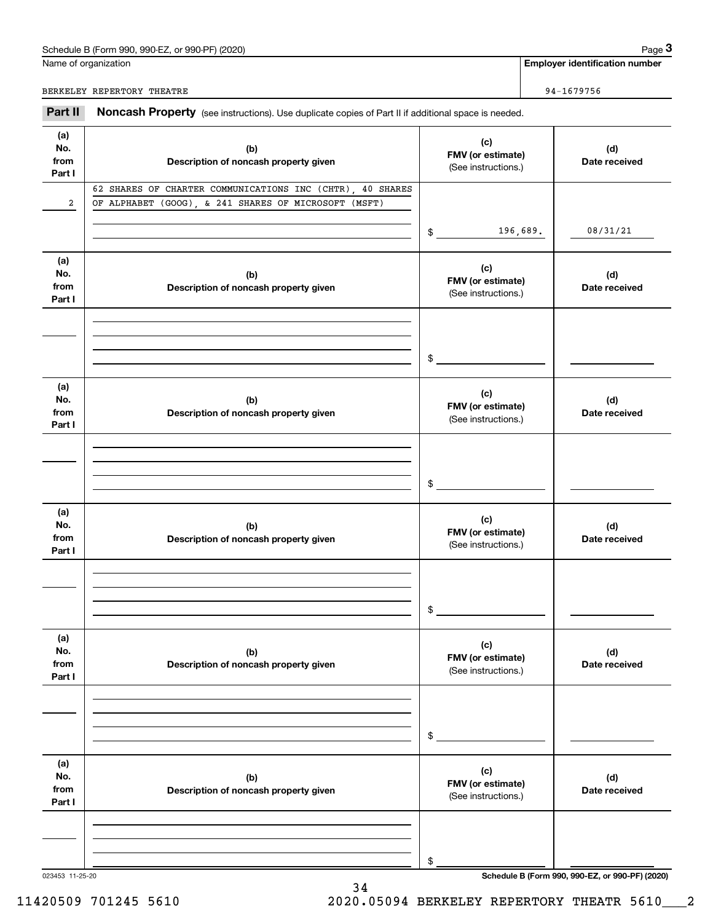Name of organization: BERKELEY REPERTORY THEATRE

**Employer identification number:** 94-1679756

## Part II Noncash Property

(see instructions). Use duplicate copies of Part II if additional space is needed.

| (a) No. from Part I | (b) Description of noncash property given | (c) FMV (or estimate) (See instructions.) | (d) Date received |
|---|---|---|---|
| 2 | 62 SHARES OF CHARTER COMMUNICATIONS INC (CHTR), 40 SHARES OF ALPHABET (GOOG), & 241 SHARES OF MICROSOFT (MSFT) | $ 196,689. | 08/31/21 |
| | | $ | |
| | | $ | |
| | | $ | |
| | | $ | |
| | | $ | |

023453 11-25-20

Schedule B (Form 990, 990-EZ, or 990-PF) (2020)

11420509 701245 5610 2020.05094 BERKELEY REPERTORY THEATR 5610___2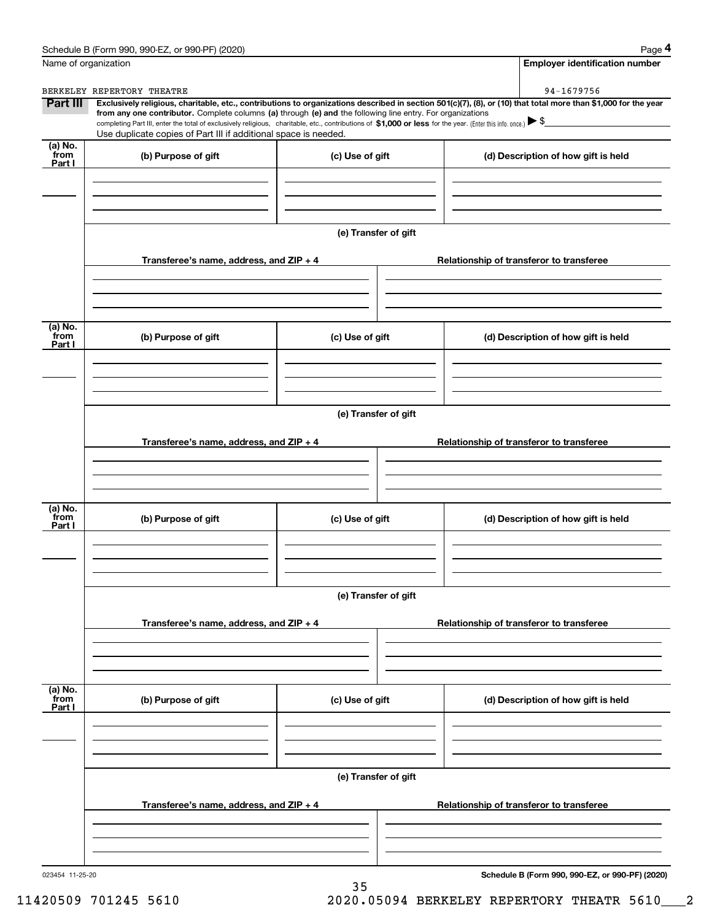Name of organization

BERKELEY REPERTORY THEATRE

**Employer identification number**

94-1679756

**Part III** **Exclusively religious, charitable, etc., contributions to organizations described in section 501(c)(7), (8), or (10) that total more than $1,000 for the year from any one contributor.** Complete columns **(a)** through **(e) and** the following line entry. For organizations completing Part III, enter the total of exclusively religious, charitable, etc., contributions of **$1,000 or less** for the year. (Enter this info. once.) ▶ $

Use duplicate copies of Part III if additional space is needed.

| (a) No. from Part I | (b) Purpose of gift | (c) Use of gift | (d) Description of how gift is held |
|---|---|---|---|
| | | | |

**(e) Transfer of gift**

| Transferee's name, address, and ZIP + 4 | Relationship of transferor to transferee |
|---|---|
| | |

| (a) No. from Part I | (b) Purpose of gift | (c) Use of gift | (d) Description of how gift is held |
|---|---|---|---|
| | | | |

**(e) Transfer of gift**

| Transferee's name, address, and ZIP + 4 | Relationship of transferor to transferee |
|---|---|
| | |

| (a) No. from Part I | (b) Purpose of gift | (c) Use of gift | (d) Description of how gift is held |
|---|---|---|---|
| | | | |

**(e) Transfer of gift**

| Transferee's name, address, and ZIP + 4 | Relationship of transferor to transferee |
|---|---|
| | |

| (a) No. from Part I | (b) Purpose of gift | (c) Use of gift | (d) Description of how gift is held |
|---|---|---|---|
| | | | |

**(e) Transfer of gift**

| Transferee's name, address, and ZIP + 4 | Relationship of transferor to transferee |
|---|---|
| | |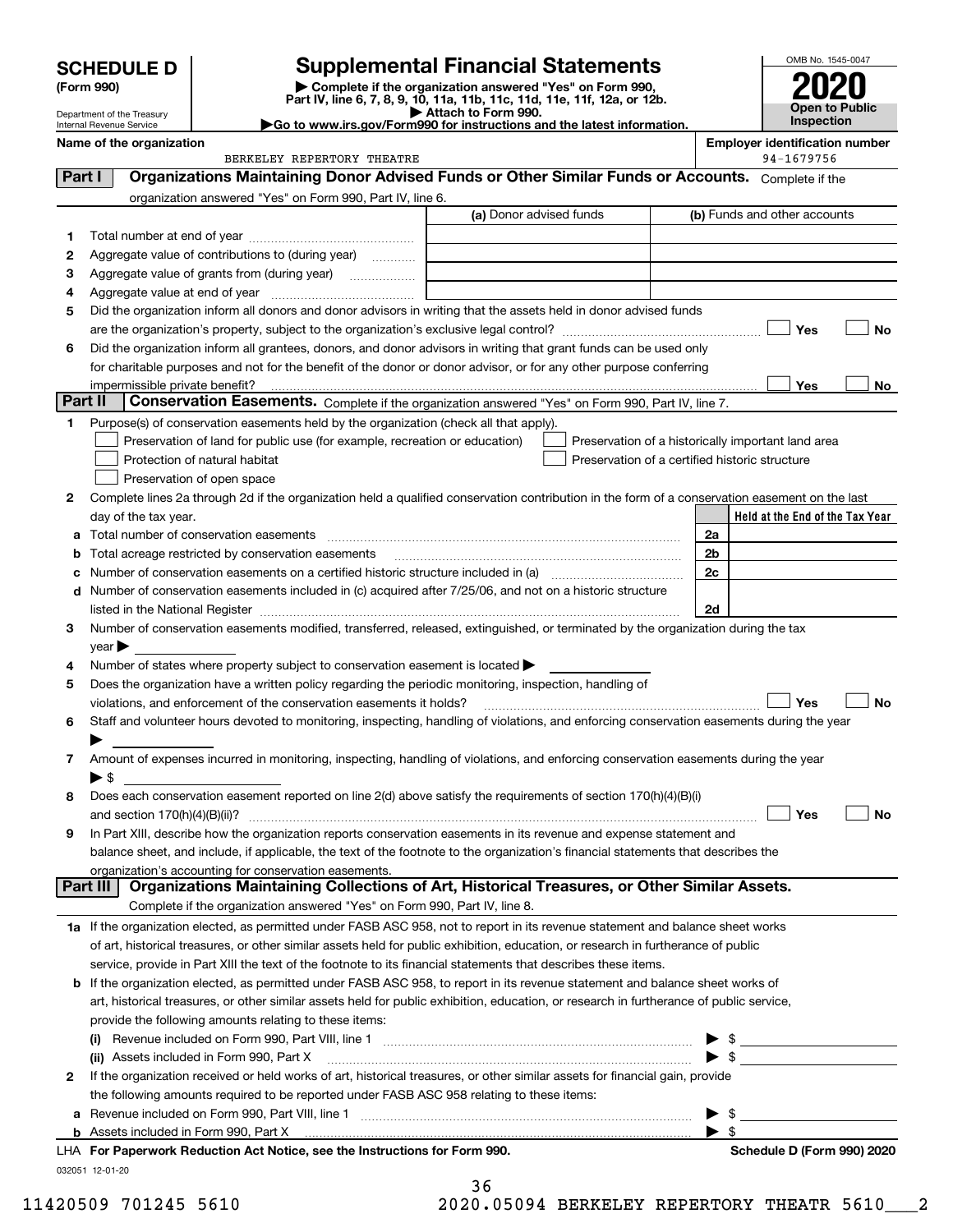# SCHEDULE D (Form 990)

Department of the Treasury
Internal Revenue Service

# Supplemental Financial Statements

▶ Complete if the organization answered "Yes" on Form 990, Part IV, line 6, 7, 8, 9, 10, 11a, 11b, 11c, 11d, 11e, 11f, 12a, or 12b.
▶ Attach to Form 990.
▶Go to www.irs.gov/Form990 for instructions and the latest information.

OMB No. 1545-0047

**2020**

**Open to Public Inspection**

**Name of the organization**: BERKELEY REPERTORY THEATRE

**Employer identification number**: 94-1679756

## Part I — Organizations Maintaining Donor Advised Funds or Other Similar Funds or Accounts.

Complete if the organization answered "Yes" on Form 990, Part IV, line 6.

| | | (a) Donor advised funds | (b) Funds and other accounts |
|---|---|---|---|
| 1 | Total number at end of year | | |
| 2 | Aggregate value of contributions to (during year) | | |
| 3 | Aggregate value of grants from (during year) | | |
| 4 | Aggregate value at end of year | | |

5 Did the organization inform all donors and donor advisors in writing that the assets held in donor advised funds are the organization's property, subject to the organization's exclusive legal control? ☐ Yes ☐ No

6 Did the organization inform all grantees, donors, and donor advisors in writing that grant funds can be used only for charitable purposes and not for the benefit of the donor or donor advisor, or for any other purpose conferring impermissible private benefit? ☐ Yes ☐ No

## Part II — Conservation Easements.

Complete if the organization answered "Yes" on Form 990, Part IV, line 7.

1 Purpose(s) of conservation easements held by the organization (check all that apply).

- ☐ Preservation of land for public use (for example, recreation or education)
- ☐ Protection of natural habitat
- ☐ Preservation of open space
- ☐ Preservation of a historically important land area
- ☐ Preservation of a certified historic structure

2 Complete lines 2a through 2d if the organization held a qualified conservation contribution in the form of a conservation easement on the last day of the tax year.

| | | | Held at the End of the Tax Year |
|---|---|---|---|
| a | Total number of conservation easements | 2a | |
| b | Total acreage restricted by conservation easements | 2b | |
| c | Number of conservation easements on a certified historic structure included in (a) | 2c | |
| d | Number of conservation easements included in (c) acquired after 7/25/06, and not on a historic structure listed in the National Register | 2d | |

3 Number of conservation easements modified, transferred, released, extinguished, or terminated by the organization during the tax year ▶

4 Number of states where property subject to conservation easement is located ▶

5 Does the organization have a written policy regarding the periodic monitoring, inspection, handling of violations, and enforcement of the conservation easements it holds? ☐ Yes ☐ No

6 Staff and volunteer hours devoted to monitoring, inspecting, handling of violations, and enforcing conservation easements during the year ▶

7 Amount of expenses incurred in monitoring, inspecting, handling of violations, and enforcing conservation easements during the year ▶ $

8 Does each conservation easement reported on line 2(d) above satisfy the requirements of section 170(h)(4)(B)(i) and section 170(h)(4)(B)(ii)? ☐ Yes ☐ No

9 In Part XIII, describe how the organization reports conservation easements in its revenue and expense statement and balance sheet, and include, if applicable, the text of the footnote to the organization's financial statements that describes the organization's accounting for conservation easements.

## Part III — Organizations Maintaining Collections of Art, Historical Treasures, or Other Similar Assets.

Complete if the organization answered "Yes" on Form 990, Part IV, line 8.

1a If the organization elected, as permitted under FASB ASC 958, not to report in its revenue statement and balance sheet works of art, historical treasures, or other similar assets held for public exhibition, education, or research in furtherance of public service, provide in Part XIII the text of the footnote to its financial statements that describes these items.

b If the organization elected, as permitted under FASB ASC 958, to report in its revenue statement and balance sheet works of art, historical treasures, or other similar assets held for public exhibition, education, or research in furtherance of public service, provide the following amounts relating to these items:

(i) Revenue included on Form 990, Part VIII, line 1 ▶ $

(ii) Assets included in Form 990, Part X ▶ $

2 If the organization received or held works of art, historical treasures, or other similar assets for financial gain, provide the following amounts required to be reported under FASB ASC 958 relating to these items:

a Revenue included on Form 990, Part VIII, line 1 ▶ $

b Assets included in Form 990, Part X ▶ $

LHA For Paperwork Reduction Act Notice, see the Instructions for Form 990. Schedule D (Form 990) 2020

032051 12-01-20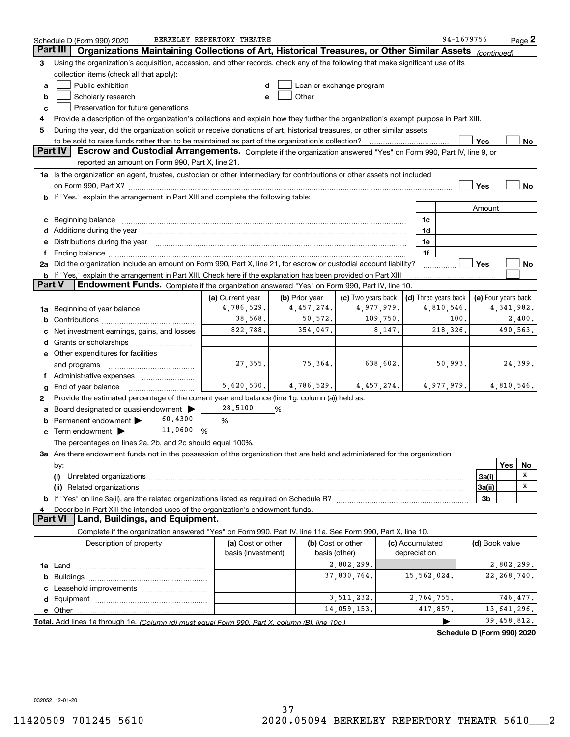Schedule D (Form 990) 2020 BERKELEY REPERTORY THEATRE 94-1679756

## Part III Organizations Maintaining Collections of Art, Historical Treasures, or Other Similar Assets *(continued)*

**3** Using the organization's acquisition, accession, and other records, check any of the following that make significant use of its collection items (check all that apply):

- **a** ☐ Public exhibition
- **b** ☐ Scholarly research
- **c** ☐ Preservation for future generations
- **d** ☐ Loan or exchange program
- **e** ☐ Other

**4** Provide a description of the organization's collections and explain how they further the organization's exempt purpose in Part XIII.

**5** During the year, did the organization solicit or receive donations of art, historical treasures, or other similar assets to be sold to raise funds rather than to be maintained as part of the organization's collection? ☐ Yes ☐ No

## Part IV Escrow and Custodial Arrangements.

Complete if the organization answered "Yes" on Form 990, Part IV, line 9, or reported an amount on Form 990, Part X, line 21.

**1a** Is the organization an agent, trustee, custodian or other intermediary for contributions or other assets not included on Form 990, Part X? ☐ Yes ☐ No

**b** If "Yes," explain the arrangement in Part XIII and complete the following table:

| | | Amount |
|---|---|---|
| **c** Beginning balance | 1c | |
| **d** Additions during the year | 1d | |
| **e** Distributions during the year | 1e | |
| **f** Ending balance | 1f | |

**2a** Did the organization include an amount on Form 990, Part X, line 21, for escrow or custodial account liability? ☐ Yes ☐ No

**b** If "Yes," explain the arrangement in Part XIII. Check here if the explanation has been provided on Part XIII ☐

## Part V Endowment Funds.

Complete if the organization answered "Yes" on Form 990, Part IV, line 10.

| | (a) Current year | (b) Prior year | (c) Two years back | (d) Three years back | (e) Four years back |
|---|---|---|---|---|---|
| **1a** Beginning of year balance | 4,786,529. | 4,457,274. | 4,977,979. | 4,810,546. | 4,341,982. |
| **b** Contributions | 38,568. | 50,572. | 109,750. | 100. | 2,400. |
| **c** Net investment earnings, gains, and losses | 822,788. | 354,047. | 8,147. | 218,326. | 490,563. |
| **d** Grants or scholarships | | | | | |
| **e** Other expenditures for facilities and programs | 27,355. | 75,364. | 638,602. | 50,993. | 24,399. |
| **f** Administrative expenses | | | | | |
| **g** End of year balance | 5,620,530. | 4,786,529. | 4,457,274. | 4,977,979. | 4,810,546. |

**2** Provide the estimated percentage of the current year end balance (line 1g, column (a)) held as:

- **a** Board designated or quasi-endowment ▶ 28.5100 %
- **b** Permanent endowment ▶ 60.4300 %
- **c** Term endowment ▶ 11.0600 %

The percentages on lines 2a, 2b, and 2c should equal 100%.

**3a** Are there endowment funds not in the possession of the organization that are held and administered for the organization by:

| | | Yes | No |
|---|---|---|---|
| **(i)** Unrelated organizations | 3a(i) | | X |
| **(ii)** Related organizations | 3a(ii) | | X |
| **b** If "Yes" on line 3a(ii), are the related organizations listed as required on Schedule R? | 3b | | |

**4** Describe in Part XIII the intended uses of the organization's endowment funds.

## Part VI Land, Buildings, and Equipment.

Complete if the organization answered "Yes" on Form 990, Part IV, line 11a. See Form 990, Part X, line 10.

| Description of property | (a) Cost or other basis (investment) | (b) Cost or other basis (other) | (c) Accumulated depreciation | (d) Book value |
|---|---|---|---|---|
| **1a** Land | | 2,802,299. | | 2,802,299. |
| **b** Buildings | | 37,830,764. | 15,562,024. | 22,268,740. |
| **c** Leasehold improvements | | | | |
| **d** Equipment | | 3,511,232. | 2,764,755. | 746,477. |
| **e** Other | | 14,059,153. | 417,857. | 13,641,296. |
| **Total.** Add lines 1a through 1e. *(Column (d) must equal Form 990, Part X, column (B), line 10c.)* | | | ▶ | 39,458,812. |

**Schedule D (Form 990) 2020**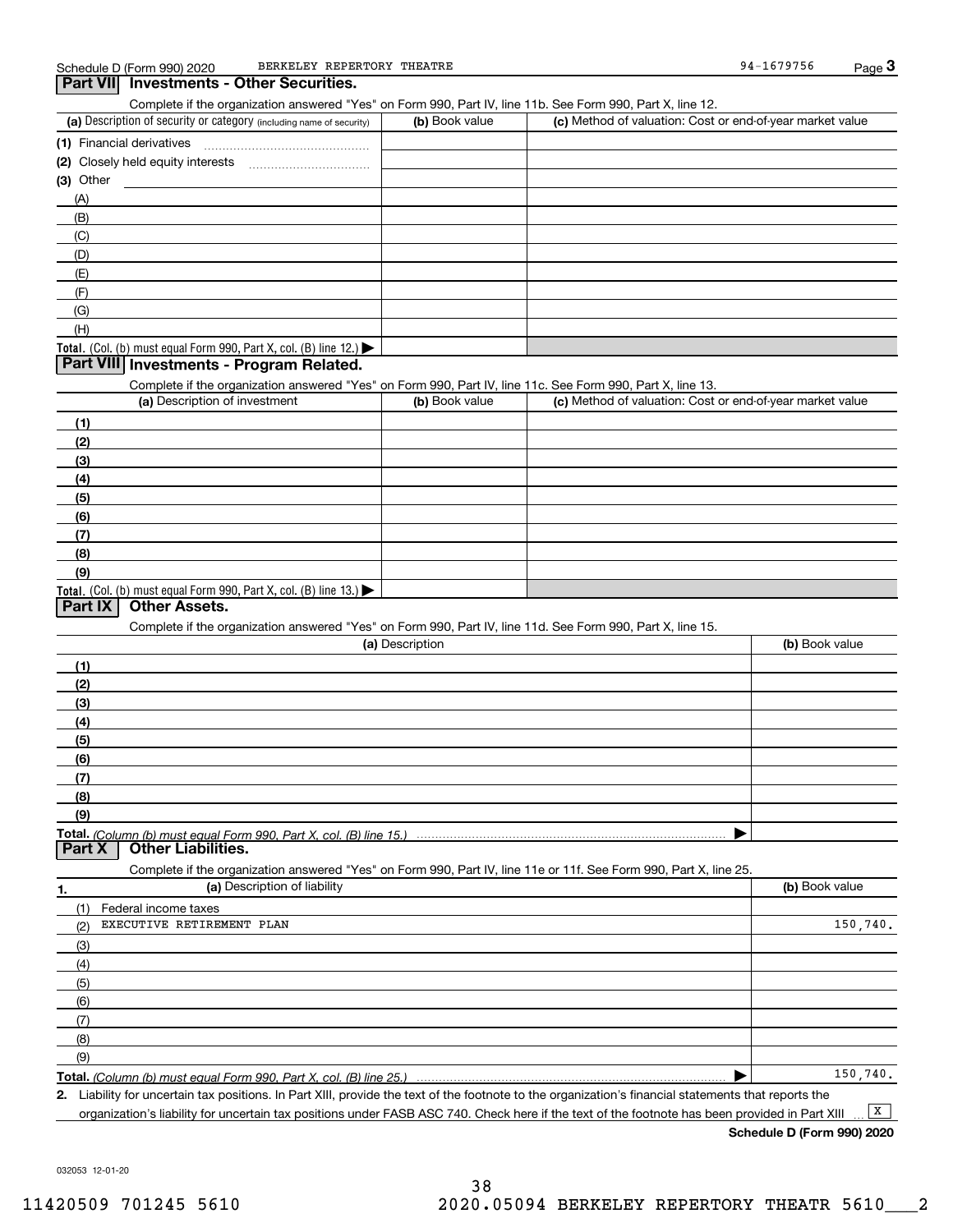Schedule D (Form 990) 2020 BERKELEY REPERTORY THEATRE 94-1679756

## Part VII Investments - Other Securities.

Complete if the organization answered "Yes" on Form 990, Part IV, line 11b. See Form 990, Part X, line 12.

| (a) Description of security or category (including name of security) | (b) Book value | (c) Method of valuation: Cost or end-of-year market value |
|---|---|---|
| (1) Financial derivatives | | |
| (2) Closely held equity interests | | |
| (3) Other | | |
| (A) | | |
| (B) | | |
| (C) | | |
| (D) | | |
| (E) | | |
| (F) | | |
| (G) | | |
| (H) | | |
| **Total.** (Col. (b) must equal Form 990, Part X, col. (B) line 12.) ▶ | | |

## Part VIII Investments - Program Related.

Complete if the organization answered "Yes" on Form 990, Part IV, line 11c. See Form 990, Part X, line 13.

| (a) Description of investment | (b) Book value | (c) Method of valuation: Cost or end-of-year market value |
|---|---|---|
| (1) | | |
| (2) | | |
| (3) | | |
| (4) | | |
| (5) | | |
| (6) | | |
| (7) | | |
| (8) | | |
| (9) | | |
| **Total.** (Col. (b) must equal Form 990, Part X, col. (B) line 13.) ▶ | | |

## Part IX Other Assets.

Complete if the organization answered "Yes" on Form 990, Part IV, line 11d. See Form 990, Part X, line 15.

| (a) Description | (b) Book value |
|---|---|
| (1) | |
| (2) | |
| (3) | |
| (4) | |
| (5) | |
| (6) | |
| (7) | |
| (8) | |
| (9) | |
| **Total.** *(Column (b) must equal Form 990, Part X, col. (B) line 15.)* ▶ | |

## Part X Other Liabilities.

Complete if the organization answered "Yes" on Form 990, Part IV, line 11e or 11f. See Form 990, Part X, line 25.

| 1. (a) Description of liability | (b) Book value |
|---|---|
| (1) Federal income taxes | |
| (2) EXECUTIVE RETIREMENT PLAN | 150,740. |
| (3) | |
| (4) | |
| (5) | |
| (6) | |
| (7) | |
| (8) | |
| (9) | |
| **Total.** *(Column (b) must equal Form 990, Part X, col. (B) line 25.)* ▶ | 150,740. |

2. Liability for uncertain tax positions. In Part XIII, provide the text of the footnote to the organization's financial statements that reports the organization's liability for uncertain tax positions under FASB ASC 740. Check here if the text of the footnote has been provided in Part XIII ... [X]

**Schedule D (Form 990) 2020**

032053 12-01-20

11420509 701245 5610 2020.05094 BERKELEY REPERTORY THEATR 5610___2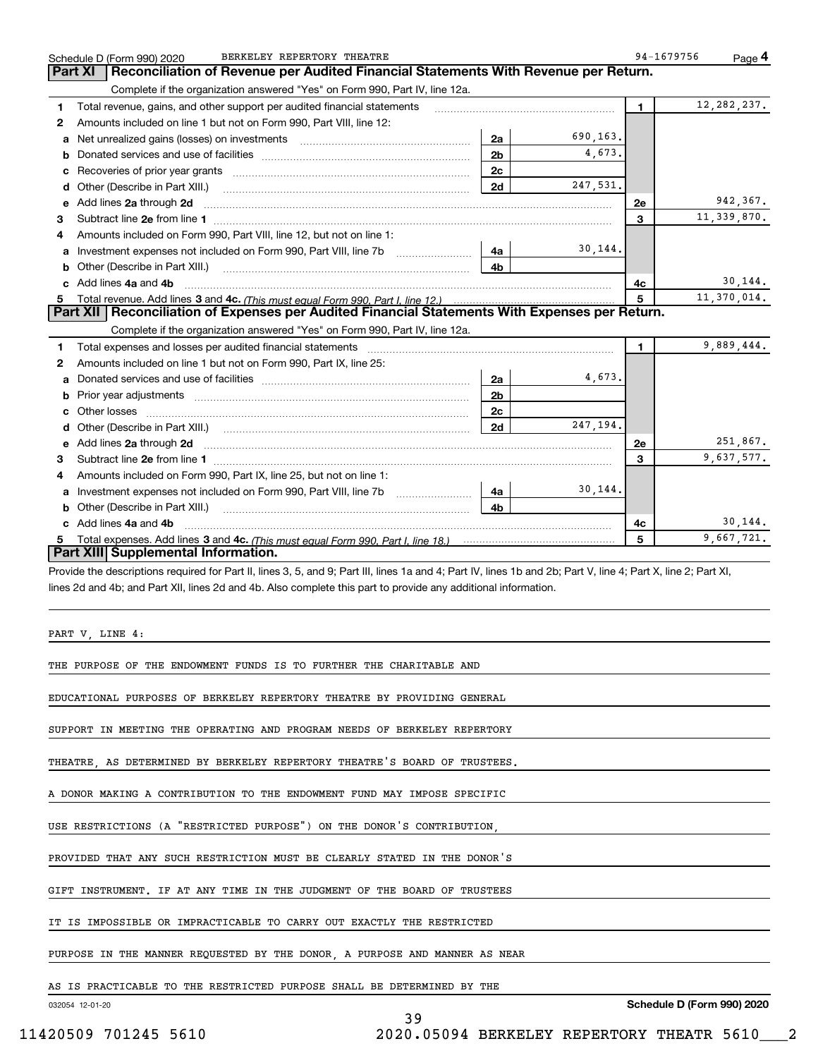Schedule D (Form 990) 2020 BERKELEY REPERTORY THEATRE 94-1679756 Page 4

## Part XI Reconciliation of Revenue per Audited Financial Statements With Revenue per Return.

Complete if the organization answered "Yes" on Form 990, Part IV, line 12a.

| | | | | | |
|---|---|---|---|---|---|
| 1 | Total revenue, gains, and other support per audited financial statements | | | 1 | 12,282,237. |
| 2 | Amounts included on line 1 but not on Form 990, Part VIII, line 12: | | | | |
| a | Net unrealized gains (losses) on investments | 2a | 690,163. | | |
| b | Donated services and use of facilities | 2b | 4,673. | | |
| c | Recoveries of prior year grants | 2c | | | |
| d | Other (Describe in Part XIII.) | 2d | 247,531. | | |
| e | Add lines 2a through 2d | | | 2e | 942,367. |
| 3 | Subtract line 2e from line 1 | | | 3 | 11,339,870. |
| 4 | Amounts included on Form 990, Part VIII, line 12, but not on line 1: | | | | |
| a | Investment expenses not included on Form 990, Part VIII, line 7b | 4a | 30,144. | | |
| b | Other (Describe in Part XIII.) | 4b | | | |
| c | Add lines 4a and 4b | | | 4c | 30,144. |
| 5 | Total revenue. Add lines 3 and 4c. *(This must equal Form 990, Part I, line 12.)* | | | 5 | 11,370,014. |

## Part XII Reconciliation of Expenses per Audited Financial Statements With Expenses per Return.

Complete if the organization answered "Yes" on Form 990, Part IV, line 12a.

| | | | | | |
|---|---|---|---|---|---|
| 1 | Total expenses and losses per audited financial statements | | | 1 | 9,889,444. |
| 2 | Amounts included on line 1 but not on Form 990, Part IX, line 25: | | | | |
| a | Donated services and use of facilities | 2a | 4,673. | | |
| b | Prior year adjustments | 2b | | | |
| c | Other losses | 2c | | | |
| d | Other (Describe in Part XIII.) | 2d | 247,194. | | |
| e | Add lines 2a through 2d | | | 2e | 251,867. |
| 3 | Subtract line 2e from line 1 | | | 3 | 9,637,577. |
| 4 | Amounts included on Form 990, Part IX, line 25, but not on line 1: | | | | |
| a | Investment expenses not included on Form 990, Part VIII, line 7b | 4a | 30,144. | | |
| b | Other (Describe in Part XIII.) | 4b | | | |
| c | Add lines 4a and 4b | | | 4c | 30,144. |
| 5 | Total expenses. Add lines 3 and 4c. *(This must equal Form 990, Part I, line 18.)* | | | 5 | 9,667,721. |

## Part XIII Supplemental Information.

Provide the descriptions required for Part II, lines 3, 5, and 9; Part III, lines 1a and 4; Part IV, lines 1b and 2b; Part V, line 4; Part X, line 2; Part XI, lines 2d and 4b; and Part XII, lines 2d and 4b. Also complete this part to provide any additional information.

PART V, LINE 4:

THE PURPOSE OF THE ENDOWMENT FUNDS IS TO FURTHER THE CHARITABLE AND EDUCATIONAL PURPOSES OF BERKELEY REPERTORY THEATRE BY PROVIDING GENERAL SUPPORT IN MEETING THE OPERATING AND PROGRAM NEEDS OF BERKELEY REPERTORY THEATRE, AS DETERMINED BY BERKELEY REPERTORY THEATRE'S BOARD OF TRUSTEES. A DONOR MAKING A CONTRIBUTION TO THE ENDOWMENT FUND MAY IMPOSE SPECIFIC USE RESTRICTIONS (A "RESTRICTED PURPOSE") ON THE DONOR'S CONTRIBUTION, PROVIDED THAT ANY SUCH RESTRICTION MUST BE CLEARLY STATED IN THE DONOR'S GIFT INSTRUMENT. IF AT ANY TIME IN THE JUDGMENT OF THE BOARD OF TRUSTEES IT IS IMPOSSIBLE OR IMPRACTICABLE TO CARRY OUT EXACTLY THE RESTRICTED PURPOSE IN THE MANNER REQUESTED BY THE DONOR, A PURPOSE AND MANNER AS NEAR AS IS PRACTICABLE TO THE RESTRICTED PURPOSE SHALL BE DETERMINED BY THE

032054 12-01-20 Schedule D (Form 990) 2020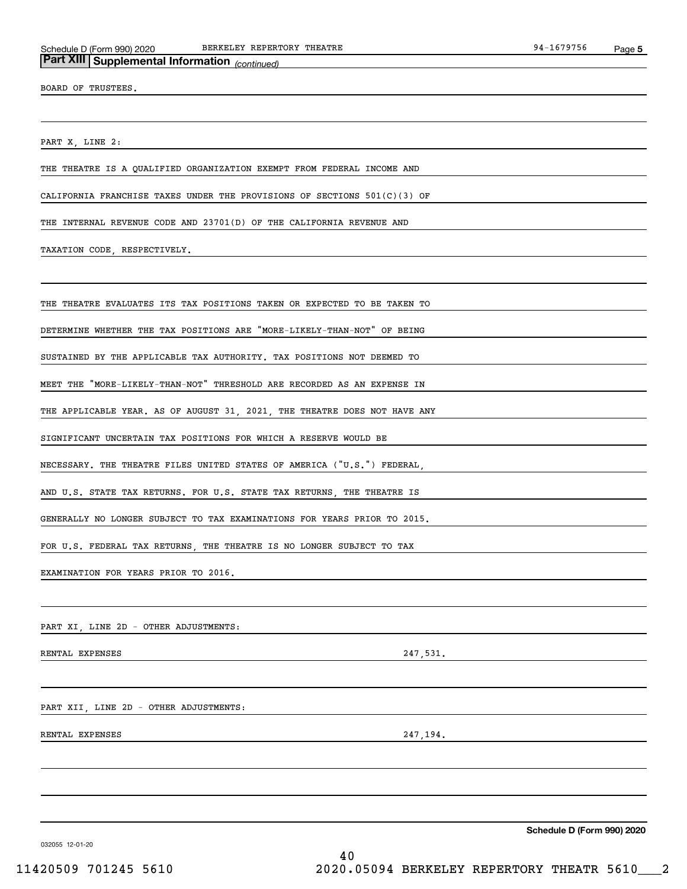## Part XIII Supplemental Information *(continued)*

BOARD OF TRUSTEES.

PART X, LINE 2:

THE THEATRE IS A QUALIFIED ORGANIZATION EXEMPT FROM FEDERAL INCOME AND CALIFORNIA FRANCHISE TAXES UNDER THE PROVISIONS OF SECTIONS 501(C)(3) OF THE INTERNAL REVENUE CODE AND 23701(D) OF THE CALIFORNIA REVENUE AND TAXATION CODE, RESPECTIVELY.

THE THEATRE EVALUATES ITS TAX POSITIONS TAKEN OR EXPECTED TO BE TAKEN TO DETERMINE WHETHER THE TAX POSITIONS ARE "MORE-LIKELY-THAN-NOT" OF BEING SUSTAINED BY THE APPLICABLE TAX AUTHORITY. TAX POSITIONS NOT DEEMED TO MEET THE "MORE-LIKELY-THAN-NOT" THRESHOLD ARE RECORDED AS AN EXPENSE IN THE APPLICABLE YEAR. AS OF AUGUST 31, 2021, THE THEATRE DOES NOT HAVE ANY SIGNIFICANT UNCERTAIN TAX POSITIONS FOR WHICH A RESERVE WOULD BE NECESSARY. THE THEATRE FILES UNITED STATES OF AMERICA ("U.S.") FEDERAL, AND U.S. STATE TAX RETURNS. FOR U.S. STATE TAX RETURNS, THE THEATRE IS GENERALLY NO LONGER SUBJECT TO TAX EXAMINATIONS FOR YEARS PRIOR TO 2015. FOR U.S. FEDERAL TAX RETURNS, THE THEATRE IS NO LONGER SUBJECT TO TAX EXAMINATION FOR YEARS PRIOR TO 2016.

PART XI, LINE 2D - OTHER ADJUSTMENTS:

| | |
|---|---|
| RENTAL EXPENSES | 247,531. |

PART XII, LINE 2D - OTHER ADJUSTMENTS:

| | |
|---|---|
| RENTAL EXPENSES | 247,194. |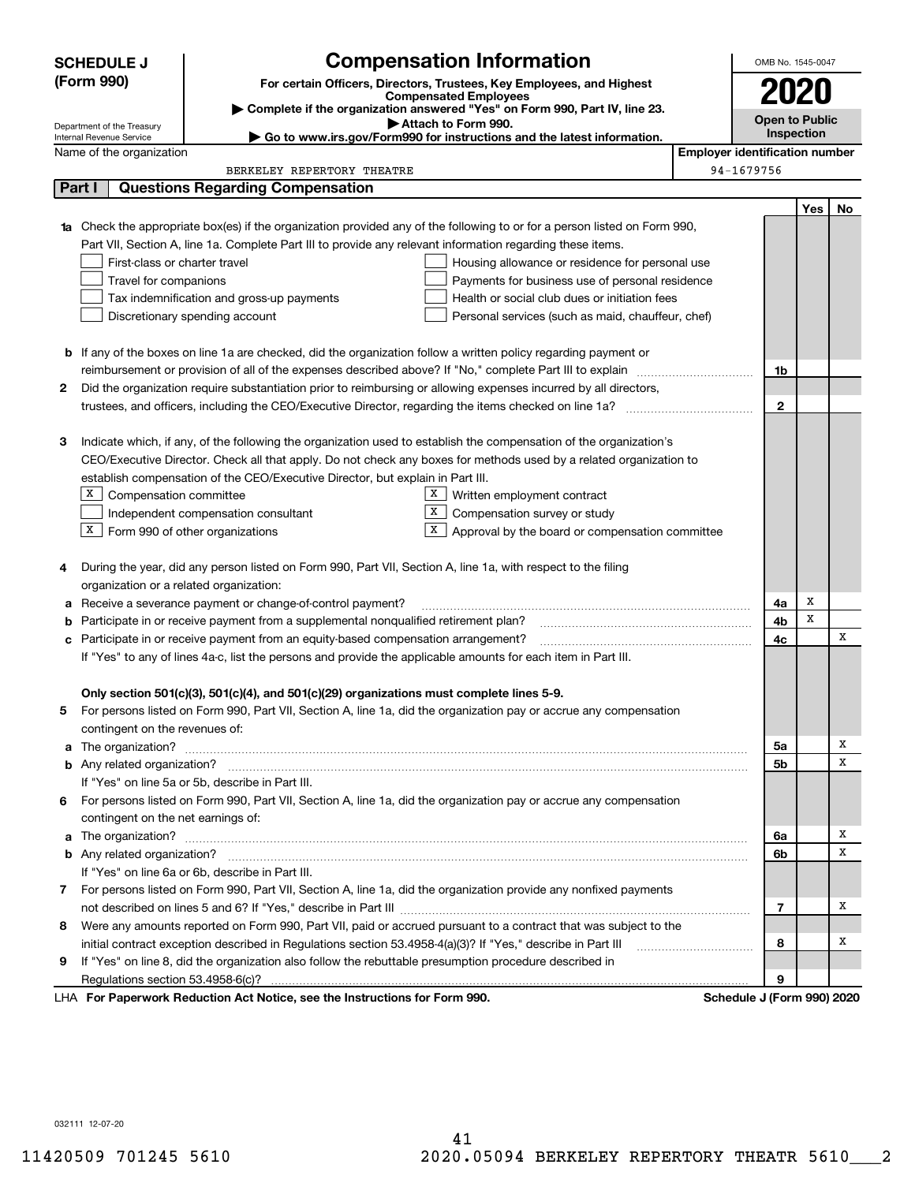**SCHEDULE J (Form 990)**

Department of the Treasury
Internal Revenue Service

# Compensation Information

**For certain Officers, Directors, Trustees, Key Employees, and Highest Compensated Employees**

▶ **Complete if the organization answered "Yes" on Form 990, Part IV, line 23.**

▶ **Attach to Form 990.**

▶ **Go to www.irs.gov/Form990 for instructions and the latest information.**

OMB No. 1545-0047

**2020**

**Open to Public Inspection**

Name of the organization: BERKELEY REPERTORY THEATRE

Employer identification number: 94-1679756

## Part I Questions Regarding Compensation

| | | | Yes | No |
|---|---|---|---|---|
| **1a** | Check the appropriate box(es) if the organization provided any of the following to or for a person listed on Form 990, Part VII, Section A, line 1a. Complete Part III to provide any relevant information regarding these items.<br>☐ First-class or charter travel ☐ Housing allowance or residence for personal use<br>☐ Travel for companions ☐ Payments for business use of personal residence<br>☐ Tax indemnification and gross-up payments ☐ Health or social club dues or initiation fees<br>☐ Discretionary spending account ☐ Personal services (such as maid, chauffeur, chef) | | | |
| **b** | If any of the boxes on line 1a are checked, did the organization follow a written policy regarding payment or reimbursement or provision of all of the expenses described above? If "No," complete Part III to explain | 1b | | |
| **2** | Did the organization require substantiation prior to reimbursing or allowing expenses incurred by all directors, trustees, and officers, including the CEO/Executive Director, regarding the items checked on line 1a? | 2 | | |
| **3** | Indicate which, if any, of the following the organization used to establish the compensation of the organization's CEO/Executive Director. Check all that apply. Do not check any boxes for methods used by a related organization to establish compensation of the CEO/Executive Director, but explain in Part III.<br>☒ Compensation committee ☒ Written employment contract<br>☐ Independent compensation consultant ☒ Compensation survey or study<br>☒ Form 990 of other organizations ☒ Approval by the board or compensation committee | | | |
| **4** | During the year, did any person listed on Form 990, Part VII, Section A, line 1a, with respect to the filing organization or a related organization: | | | |
| **a** | Receive a severance payment or change-of-control payment? | 4a | X | |
| **b** | Participate in or receive payment from a supplemental nonqualified retirement plan? | 4b | X | |
| **c** | Participate in or receive payment from an equity-based compensation arrangement? | 4c | | X |
| | If "Yes" to any of lines 4a-c, list the persons and provide the applicable amounts for each item in Part III. | | | |
| | **Only section 501(c)(3), 501(c)(4), and 501(c)(29) organizations must complete lines 5-9.** | | | |
| **5** | For persons listed on Form 990, Part VII, Section A, line 1a, did the organization pay or accrue any compensation contingent on the revenues of: | | | |
| **a** | The organization? | 5a | | X |
| **b** | Any related organization? | 5b | | X |
| | If "Yes" on line 5a or 5b, describe in Part III. | | | |
| **6** | For persons listed on Form 990, Part VII, Section A, line 1a, did the organization pay or accrue any compensation contingent on the net earnings of: | | | |
| **a** | The organization? | 6a | | X |
| **b** | Any related organization? | 6b | | X |
| | If "Yes" on line 6a or 6b, describe in Part III. | | | |
| **7** | For persons listed on Form 990, Part VII, Section A, line 1a, did the organization provide any nonfixed payments not described on lines 5 and 6? If "Yes," describe in Part III | 7 | | X |
| **8** | Were any amounts reported on Form 990, Part VII, paid or accrued pursuant to a contract that was subject to the initial contract exception described in Regulations section 53.4958-4(a)(3)? If "Yes," describe in Part III | 8 | | X |
| **9** | If "Yes" on line 8, did the organization also follow the rebuttable presumption procedure described in Regulations section 53.4958-6(c)? | 9 | | |

LHA **For Paperwork Reduction Act Notice, see the Instructions for Form 990.** **Schedule J (Form 990) 2020**

032111 12-07-20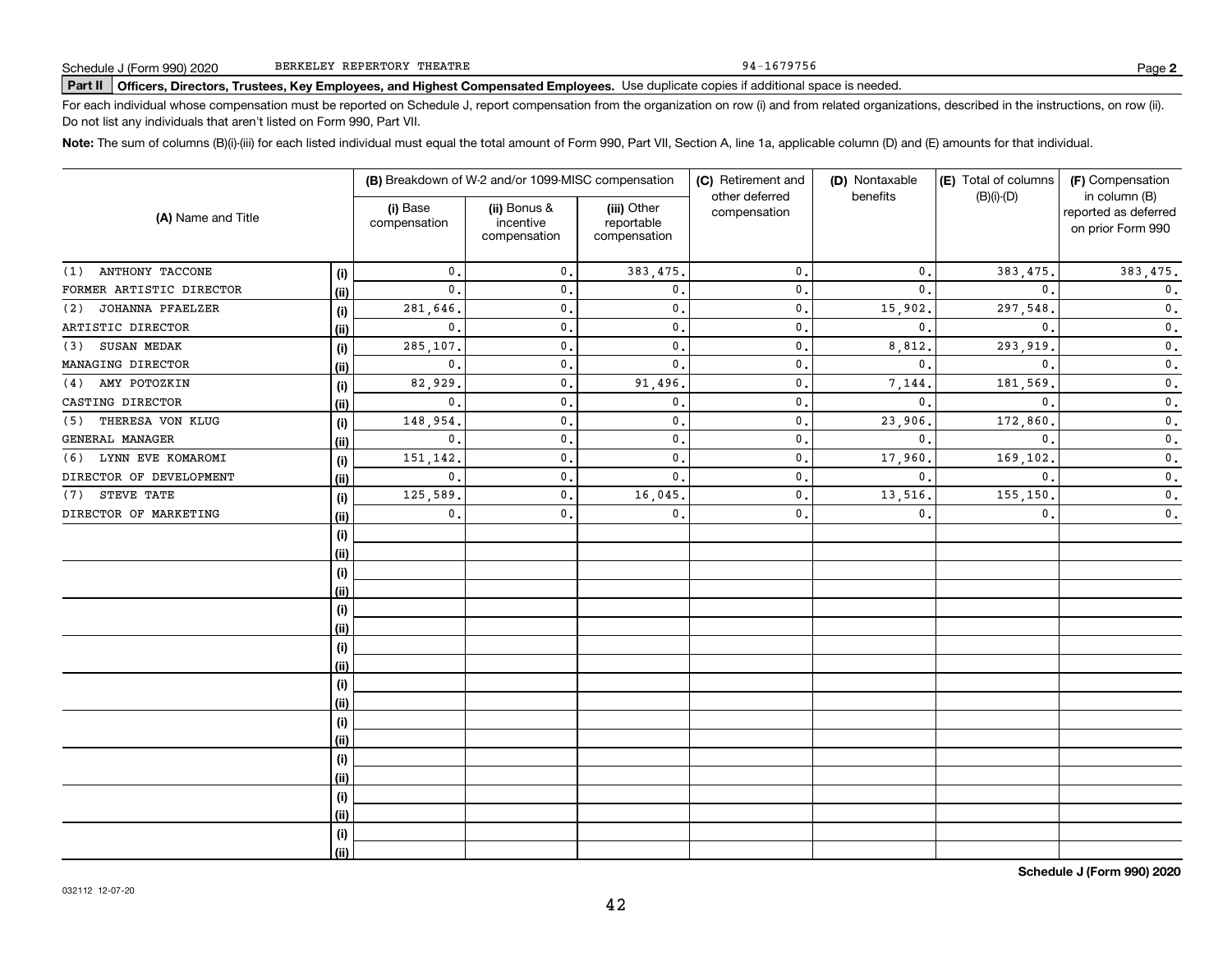Schedule J (Form 990) 2020 BERKELEY REPERTORY THEATRE 94-1679756

**Part II Officers, Directors, Trustees, Key Employees, and Highest Compensated Employees.** Use duplicate copies if additional space is needed.

For each individual whose compensation must be reported on Schedule J, report compensation from the organization on row (i) and from related organizations, described in the instructions, on row (ii). Do not list any individuals that aren't listed on Form 990, Part VII.

**Note:** The sum of columns (B)(i)-(iii) for each listed individual must equal the total amount of Form 990, Part VII, Section A, line 1a, applicable column (D) and (E) amounts for that individual.

| (A) Name and Title | | (B) Breakdown of W-2 and/or 1099-MISC compensation | | | (C) Retirement and other deferred compensation | (D) Nontaxable benefits | (E) Total of columns (B)(i)-(D) | (F) Compensation in column (B) reported as deferred on prior Form 990 |
|---|---|---|---|---|---|---|---|---|
| | | (i) Base compensation | (ii) Bonus & incentive compensation | (iii) Other reportable compensation | | | | |
| (1) ANTHONY TACCONE | (i) | 0. | 0. | 383,475. | 0. | 0. | 383,475. | 383,475. |
| FORMER ARTISTIC DIRECTOR | (ii) | 0. | 0. | 0. | 0. | 0. | 0. | 0. |
| (2) JOHANNA PFAELZER | (i) | 281,646. | 0. | 0. | 0. | 15,902. | 297,548. | 0. |
| ARTISTIC DIRECTOR | (ii) | 0. | 0. | 0. | 0. | 0. | 0. | 0. |
| (3) SUSAN MEDAK | (i) | 285,107. | 0. | 0. | 0. | 8,812. | 293,919. | 0. |
| MANAGING DIRECTOR | (ii) | 0. | 0. | 0. | 0. | 0. | 0. | 0. |
| (4) AMY POTOZKIN | (i) | 82,929. | 0. | 91,496. | 0. | 7,144. | 181,569. | 0. |
| CASTING DIRECTOR | (ii) | 0. | 0. | 0. | 0. | 0. | 0. | 0. |
| (5) THERESA VON KLUG | (i) | 148,954. | 0. | 0. | 0. | 23,906. | 172,860. | 0. |
| GENERAL MANAGER | (ii) | 0. | 0. | 0. | 0. | 0. | 0. | 0. |
| (6) LYNN EVE KOMAROMI | (i) | 151,142. | 0. | 0. | 0. | 17,960. | 169,102. | 0. |
| DIRECTOR OF DEVELOPMENT | (ii) | 0. | 0. | 0. | 0. | 0. | 0. | 0. |
| (7) STEVE TATE | (i) | 125,589. | 0. | 16,045. | 0. | 13,516. | 155,150. | 0. |
| DIRECTOR OF MARKETING | (ii) | 0. | 0. | 0. | 0. | 0. | 0. | 0. |
| | (i) | | | | | | | |
| | (ii) | | | | | | | |
| | (i) | | | | | | | |
| | (ii) | | | | | | | |
| | (i) | | | | | | | |
| | (ii) | | | | | | | |
| | (i) | | | | | | | |
| | (ii) | | | | | | | |
| | (i) | | | | | | | |
| | (ii) | | | | | | | |
| | (i) | | | | | | | |
| | (ii) | | | | | | | |
| | (i) | | | | | | | |
| | (ii) | | | | | | | |
| | (i) | | | | | | | |
| | (ii) | | | | | | | |
| | (i) | | | | | | | |
| | (ii) | | | | | | | |

**Schedule J (Form 990) 2020**

032112 12-07-20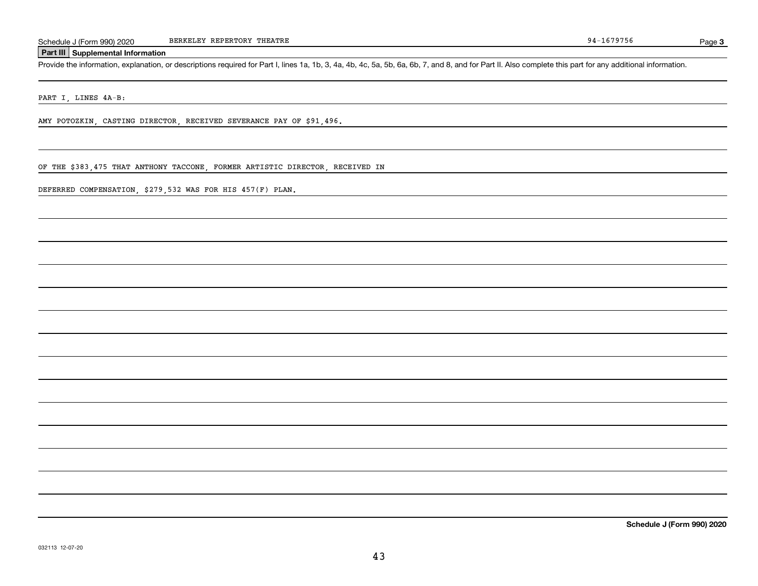Schedule J (Form 990) 2020 BERKELEY REPERTORY THEATRE 94-1679756

## Part III Supplemental Information

Provide the information, explanation, or descriptions required for Part I, lines 1a, 1b, 3, 4a, 4b, 4c, 5a, 5b, 6a, 6b, 7, and 8, and for Part II. Also complete this part for any additional information.

PART I, LINES 4A-B:

AMY POTOZKIN, CASTING DIRECTOR, RECEIVED SEVERANCE PAY OF $91,496.

OF THE $383,475 THAT ANTHONY TACCONE, FORMER ARTISTIC DIRECTOR, RECEIVED IN DEFERRED COMPENSATION, $279,532 WAS FOR HIS 457(F) PLAN.

Schedule J (Form 990) 2020

032113 12-07-20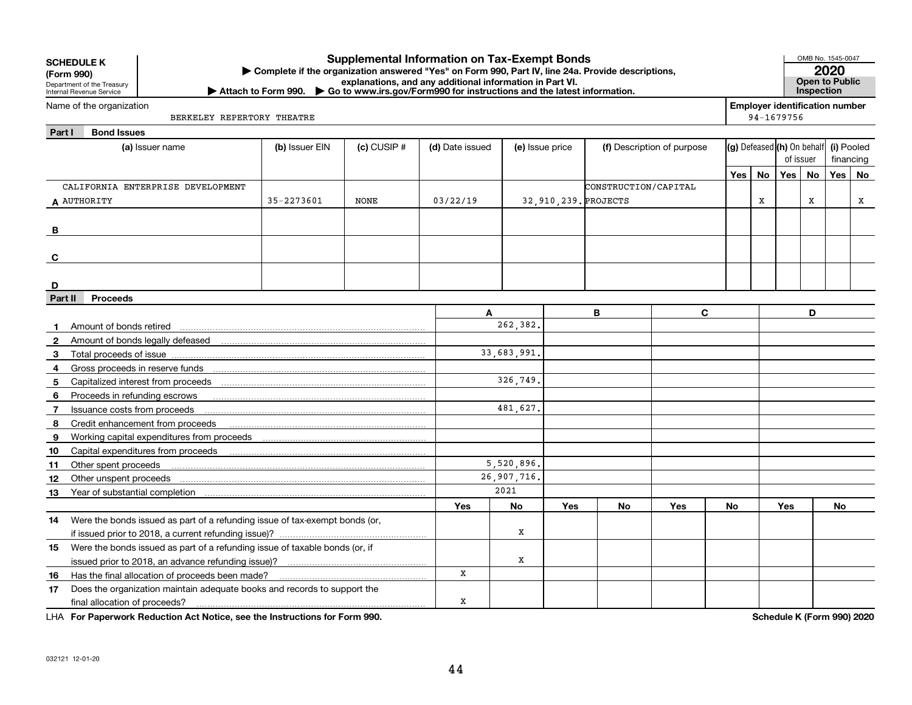**SCHEDULE K (Form 990)**
Department of the Treasury
Internal Revenue Service

# Supplemental Information on Tax-Exempt Bonds

▶ Complete if the organization answered "Yes" on Form 990, Part IV, line 24a. Provide descriptions, explanations, and any additional information in Part VI.
▶ Attach to Form 990. ▶ Go to www.irs.gov/Form990 for instructions and the latest information.

OMB No. 1545-0047
**2020**
**Open to Public Inspection**

Name of the organization: BERKELEY REPERTORY THEATRE
Employer identification number: 94-1679756

## Part I Bond Issues

| | (a) Issuer name | (b) Issuer EIN | (c) CUSIP # | (d) Date issued | (e) Issue price | (f) Description of purpose | (g) Defeased Yes | (g) Defeased No | (h) On behalf of issuer Yes | (h) On behalf of issuer No | (i) Pooled financing Yes | (i) Pooled financing No |
|---|---|---|---|---|---|---|---|---|---|---|---|---|
| A | CALIFORNIA ENTERPRISE DEVELOPMENT AUTHORITY | 35-2273601 | NONE | 03/22/19 | 32,910,239. | CONSTRUCTION/CAPITAL PROJECTS | | X | | X | | X |
| B | | | | | | | | | | | | |
| C | | | | | | | | | | | | |
| D | | | | | | | | | | | | |

## Part II Proceeds

| | | A | B | C | D |
|---|---|---|---|---|---|
| 1 | Amount of bonds retired | 262,382. | | | |
| 2 | Amount of bonds legally defeased | | | | |
| 3 | Total proceeds of issue | 33,683,991. | | | |
| 4 | Gross proceeds in reserve funds | | | | |
| 5 | Capitalized interest from proceeds | 326,749. | | | |
| 6 | Proceeds in refunding escrows | | | | |
| 7 | Issuance costs from proceeds | 481,627. | | | |
| 8 | Credit enhancement from proceeds | | | | |
| 9 | Working capital expenditures from proceeds | | | | |
| 10 | Capital expenditures from proceeds | | | | |
| 11 | Other spent proceeds | 5,520,896. | | | |
| 12 | Other unspent proceeds | 26,907,716. | | | |
| 13 | Year of substantial completion | 2021 | | | |

| | | A Yes | A No | B Yes | B No | C Yes | C No | D Yes | D No |
|---|---|---|---|---|---|---|---|---|---|
| 14 | Were the bonds issued as part of a refunding issue of tax-exempt bonds (or, if issued prior to 2018, a current refunding issue)? | | X | | | | | | |
| 15 | Were the bonds issued as part of a refunding issue of taxable bonds (or, if issued prior to 2018, an advance refunding issue)? | | X | | | | | | |
| 16 | Has the final allocation of proceeds been made? | X | | | | | | | |
| 17 | Does the organization maintain adequate books and records to support the final allocation of proceeds? | X | | | | | | | |

LHA **For Paperwork Reduction Act Notice, see the Instructions for Form 990.** **Schedule K (Form 990) 2020**

032121 12-01-20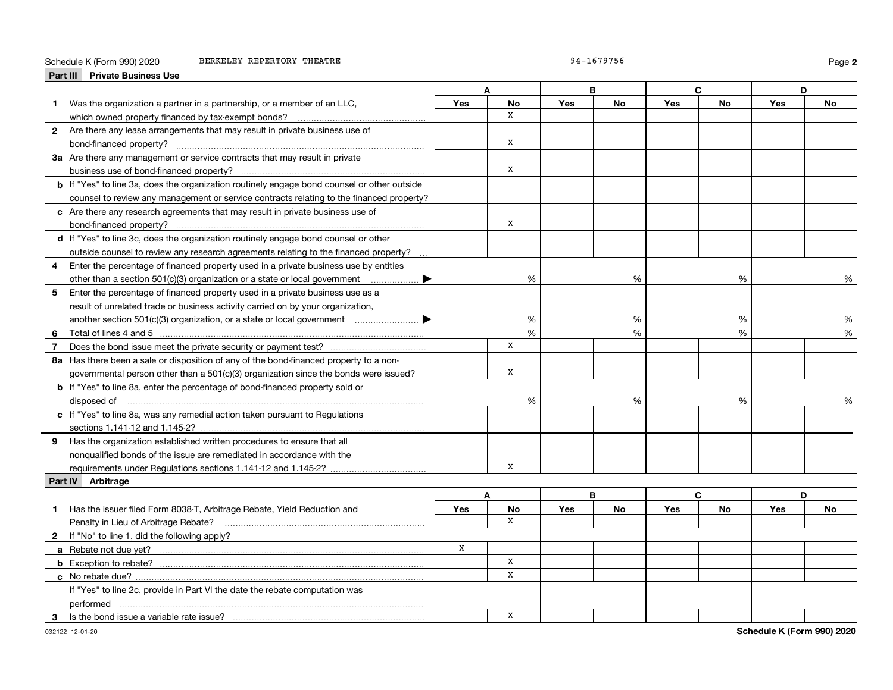Schedule K (Form 990) 2020 BERKELEY REPERTORY THEATRE 94-1679756 Page **2**

## Part III Private Business Use

| | A | | B | | C | | D | |
|---|---|---|---|---|---|---|---|---|
| | Yes | No | Yes | No | Yes | No | Yes | No |
| **1** Was the organization a partner in a partnership, or a member of an LLC, which owned property financed by tax-exempt bonds? | | X | | | | | | |
| **2** Are there any lease arrangements that may result in private business use of bond-financed property? | | X | | | | | | |
| **3a** Are there any management or service contracts that may result in private business use of bond-financed property? | | X | | | | | | |
| **b** If "Yes" to line 3a, does the organization routinely engage bond counsel or other outside counsel to review any management or service contracts relating to the financed property? | | | | | | | | |
| **c** Are there any research agreements that may result in private business use of bond-financed property? | | X | | | | | | |
| **d** If "Yes" to line 3c, does the organization routinely engage bond counsel or other outside counsel to review any research agreements relating to the financed property? | | | | | | | | |
| **4** Enter the percentage of financed property used in a private business use by entities other than a section 501(c)(3) organization or a state or local government ▶ | | % | | % | | % | | % |
| **5** Enter the percentage of financed property used in a private business use as a result of unrelated trade or business activity carried on by your organization, another section 501(c)(3) organization, or a state or local government ▶ | | % | | % | | % | | % |
| **6** Total of lines 4 and 5 | | % | | % | | % | | % |
| **7** Does the bond issue meet the private security or payment test? | | X | | | | | | |
| **8a** Has there been a sale or disposition of any of the bond-financed property to a non-governmental person other than a 501(c)(3) organization since the bonds were issued? | | X | | | | | | |
| **b** If "Yes" to line 8a, enter the percentage of bond-financed property sold or disposed of | | % | | % | | % | | % |
| **c** If "Yes" to line 8a, was any remedial action taken pursuant to Regulations sections 1.141-12 and 1.145-2? | | | | | | | | |
| **9** Has the organization established written procedures to ensure that all nonqualified bonds of the issue are remediated in accordance with the requirements under Regulations sections 1.141-12 and 1.145-2? | | X | | | | | | |

## Part IV Arbitrage

| | A | | B | | C | | D | |
|---|---|---|---|---|---|---|---|---|
| | Yes | No | Yes | No | Yes | No | Yes | No |
| **1** Has the issuer filed Form 8038-T, Arbitrage Rebate, Yield Reduction and Penalty in Lieu of Arbitrage Rebate? | | X | | | | | | |
| **2** If "No" to line 1, did the following apply? | | | | | | | | |
| **a** Rebate not due yet? | X | | | | | | | |
| **b** Exception to rebate? | | X | | | | | | |
| **c** No rebate due? | | X | | | | | | |
| If "Yes" to line 2c, provide in Part VI the date the rebate computation was performed | | | | | | | | |
| **3** Is the bond issue a variable rate issue? | | X | | | | | | |

032122 12-01-20 **Schedule K (Form 990) 2020**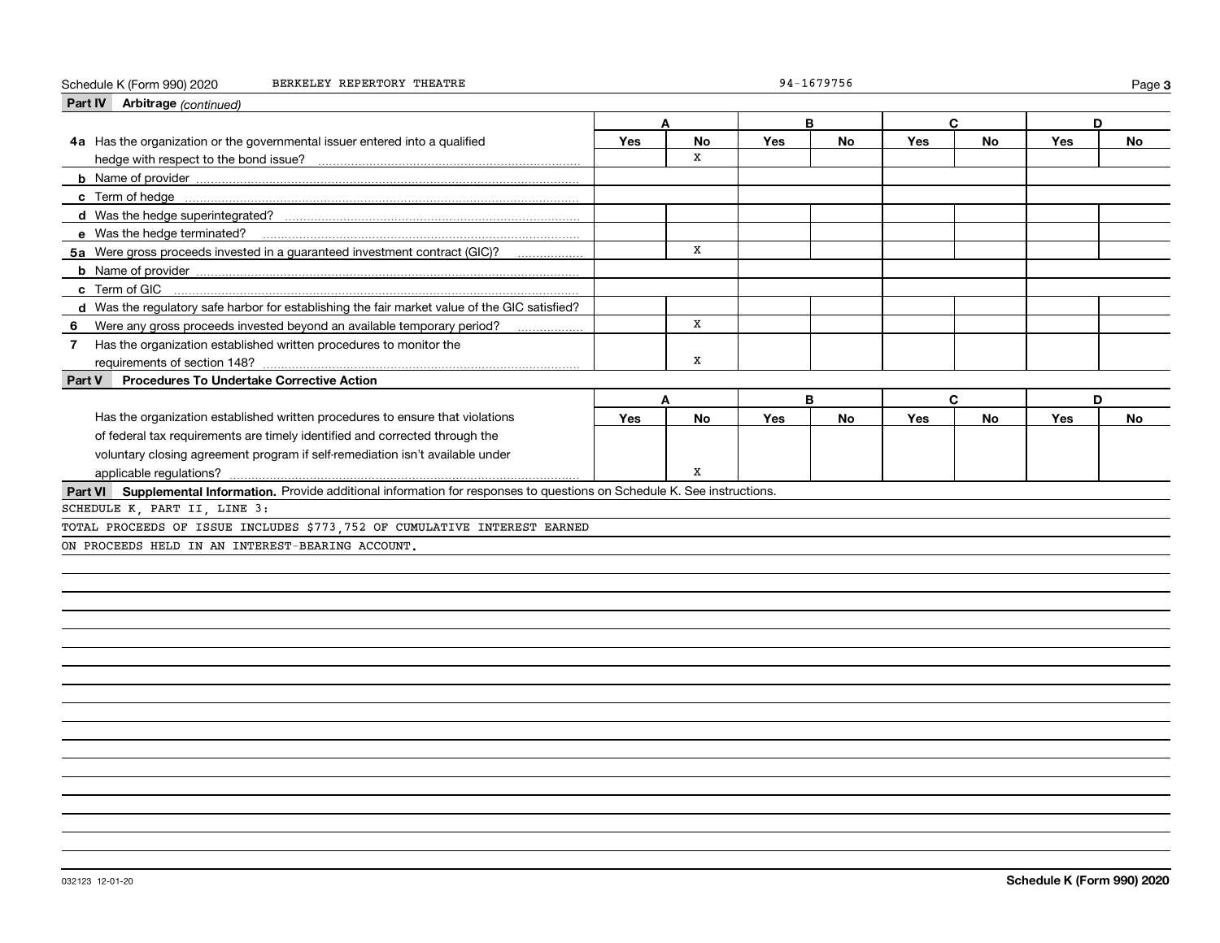Schedule K (Form 990) 2020 BERKELEY REPERTORY THEATRE 94-1679756

**Part IV Arbitrage** *(continued)*

| | A | | B | | C | | D | |
|---|---|---|---|---|---|---|---|---|
| | Yes | No | Yes | No | Yes | No | Yes | No |
| **4a** Has the organization or the governmental issuer entered into a qualified hedge with respect to the bond issue? | | X | | | | | | |
| **b** Name of provider | | | | | | | | |
| **c** Term of hedge | | | | | | | | |
| **d** Was the hedge superintegrated? | | | | | | | | |
| **e** Was the hedge terminated? | | | | | | | | |
| **5a** Were gross proceeds invested in a guaranteed investment contract (GIC)? | | X | | | | | | |
| **b** Name of provider | | | | | | | | |
| **c** Term of GIC | | | | | | | | |
| **d** Was the regulatory safe harbor for establishing the fair market value of the GIC satisfied? | | | | | | | | |
| **6** Were any gross proceeds invested beyond an available temporary period? | | X | | | | | | |
| **7** Has the organization established written procedures to monitor the requirements of section 148? | | X | | | | | | |

**Part V Procedures To Undertake Corrective Action**

| | A | | B | | C | | D | |
|---|---|---|---|---|---|---|---|---|
| | Yes | No | Yes | No | Yes | No | Yes | No |
| Has the organization established written procedures to ensure that violations of federal tax requirements are timely identified and corrected through the voluntary closing agreement program if self-remediation isn't available under applicable regulations? | | X | | | | | | |

**Part VI Supplemental Information.** Provide additional information for responses to questions on Schedule K. See instructions.

SCHEDULE K, PART II, LINE 3:

TOTAL PROCEEDS OF ISSUE INCLUDES $773,752 OF CUMULATIVE INTEREST EARNED ON PROCEEDS HELD IN AN INTEREST-BEARING ACCOUNT.

032123 12-01-20 **Schedule K (Form 990) 2020**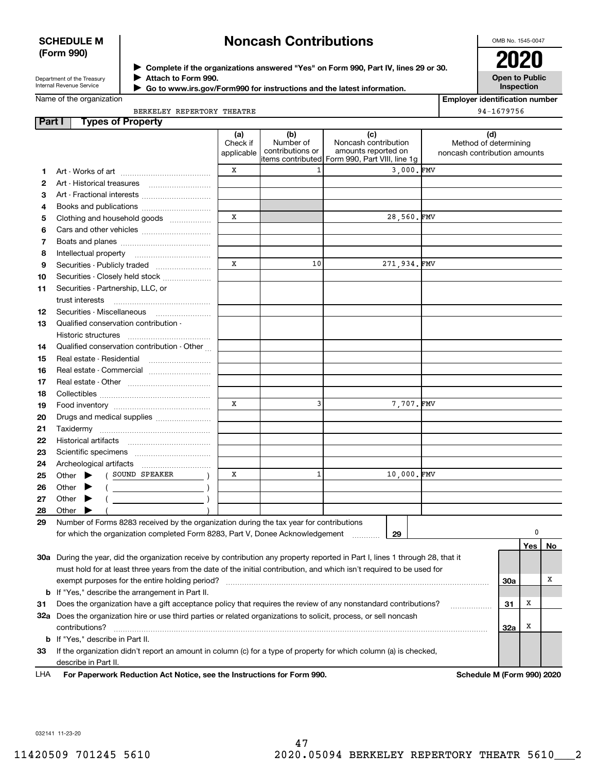**SCHEDULE M**
**(Form 990)**

Department of the Treasury
Internal Revenue Service

# Noncash Contributions

▶ **Complete if the organizations answered "Yes" on Form 990, Part IV, lines 29 or 30.**
▶ **Attach to Form 990.**
▶ **Go to www.irs.gov/Form990 for instructions and the latest information.**

OMB No. 1545-0047

**2020**

**Open to Public Inspection**

Name of the organization: BERKELEY REPERTORY THEATRE

**Employer identification number:** 94-1679756

## Part I Types of Property

| | | (a) Check if applicable | (b) Number of contributions or items contributed | (c) Noncash contribution amounts reported on Form 990, Part VIII, line 1g | (d) Method of determining noncash contribution amounts |
|---|---|---|---|---|---|
| 1 | Art - Works of art | X | 1 | 3,000. | FMV |
| 2 | Art - Historical treasures | | | | |
| 3 | Art - Fractional interests | | | | |
| 4 | Books and publications | | | | |
| 5 | Clothing and household goods | X | | 28,560. | FMV |
| 6 | Cars and other vehicles | | | | |
| 7 | Boats and planes | | | | |
| 8 | Intellectual property | | | | |
| 9 | Securities - Publicly traded | X | 10 | 271,934. | FMV |
| 10 | Securities - Closely held stock | | | | |
| 11 | Securities - Partnership, LLC, or trust interests | | | | |
| 12 | Securities - Miscellaneous | | | | |
| 13 | Qualified conservation contribution - Historic structures | | | | |
| 14 | Qualified conservation contribution - Other | | | | |
| 15 | Real estate - Residential | | | | |
| 16 | Real estate - Commercial | | | | |
| 17 | Real estate - Other | | | | |
| 18 | Collectibles | | | | |
| 19 | Food inventory | X | 3 | 7,707. | FMV |
| 20 | Drugs and medical supplies | | | | |
| 21 | Taxidermy | | | | |
| 22 | Historical artifacts | | | | |
| 23 | Scientific specimens | | | | |
| 24 | Archeological artifacts | | | | |
| 25 | Other ▶ ( SOUND SPEAKER ) | X | 1 | 10,000. | FMV |
| 26 | Other ▶ ( ) | | | | |
| 27 | Other ▶ ( ) | | | | |
| 28 | Other ▶ ( ) | | | | |

**29** Number of Forms 8283 received by the organization during the tax year for contributions for which the organization completed Form 8283, Part V, Donee Acknowledgement ..... **29** | 0

| | | | Yes | No |
|---|---|---|---|---|
| **30a** | During the year, did the organization receive by contribution any property reported in Part I, lines 1 through 28, that it must hold for at least three years from the date of the initial contribution, and which isn't required to be used for exempt purposes for the entire holding period? | 30a | | X |
| **b** | If "Yes," describe the arrangement in Part II. | | | |
| **31** | Does the organization have a gift acceptance policy that requires the review of any nonstandard contributions? | 31 | X | |
| **32a** | Does the organization hire or use third parties or related organizations to solicit, process, or sell noncash contributions? | 32a | X | |
| **b** | If "Yes," describe in Part II. | | | |
| **33** | If the organization didn't report an amount in column (c) for a type of property for which column (a) is checked, describe in Part II. | | | |

LHA **For Paperwork Reduction Act Notice, see the Instructions for Form 990.** **Schedule M (Form 990) 2020**

032141 11-23-20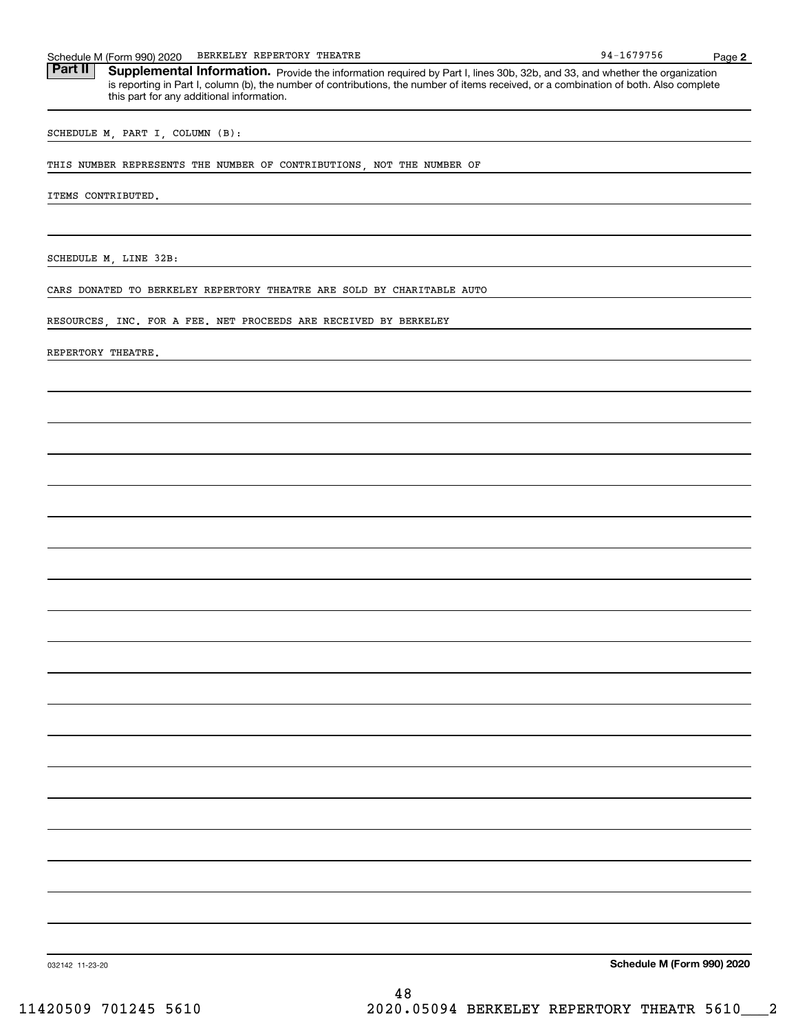## Part II Supplemental Information.

Provide the information required by Part I, lines 30b, 32b, and 33, and whether the organization is reporting in Part I, column (b), the number of contributions, the number of items received, or a combination of both. Also complete this part for any additional information.

SCHEDULE M, PART I, COLUMN (B):

THIS NUMBER REPRESENTS THE NUMBER OF CONTRIBUTIONS, NOT THE NUMBER OF ITEMS CONTRIBUTED.

SCHEDULE M, LINE 32B:

CARS DONATED TO BERKELEY REPERTORY THEATRE ARE SOLD BY CHARITABLE AUTO RESOURCES, INC. FOR A FEE. NET PROCEEDS ARE RECEIVED BY BERKELEY REPERTORY THEATRE.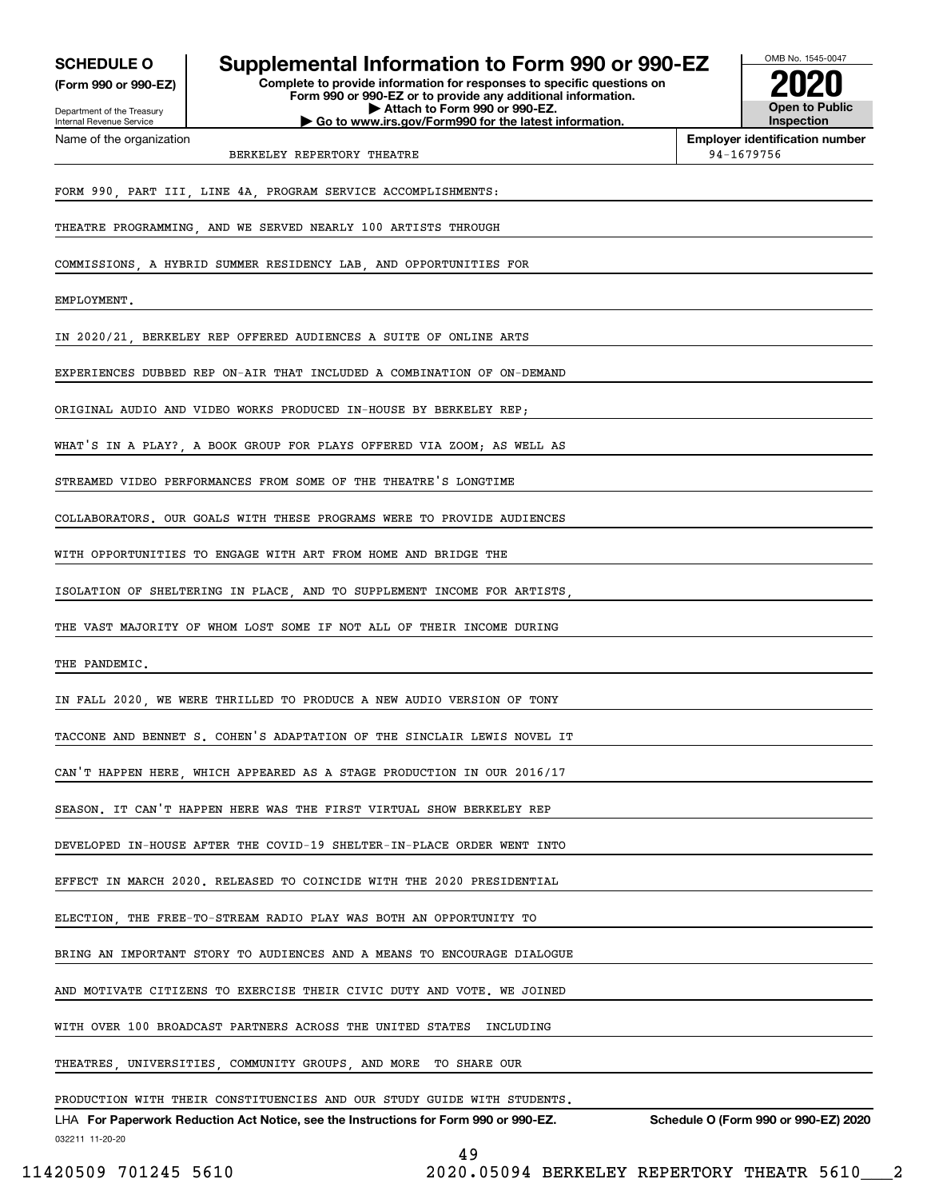**SCHEDULE O**
**(Form 990 or 990-EZ)**

Department of the Treasury
Internal Revenue Service

# Supplemental Information to Form 990 or 990-EZ

**Complete to provide information for responses to specific questions on Form 990 or 990-EZ or to provide any additional information.**
**▶ Attach to Form 990 or 990-EZ.**
**▶ Go to www.irs.gov/Form990 for the latest information.**

OMB No. 1545-0047

**2020**

**Open to Public Inspection**

| Name of the organization | Employer identification number |
|---|---|
| BERKELEY REPERTORY THEATRE | 94-1679756 |

FORM 990, PART III, LINE 4A, PROGRAM SERVICE ACCOMPLISHMENTS:

THEATRE PROGRAMMING, AND WE SERVED NEARLY 100 ARTISTS THROUGH COMMISSIONS, A HYBRID SUMMER RESIDENCY LAB, AND OPPORTUNITIES FOR EMPLOYMENT.

IN 2020/21, BERKELEY REP OFFERED AUDIENCES A SUITE OF ONLINE ARTS EXPERIENCES DUBBED REP ON-AIR THAT INCLUDED A COMBINATION OF ON-DEMAND ORIGINAL AUDIO AND VIDEO WORKS PRODUCED IN-HOUSE BY BERKELEY REP; WHAT'S IN A PLAY?, A BOOK GROUP FOR PLAYS OFFERED VIA ZOOM; AS WELL AS STREAMED VIDEO PERFORMANCES FROM SOME OF THE THEATRE'S LONGTIME COLLABORATORS. OUR GOALS WITH THESE PROGRAMS WERE TO PROVIDE AUDIENCES WITH OPPORTUNITIES TO ENGAGE WITH ART FROM HOME AND BRIDGE THE ISOLATION OF SHELTERING IN PLACE, AND TO SUPPLEMENT INCOME FOR ARTISTS, THE VAST MAJORITY OF WHOM LOST SOME IF NOT ALL OF THEIR INCOME DURING THE PANDEMIC.

IN FALL 2020, WE WERE THRILLED TO PRODUCE A NEW AUDIO VERSION OF TONY TACCONE AND BENNET S. COHEN'S ADAPTATION OF THE SINCLAIR LEWIS NOVEL IT CAN'T HAPPEN HERE, WHICH APPEARED AS A STAGE PRODUCTION IN OUR 2016/17 SEASON. IT CAN'T HAPPEN HERE WAS THE FIRST VIRTUAL SHOW BERKELEY REP DEVELOPED IN-HOUSE AFTER THE COVID-19 SHELTER-IN-PLACE ORDER WENT INTO EFFECT IN MARCH 2020. RELEASED TO COINCIDE WITH THE 2020 PRESIDENTIAL ELECTION, THE FREE-TO-STREAM RADIO PLAY WAS BOTH AN OPPORTUNITY TO BRING AN IMPORTANT STORY TO AUDIENCES AND A MEANS TO ENCOURAGE DIALOGUE AND MOTIVATE CITIZENS TO EXERCISE THEIR CIVIC DUTY AND VOTE. WE JOINED WITH OVER 100 BROADCAST PARTNERS ACROSS THE UNITED STATES INCLUDING THEATRES, UNIVERSITIES, COMMUNITY GROUPS, AND MORE TO SHARE OUR PRODUCTION WITH THEIR CONSTITUENCIES AND OUR STUDY GUIDE WITH STUDENTS.

LHA **For Paperwork Reduction Act Notice, see the Instructions for Form 990 or 990-EZ.** **Schedule O (Form 990 or 990-EZ) 2020**

032211 11-20-20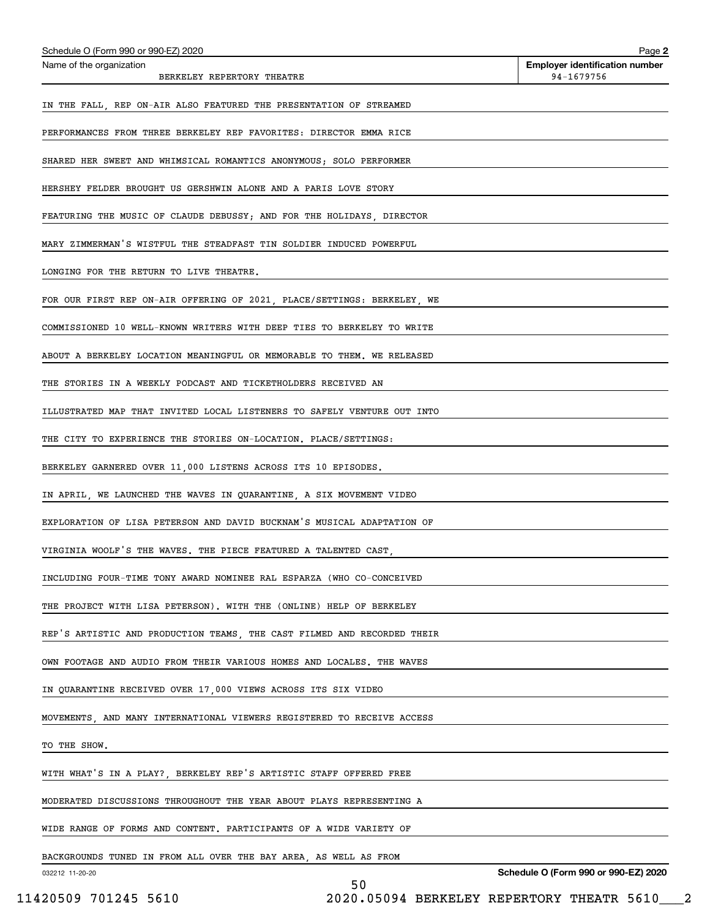Schedule O (Form 990 or 990-EZ) 2020

Name of the organization: BERKELEY REPERTORY THEATRE

Employer identification number: 94-1679756

IN THE FALL, REP ON-AIR ALSO FEATURED THE PRESENTATION OF STREAMED PERFORMANCES FROM THREE BERKELEY REP FAVORITES: DIRECTOR EMMA RICE SHARED HER SWEET AND WHIMSICAL ROMANTICS ANONYMOUS; SOLO PERFORMER HERSHEY FELDER BROUGHT US GERSHWIN ALONE AND A PARIS LOVE STORY FEATURING THE MUSIC OF CLAUDE DEBUSSY; AND FOR THE HOLIDAYS, DIRECTOR MARY ZIMMERMAN'S WISTFUL THE STEADFAST TIN SOLDIER INDUCED POWERFUL LONGING FOR THE RETURN TO LIVE THEATRE.

FOR OUR FIRST REP ON-AIR OFFERING OF 2021, PLACE/SETTINGS: BERKELEY, WE COMMISSIONED 10 WELL-KNOWN WRITERS WITH DEEP TIES TO BERKELEY TO WRITE ABOUT A BERKELEY LOCATION MEANINGFUL OR MEMORABLE TO THEM. WE RELEASED THE STORIES IN A WEEKLY PODCAST AND TICKETHOLDERS RECEIVED AN ILLUSTRATED MAP THAT INVITED LOCAL LISTENERS TO SAFELY VENTURE OUT INTO THE CITY TO EXPERIENCE THE STORIES ON-LOCATION. PLACE/SETTINGS: BERKELEY GARNERED OVER 11,000 LISTENS ACROSS ITS 10 EPISODES.

IN APRIL, WE LAUNCHED THE WAVES IN QUARANTINE, A SIX MOVEMENT VIDEO EXPLORATION OF LISA PETERSON AND DAVID BUCKNAM'S MUSICAL ADAPTATION OF VIRGINIA WOOLF'S THE WAVES. THE PIECE FEATURED A TALENTED CAST, INCLUDING FOUR-TIME TONY AWARD NOMINEE RAL ESPARZA (WHO CO-CONCEIVED THE PROJECT WITH LISA PETERSON). WITH THE (ONLINE) HELP OF BERKELEY REP'S ARTISTIC AND PRODUCTION TEAMS, THE CAST FILMED AND RECORDED THEIR OWN FOOTAGE AND AUDIO FROM THEIR VARIOUS HOMES AND LOCALES. THE WAVES IN QUARANTINE RECEIVED OVER 17,000 VIEWS ACROSS ITS SIX VIDEO MOVEMENTS, AND MANY INTERNATIONAL VIEWERS REGISTERED TO RECEIVE ACCESS TO THE SHOW.

WITH WHAT'S IN A PLAY?, BERKELEY REP'S ARTISTIC STAFF OFFERED FREE MODERATED DISCUSSIONS THROUGHOUT THE YEAR ABOUT PLAYS REPRESENTING A WIDE RANGE OF FORMS AND CONTENT. PARTICIPANTS OF A WIDE VARIETY OF BACKGROUNDS TUNED IN FROM ALL OVER THE BAY AREA, AS WELL AS FROM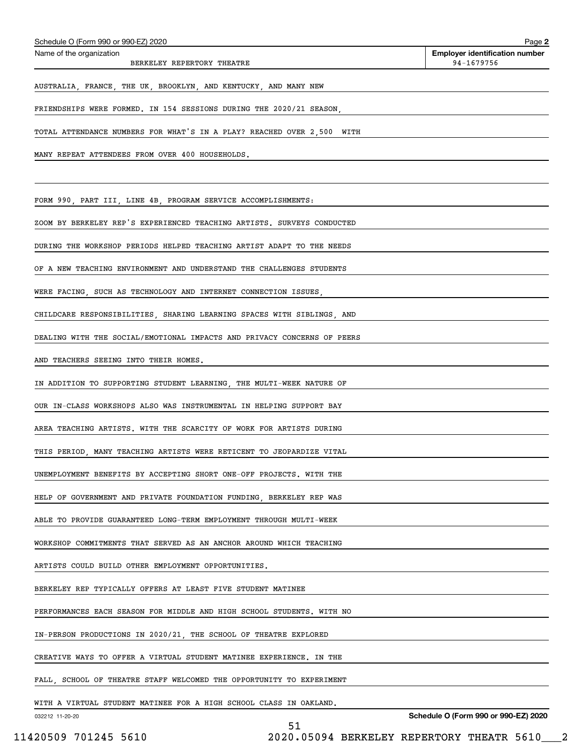AUSTRALIA, FRANCE, THE UK, BROOKLYN, AND KENTUCKY, AND MANY NEW FRIENDSHIPS WERE FORMED. IN 154 SESSIONS DURING THE 2020/21 SEASON, TOTAL ATTENDANCE NUMBERS FOR WHAT'S IN A PLAY? REACHED OVER 2,500 WITH MANY REPEAT ATTENDEES FROM OVER 400 HOUSEHOLDS.

FORM 990, PART III, LINE 4B, PROGRAM SERVICE ACCOMPLISHMENTS:

ZOOM BY BERKELEY REP'S EXPERIENCED TEACHING ARTISTS. SURVEYS CONDUCTED DURING THE WORKSHOP PERIODS HELPED TEACHING ARTIST ADAPT TO THE NEEDS OF A NEW TEACHING ENVIRONMENT AND UNDERSTAND THE CHALLENGES STUDENTS WERE FACING, SUCH AS TECHNOLOGY AND INTERNET CONNECTION ISSUES, CHILDCARE RESPONSIBILITIES, SHARING LEARNING SPACES WITH SIBLINGS, AND DEALING WITH THE SOCIAL/EMOTIONAL IMPACTS AND PRIVACY CONCERNS OF PEERS AND TEACHERS SEEING INTO THEIR HOMES.

IN ADDITION TO SUPPORTING STUDENT LEARNING, THE MULTI-WEEK NATURE OF OUR IN-CLASS WORKSHOPS ALSO WAS INSTRUMENTAL IN HELPING SUPPORT BAY AREA TEACHING ARTISTS. WITH THE SCARCITY OF WORK FOR ARTISTS DURING THIS PERIOD, MANY TEACHING ARTISTS WERE RETICENT TO JEOPARDIZE VITAL UNEMPLOYMENT BENEFITS BY ACCEPTING SHORT ONE-OFF PROJECTS. WITH THE HELP OF GOVERNMENT AND PRIVATE FOUNDATION FUNDING, BERKELEY REP WAS ABLE TO PROVIDE GUARANTEED LONG-TERM EMPLOYMENT THROUGH MULTI-WEEK WORKSHOP COMMITMENTS THAT SERVED AS AN ANCHOR AROUND WHICH TEACHING ARTISTS COULD BUILD OTHER EMPLOYMENT OPPORTUNITIES.

BERKELEY REP TYPICALLY OFFERS AT LEAST FIVE STUDENT MATINEE PERFORMANCES EACH SEASON FOR MIDDLE AND HIGH SCHOOL STUDENTS. WITH NO IN-PERSON PRODUCTIONS IN 2020/21, THE SCHOOL OF THEATRE EXPLORED CREATIVE WAYS TO OFFER A VIRTUAL STUDENT MATINEE EXPERIENCE. IN THE FALL, SCHOOL OF THEATRE STAFF WELCOMED THE OPPORTUNITY TO EXPERIMENT WITH A VIRTUAL STUDENT MATINEE FOR A HIGH SCHOOL CLASS IN OAKLAND.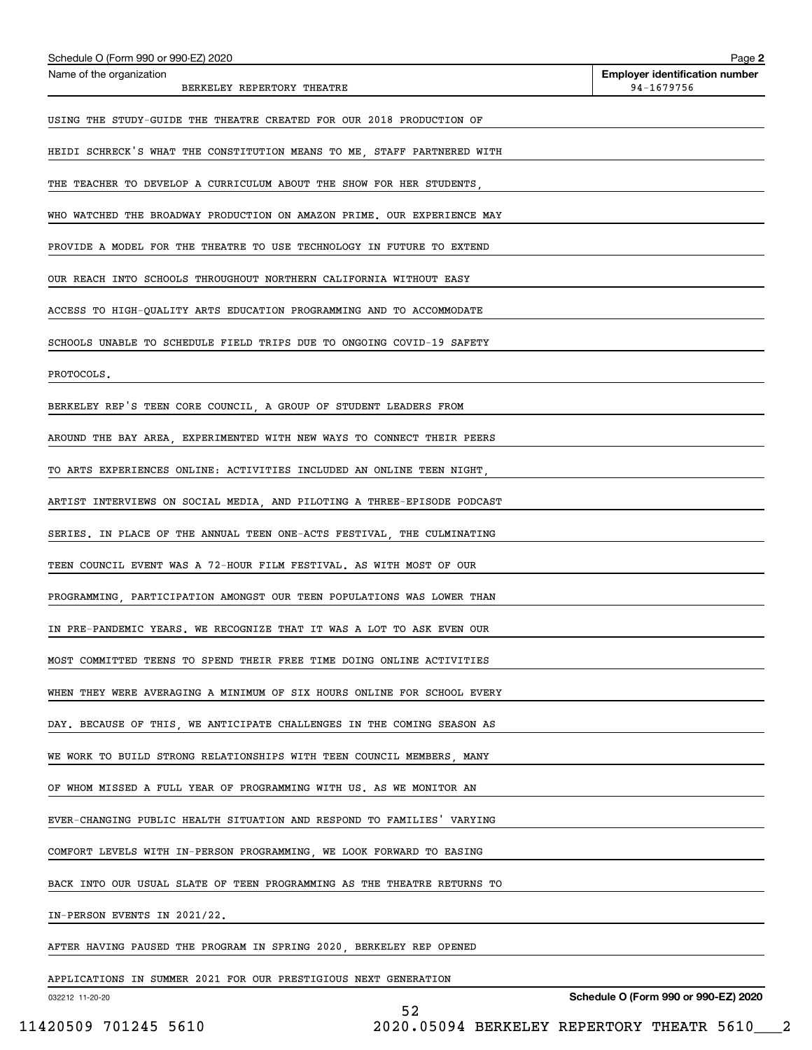Name of the organization: BERKELEY REPERTORY THEATRE

Employer identification number: 94-1679756

USING THE STUDY-GUIDE THE THEATRE CREATED FOR OUR 2018 PRODUCTION OF HEIDI SCHRECK'S WHAT THE CONSTITUTION MEANS TO ME, STAFF PARTNERED WITH THE TEACHER TO DEVELOP A CURRICULUM ABOUT THE SHOW FOR HER STUDENTS, WHO WATCHED THE BROADWAY PRODUCTION ON AMAZON PRIME. OUR EXPERIENCE MAY PROVIDE A MODEL FOR THE THEATRE TO USE TECHNOLOGY IN FUTURE TO EXTEND OUR REACH INTO SCHOOLS THROUGHOUT NORTHERN CALIFORNIA WITHOUT EASY ACCESS TO HIGH-QUALITY ARTS EDUCATION PROGRAMMING AND TO ACCOMMODATE SCHOOLS UNABLE TO SCHEDULE FIELD TRIPS DUE TO ONGOING COVID-19 SAFETY PROTOCOLS.

BERKELEY REP'S TEEN CORE COUNCIL, A GROUP OF STUDENT LEADERS FROM AROUND THE BAY AREA, EXPERIMENTED WITH NEW WAYS TO CONNECT THEIR PEERS TO ARTS EXPERIENCES ONLINE: ACTIVITIES INCLUDED AN ONLINE TEEN NIGHT, ARTIST INTERVIEWS ON SOCIAL MEDIA, AND PILOTING A THREE-EPISODE PODCAST SERIES. IN PLACE OF THE ANNUAL TEEN ONE-ACTS FESTIVAL, THE CULMINATING TEEN COUNCIL EVENT WAS A 72-HOUR FILM FESTIVAL. AS WITH MOST OF OUR PROGRAMMING, PARTICIPATION AMONGST OUR TEEN POPULATIONS WAS LOWER THAN IN PRE-PANDEMIC YEARS. WE RECOGNIZE THAT IT WAS A LOT TO ASK EVEN OUR MOST COMMITTED TEENS TO SPEND THEIR FREE TIME DOING ONLINE ACTIVITIES WHEN THEY WERE AVERAGING A MINIMUM OF SIX HOURS ONLINE FOR SCHOOL EVERY DAY. BECAUSE OF THIS, WE ANTICIPATE CHALLENGES IN THE COMING SEASON AS WE WORK TO BUILD STRONG RELATIONSHIPS WITH TEEN COUNCIL MEMBERS, MANY OF WHOM MISSED A FULL YEAR OF PROGRAMMING WITH US. AS WE MONITOR AN EVER-CHANGING PUBLIC HEALTH SITUATION AND RESPOND TO FAMILIES' VARYING COMFORT LEVELS WITH IN-PERSON PROGRAMMING, WE LOOK FORWARD TO EASING BACK INTO OUR USUAL SLATE OF TEEN PROGRAMMING AS THE THEATRE RETURNS TO IN-PERSON EVENTS IN 2021/22.

AFTER HAVING PAUSED THE PROGRAM IN SPRING 2020, BERKELEY REP OPENED APPLICATIONS IN SUMMER 2021 FOR OUR PRESTIGIOUS NEXT GENERATION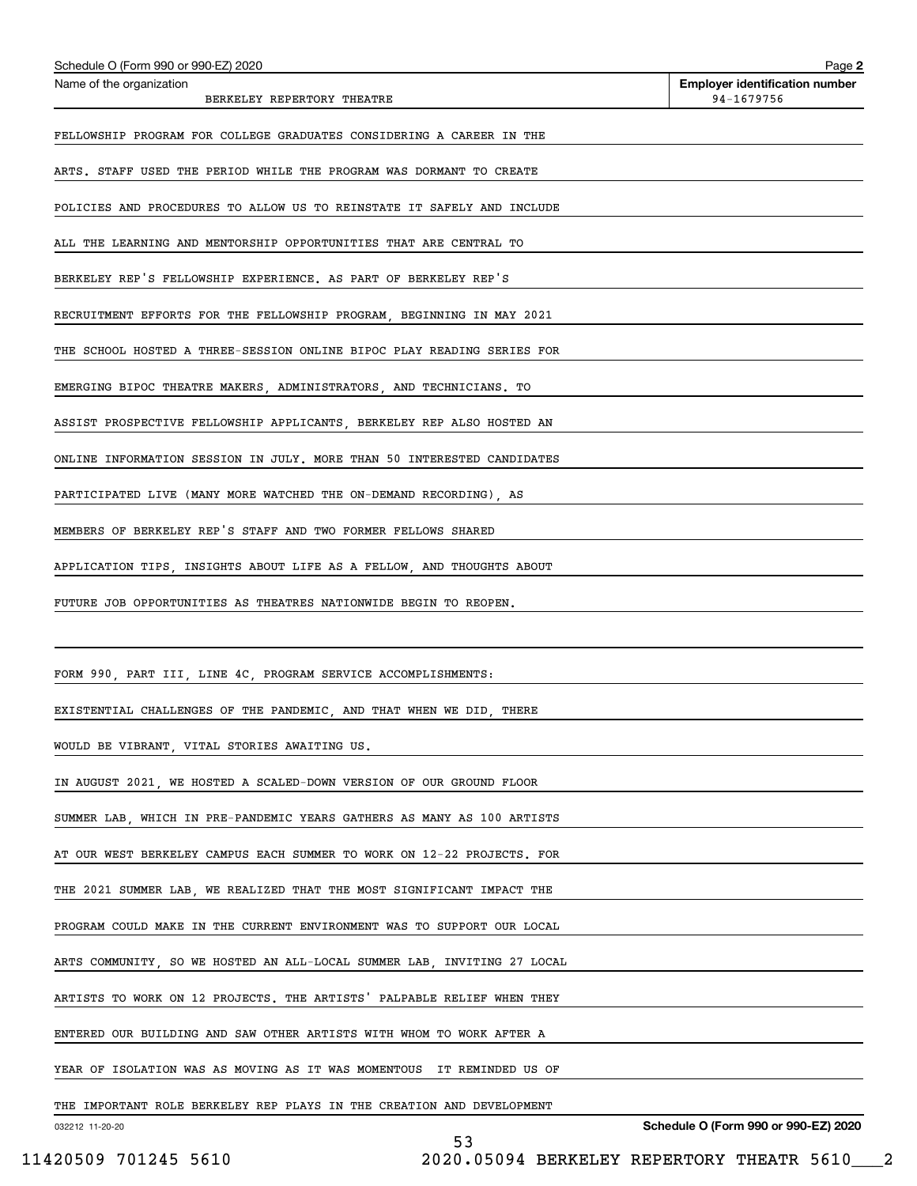Name of the organization: BERKELEY REPERTORY THEATRE

Employer identification number: 94-1679756

FELLOWSHIP PROGRAM FOR COLLEGE GRADUATES CONSIDERING A CAREER IN THE ARTS. STAFF USED THE PERIOD WHILE THE PROGRAM WAS DORMANT TO CREATE POLICIES AND PROCEDURES TO ALLOW US TO REINSTATE IT SAFELY AND INCLUDE ALL THE LEARNING AND MENTORSHIP OPPORTUNITIES THAT ARE CENTRAL TO BERKELEY REP'S FELLOWSHIP EXPERIENCE. AS PART OF BERKELEY REP'S RECRUITMENT EFFORTS FOR THE FELLOWSHIP PROGRAM, BEGINNING IN MAY 2021 THE SCHOOL HOSTED A THREE-SESSION ONLINE BIPOC PLAY READING SERIES FOR EMERGING BIPOC THEATRE MAKERS, ADMINISTRATORS, AND TECHNICIANS. TO ASSIST PROSPECTIVE FELLOWSHIP APPLICANTS, BERKELEY REP ALSO HOSTED AN ONLINE INFORMATION SESSION IN JULY. MORE THAN 50 INTERESTED CANDIDATES PARTICIPATED LIVE (MANY MORE WATCHED THE ON-DEMAND RECORDING), AS MEMBERS OF BERKELEY REP'S STAFF AND TWO FORMER FELLOWS SHARED APPLICATION TIPS, INSIGHTS ABOUT LIFE AS A FELLOW, AND THOUGHTS ABOUT FUTURE JOB OPPORTUNITIES AS THEATRES NATIONWIDE BEGIN TO REOPEN.

FORM 990, PART III, LINE 4C, PROGRAM SERVICE ACCOMPLISHMENTS:

EXISTENTIAL CHALLENGES OF THE PANDEMIC, AND THAT WHEN WE DID, THERE WOULD BE VIBRANT, VITAL STORIES AWAITING US.

IN AUGUST 2021, WE HOSTED A SCALED-DOWN VERSION OF OUR GROUND FLOOR SUMMER LAB, WHICH IN PRE-PANDEMIC YEARS GATHERS AS MANY AS 100 ARTISTS AT OUR WEST BERKELEY CAMPUS EACH SUMMER TO WORK ON 12-22 PROJECTS. FOR THE 2021 SUMMER LAB, WE REALIZED THAT THE MOST SIGNIFICANT IMPACT THE PROGRAM COULD MAKE IN THE CURRENT ENVIRONMENT WAS TO SUPPORT OUR LOCAL ARTS COMMUNITY, SO WE HOSTED AN ALL-LOCAL SUMMER LAB, INVITING 27 LOCAL ARTISTS TO WORK ON 12 PROJECTS. THE ARTISTS' PALPABLE RELIEF WHEN THEY ENTERED OUR BUILDING AND SAW OTHER ARTISTS WITH WHOM TO WORK AFTER A YEAR OF ISOLATION WAS AS MOVING AS IT WAS MOMENTOUS IT REMINDED US OF THE IMPORTANT ROLE BERKELEY REP PLAYS IN THE CREATION AND DEVELOPMENT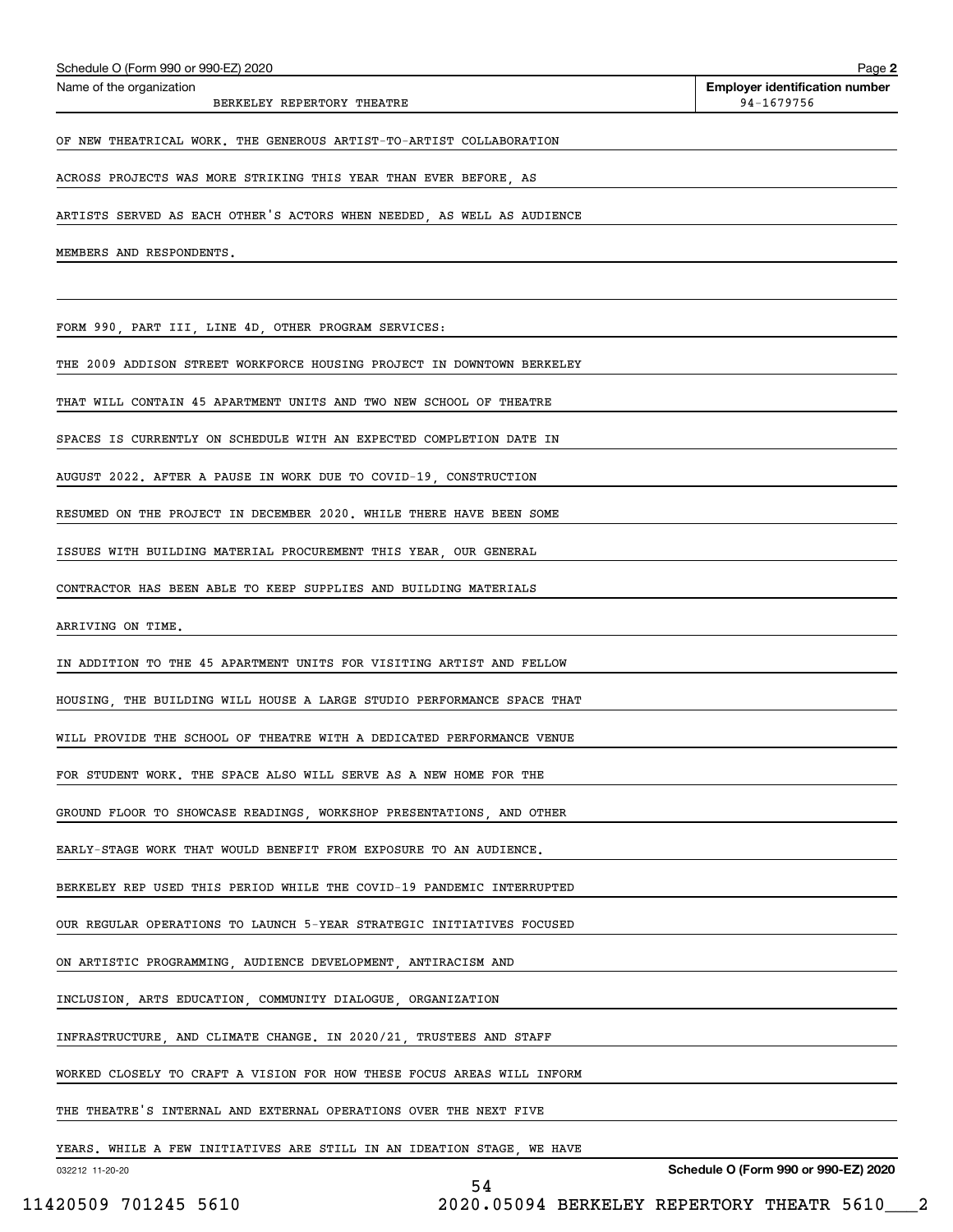Name of the organization: BERKELEY REPERTORY THEATRE

Employer identification number: 94-1679756

OF NEW THEATRICAL WORK. THE GENEROUS ARTIST-TO-ARTIST COLLABORATION ACROSS PROJECTS WAS MORE STRIKING THIS YEAR THAN EVER BEFORE, AS ARTISTS SERVED AS EACH OTHER'S ACTORS WHEN NEEDED, AS WELL AS AUDIENCE MEMBERS AND RESPONDENTS.

FORM 990, PART III, LINE 4D, OTHER PROGRAM SERVICES:

THE 2009 ADDISON STREET WORKFORCE HOUSING PROJECT IN DOWNTOWN BERKELEY THAT WILL CONTAIN 45 APARTMENT UNITS AND TWO NEW SCHOOL OF THEATRE SPACES IS CURRENTLY ON SCHEDULE WITH AN EXPECTED COMPLETION DATE IN AUGUST 2022. AFTER A PAUSE IN WORK DUE TO COVID-19, CONSTRUCTION RESUMED ON THE PROJECT IN DECEMBER 2020. WHILE THERE HAVE BEEN SOME ISSUES WITH BUILDING MATERIAL PROCUREMENT THIS YEAR, OUR GENERAL CONTRACTOR HAS BEEN ABLE TO KEEP SUPPLIES AND BUILDING MATERIALS ARRIVING ON TIME.

IN ADDITION TO THE 45 APARTMENT UNITS FOR VISITING ARTIST AND FELLOW HOUSING, THE BUILDING WILL HOUSE A LARGE STUDIO PERFORMANCE SPACE THAT WILL PROVIDE THE SCHOOL OF THEATRE WITH A DEDICATED PERFORMANCE VENUE FOR STUDENT WORK. THE SPACE ALSO WILL SERVE AS A NEW HOME FOR THE GROUND FLOOR TO SHOWCASE READINGS, WORKSHOP PRESENTATIONS, AND OTHER EARLY-STAGE WORK THAT WOULD BENEFIT FROM EXPOSURE TO AN AUDIENCE.

BERKELEY REP USED THIS PERIOD WHILE THE COVID-19 PANDEMIC INTERRUPTED OUR REGULAR OPERATIONS TO LAUNCH 5-YEAR STRATEGIC INITIATIVES FOCUSED ON ARTISTIC PROGRAMMING, AUDIENCE DEVELOPMENT, ANTIRACISM AND INCLUSION, ARTS EDUCATION, COMMUNITY DIALOGUE, ORGANIZATION INFRASTRUCTURE, AND CLIMATE CHANGE. IN 2020/21, TRUSTEES AND STAFF WORKED CLOSELY TO CRAFT A VISION FOR HOW THESE FOCUS AREAS WILL INFORM THE THEATRE'S INTERNAL AND EXTERNAL OPERATIONS OVER THE NEXT FIVE YEARS. WHILE A FEW INITIATIVES ARE STILL IN AN IDEATION STAGE, WE HAVE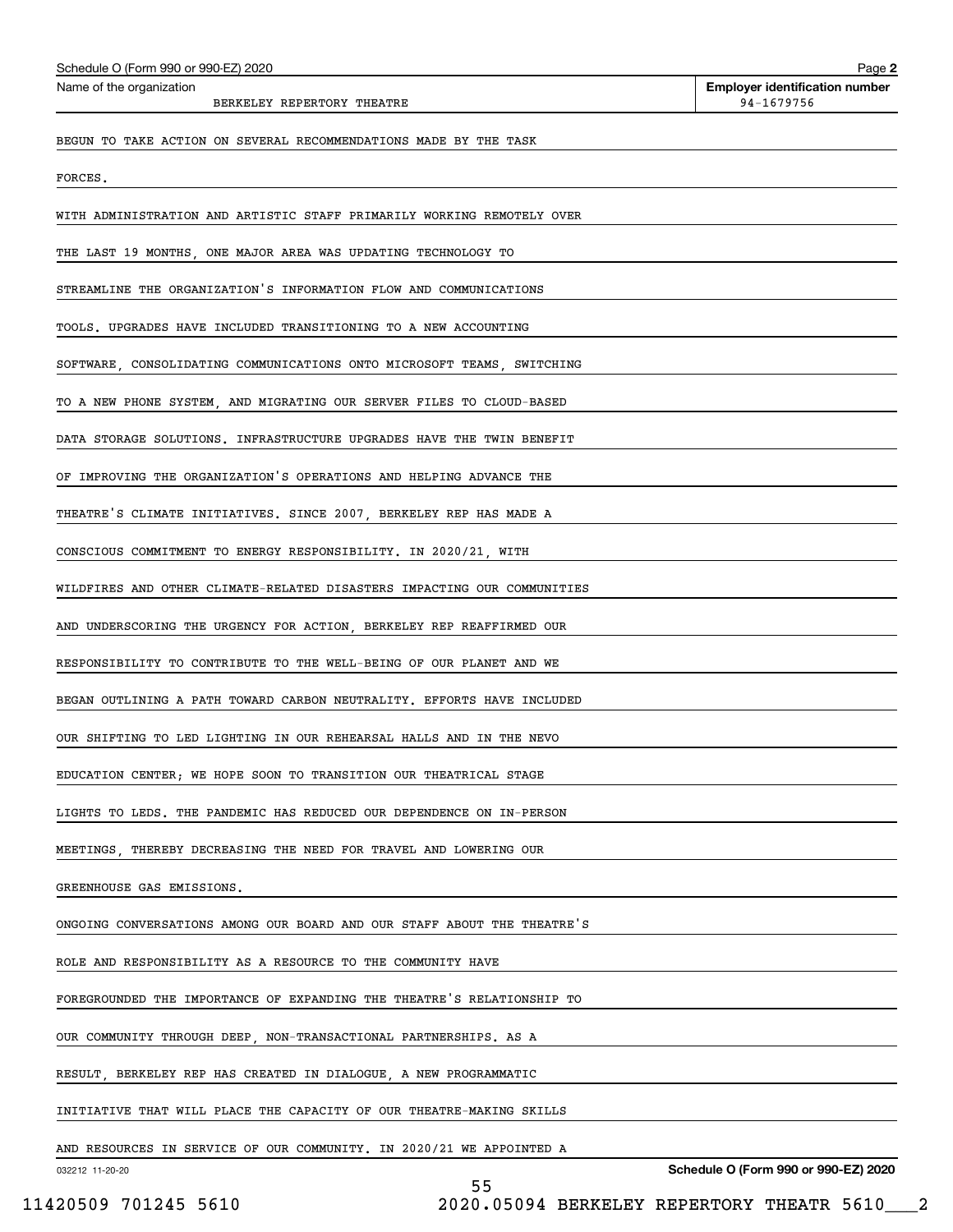Schedule O (Form 990 or 990-EZ) 2020

Name of the organization: BERKELEY REPERTORY THEATRE

Employer identification number: 94-1679756

BEGUN TO TAKE ACTION ON SEVERAL RECOMMENDATIONS MADE BY THE TASK FORCES.

WITH ADMINISTRATION AND ARTISTIC STAFF PRIMARILY WORKING REMOTELY OVER THE LAST 19 MONTHS, ONE MAJOR AREA WAS UPDATING TECHNOLOGY TO STREAMLINE THE ORGANIZATION'S INFORMATION FLOW AND COMMUNICATIONS TOOLS. UPGRADES HAVE INCLUDED TRANSITIONING TO A NEW ACCOUNTING SOFTWARE, CONSOLIDATING COMMUNICATIONS ONTO MICROSOFT TEAMS, SWITCHING TO A NEW PHONE SYSTEM, AND MIGRATING OUR SERVER FILES TO CLOUD-BASED DATA STORAGE SOLUTIONS. INFRASTRUCTURE UPGRADES HAVE THE TWIN BENEFIT OF IMPROVING THE ORGANIZATION'S OPERATIONS AND HELPING ADVANCE THE THEATRE'S CLIMATE INITIATIVES. SINCE 2007, BERKELEY REP HAS MADE A CONSCIOUS COMMITMENT TO ENERGY RESPONSIBILITY. IN 2020/21, WITH WILDFIRES AND OTHER CLIMATE-RELATED DISASTERS IMPACTING OUR COMMUNITIES AND UNDERSCORING THE URGENCY FOR ACTION, BERKELEY REP REAFFIRMED OUR RESPONSIBILITY TO CONTRIBUTE TO THE WELL-BEING OF OUR PLANET AND WE BEGAN OUTLINING A PATH TOWARD CARBON NEUTRALITY. EFFORTS HAVE INCLUDED OUR SHIFTING TO LED LIGHTING IN OUR REHEARSAL HALLS AND IN THE NEVO EDUCATION CENTER; WE HOPE SOON TO TRANSITION OUR THEATRICAL STAGE LIGHTS TO LEDS. THE PANDEMIC HAS REDUCED OUR DEPENDENCE ON IN-PERSON MEETINGS, THEREBY DECREASING THE NEED FOR TRAVEL AND LOWERING OUR GREENHOUSE GAS EMISSIONS.

ONGOING CONVERSATIONS AMONG OUR BOARD AND OUR STAFF ABOUT THE THEATRE'S ROLE AND RESPONSIBILITY AS A RESOURCE TO THE COMMUNITY HAVE FOREGROUNDED THE IMPORTANCE OF EXPANDING THE THEATRE'S RELATIONSHIP TO OUR COMMUNITY THROUGH DEEP, NON-TRANSACTIONAL PARTNERSHIPS. AS A RESULT, BERKELEY REP HAS CREATED IN DIALOGUE, A NEW PROGRAMMATIC INITIATIVE THAT WILL PLACE THE CAPACITY OF OUR THEATRE-MAKING SKILLS AND RESOURCES IN SERVICE OF OUR COMMUNITY. IN 2020/21 WE APPOINTED A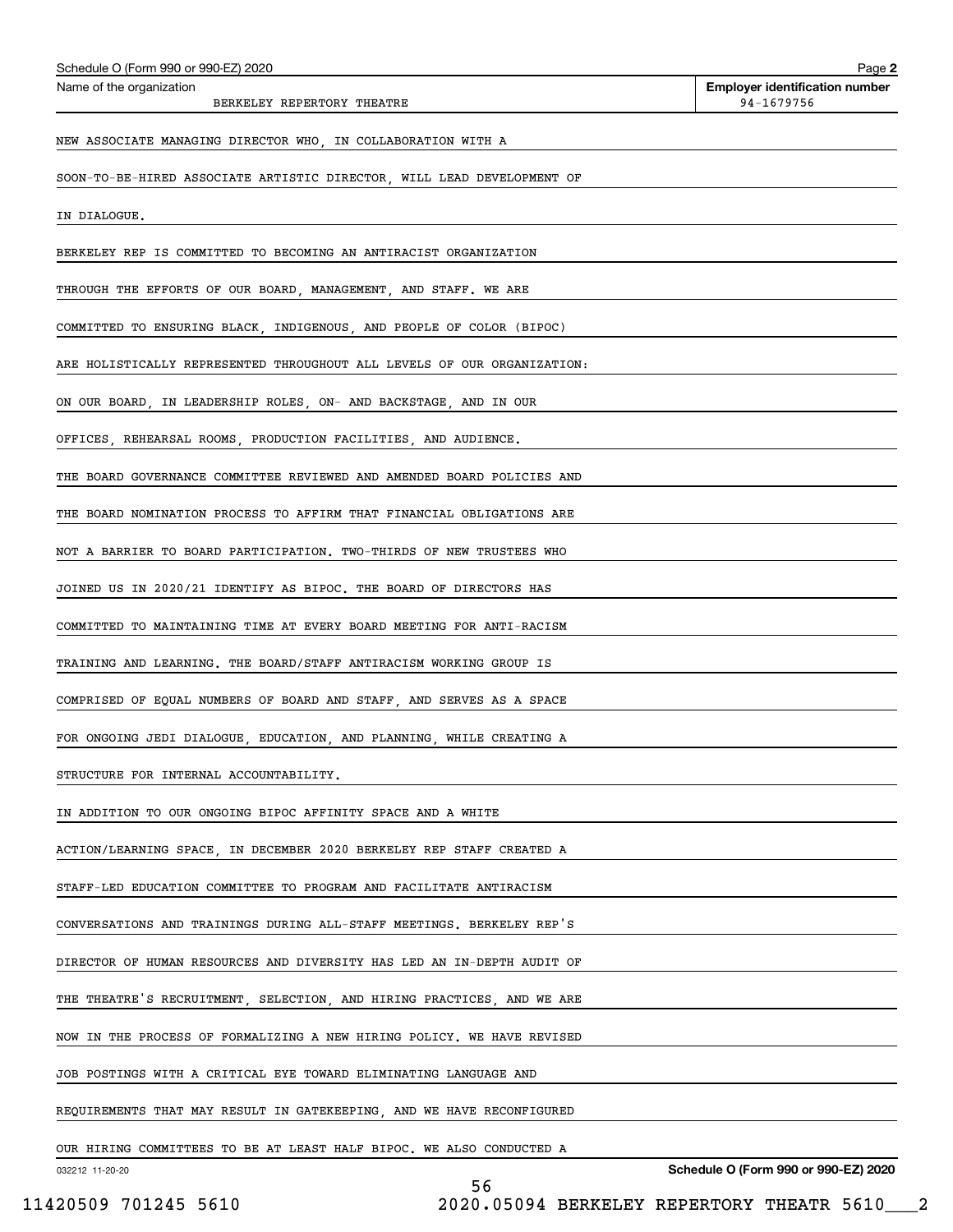Schedule O (Form 990 or 990-EZ) 2020

Name of the organization: BERKELEY REPERTORY THEATRE

Employer identification number: 94-1679756

NEW ASSOCIATE MANAGING DIRECTOR WHO, IN COLLABORATION WITH A SOON-TO-BE-HIRED ASSOCIATE ARTISTIC DIRECTOR, WILL LEAD DEVELOPMENT OF IN DIALOGUE.

BERKELEY REP IS COMMITTED TO BECOMING AN ANTIRACIST ORGANIZATION THROUGH THE EFFORTS OF OUR BOARD, MANAGEMENT, AND STAFF. WE ARE COMMITTED TO ENSURING BLACK, INDIGENOUS, AND PEOPLE OF COLOR (BIPOC) ARE HOLISTICALLY REPRESENTED THROUGHOUT ALL LEVELS OF OUR ORGANIZATION: ON OUR BOARD, IN LEADERSHIP ROLES, ON- AND BACKSTAGE, AND IN OUR OFFICES, REHEARSAL ROOMS, PRODUCTION FACILITIES, AND AUDIENCE.

THE BOARD GOVERNANCE COMMITTEE REVIEWED AND AMENDED BOARD POLICIES AND THE BOARD NOMINATION PROCESS TO AFFIRM THAT FINANCIAL OBLIGATIONS ARE NOT A BARRIER TO BOARD PARTICIPATION. TWO-THIRDS OF NEW TRUSTEES WHO JOINED US IN 2020/21 IDENTIFY AS BIPOC. THE BOARD OF DIRECTORS HAS COMMITTED TO MAINTAINING TIME AT EVERY BOARD MEETING FOR ANTI-RACISM TRAINING AND LEARNING. THE BOARD/STAFF ANTIRACISM WORKING GROUP IS COMPRISED OF EQUAL NUMBERS OF BOARD AND STAFF, AND SERVES AS A SPACE FOR ONGOING JEDI DIALOGUE, EDUCATION, AND PLANNING, WHILE CREATING A STRUCTURE FOR INTERNAL ACCOUNTABILITY.

IN ADDITION TO OUR ONGOING BIPOC AFFINITY SPACE AND A WHITE ACTION/LEARNING SPACE, IN DECEMBER 2020 BERKELEY REP STAFF CREATED A STAFF-LED EDUCATION COMMITTEE TO PROGRAM AND FACILITATE ANTIRACISM CONVERSATIONS AND TRAININGS DURING ALL-STAFF MEETINGS. BERKELEY REP'S DIRECTOR OF HUMAN RESOURCES AND DIVERSITY HAS LED AN IN-DEPTH AUDIT OF THE THEATRE'S RECRUITMENT, SELECTION, AND HIRING PRACTICES, AND WE ARE NOW IN THE PROCESS OF FORMALIZING A NEW HIRING POLICY. WE HAVE REVISED JOB POSTINGS WITH A CRITICAL EYE TOWARD ELIMINATING LANGUAGE AND REQUIREMENTS THAT MAY RESULT IN GATEKEEPING, AND WE HAVE RECONFIGURED OUR HIRING COMMITTEES TO BE AT LEAST HALF BIPOC. WE ALSO CONDUCTED A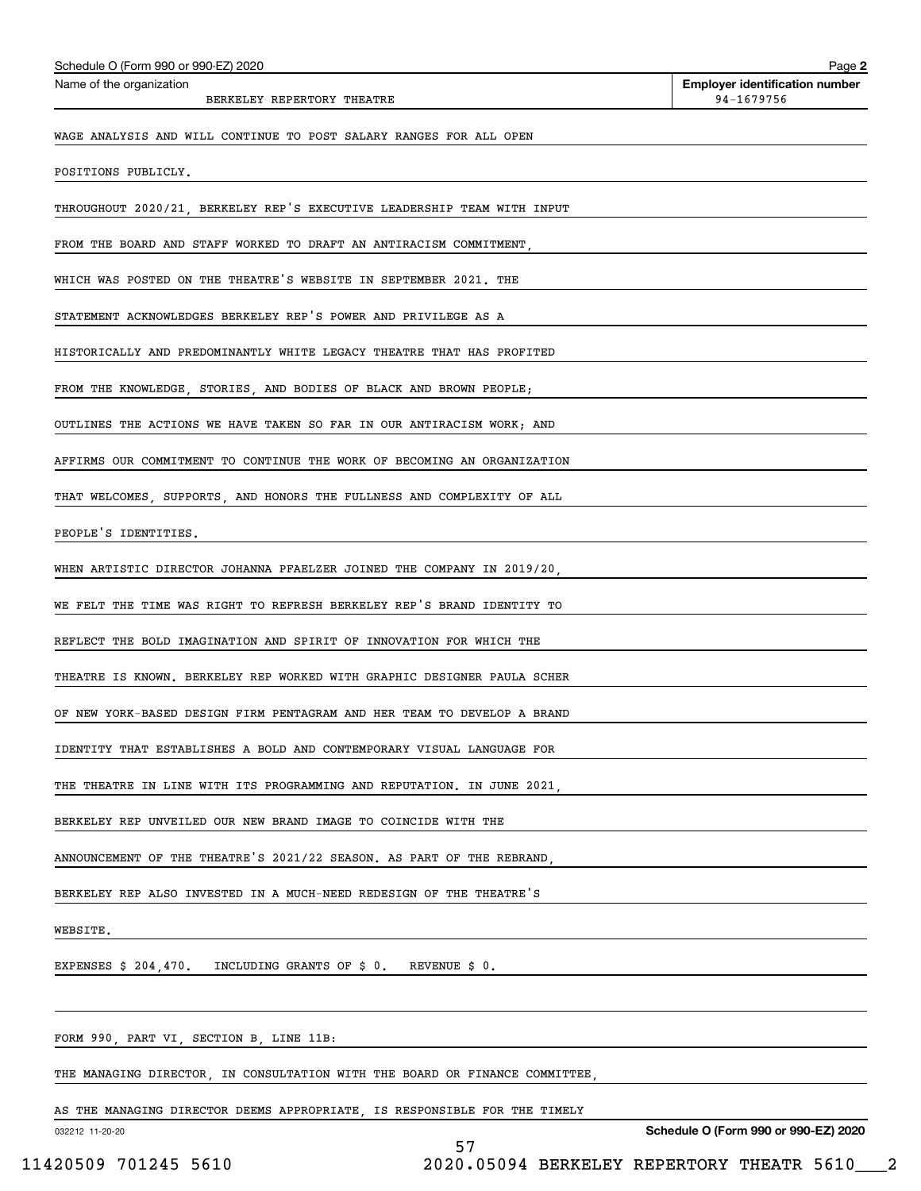Name of the organization: BERKELEY REPERTORY THEATRE

Employer identification number: 94-1679756

WAGE ANALYSIS AND WILL CONTINUE TO POST SALARY RANGES FOR ALL OPEN POSITIONS PUBLICLY.

THROUGHOUT 2020/21, BERKELEY REP'S EXECUTIVE LEADERSHIP TEAM WITH INPUT FROM THE BOARD AND STAFF WORKED TO DRAFT AN ANTIRACISM COMMITMENT, WHICH WAS POSTED ON THE THEATRE'S WEBSITE IN SEPTEMBER 2021. THE STATEMENT ACKNOWLEDGES BERKELEY REP'S POWER AND PRIVILEGE AS A HISTORICALLY AND PREDOMINANTLY WHITE LEGACY THEATRE THAT HAS PROFITED FROM THE KNOWLEDGE, STORIES, AND BODIES OF BLACK AND BROWN PEOPLE; OUTLINES THE ACTIONS WE HAVE TAKEN SO FAR IN OUR ANTIRACISM WORK; AND AFFIRMS OUR COMMITMENT TO CONTINUE THE WORK OF BECOMING AN ORGANIZATION THAT WELCOMES, SUPPORTS, AND HONORS THE FULLNESS AND COMPLEXITY OF ALL PEOPLE'S IDENTITIES.

WHEN ARTISTIC DIRECTOR JOHANNA PFAELZER JOINED THE COMPANY IN 2019/20, WE FELT THE TIME WAS RIGHT TO REFRESH BERKELEY REP'S BRAND IDENTITY TO REFLECT THE BOLD IMAGINATION AND SPIRIT OF INNOVATION FOR WHICH THE THEATRE IS KNOWN. BERKELEY REP WORKED WITH GRAPHIC DESIGNER PAULA SCHER OF NEW YORK-BASED DESIGN FIRM PENTAGRAM AND HER TEAM TO DEVELOP A BRAND IDENTITY THAT ESTABLISHES A BOLD AND CONTEMPORARY VISUAL LANGUAGE FOR THE THEATRE IN LINE WITH ITS PROGRAMMING AND REPUTATION. IN JUNE 2021, BERKELEY REP UNVEILED OUR NEW BRAND IMAGE TO COINCIDE WITH THE ANNOUNCEMENT OF THE THEATRE'S 2021/22 SEASON. AS PART OF THE REBRAND, BERKELEY REP ALSO INVESTED IN A MUCH-NEED REDESIGN OF THE THEATRE'S WEBSITE.

EXPENSES $ 204,470. INCLUDING GRANTS OF $ 0. REVENUE $ 0.

FORM 990, PART VI, SECTION B, LINE 11B:

THE MANAGING DIRECTOR, IN CONSULTATION WITH THE BOARD OR FINANCE COMMITTEE, AS THE MANAGING DIRECTOR DEEMS APPROPRIATE, IS RESPONSIBLE FOR THE TIMELY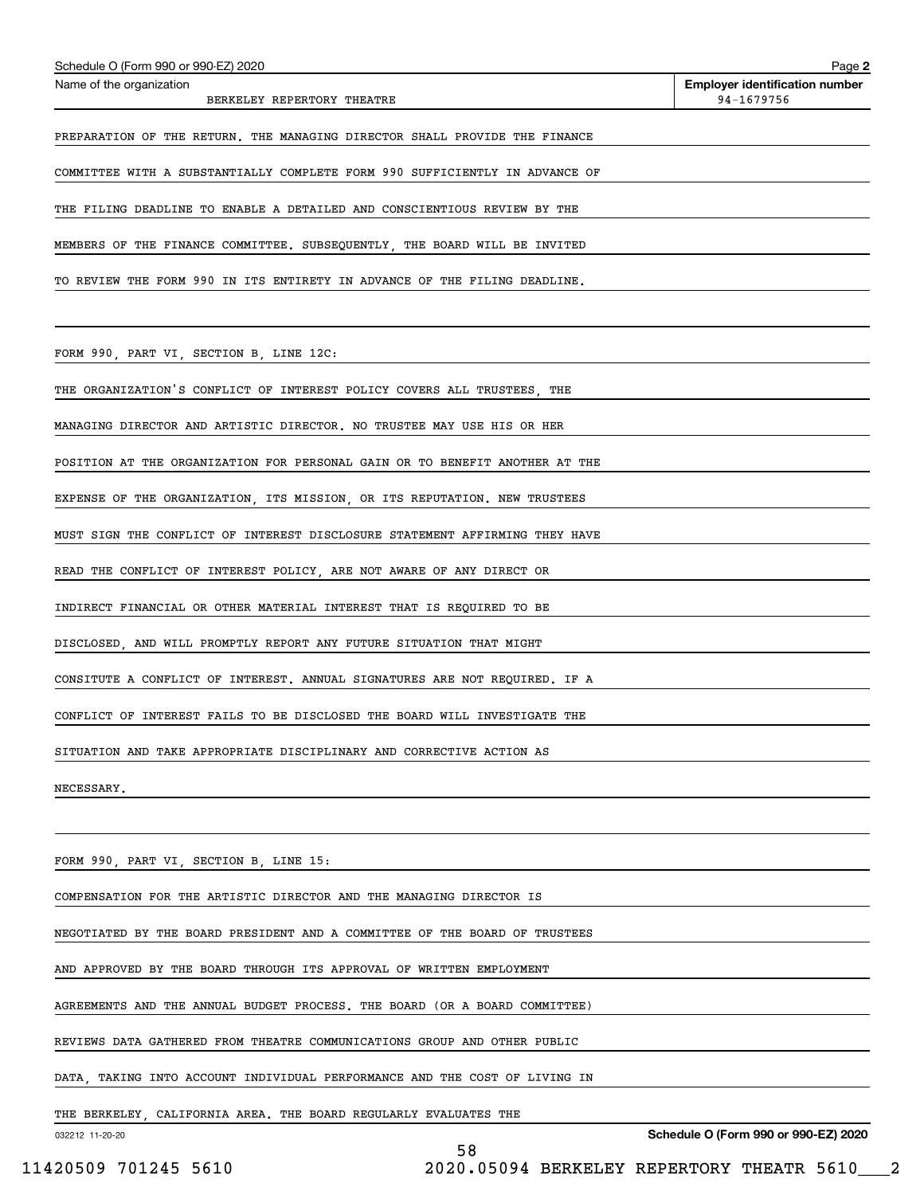Schedule O (Form 990 or 990-EZ) 2020

Name of the organization: BERKELEY REPERTORY THEATRE

Employer identification number: 94-1679756

PREPARATION OF THE RETURN. THE MANAGING DIRECTOR SHALL PROVIDE THE FINANCE COMMITTEE WITH A SUBSTANTIALLY COMPLETE FORM 990 SUFFICIENTLY IN ADVANCE OF THE FILING DEADLINE TO ENABLE A DETAILED AND CONSCIENTIOUS REVIEW BY THE MEMBERS OF THE FINANCE COMMITTEE. SUBSEQUENTLY, THE BOARD WILL BE INVITED TO REVIEW THE FORM 990 IN ITS ENTIRETY IN ADVANCE OF THE FILING DEADLINE.

FORM 990, PART VI, SECTION B, LINE 12C:

THE ORGANIZATION'S CONFLICT OF INTEREST POLICY COVERS ALL TRUSTEES, THE MANAGING DIRECTOR AND ARTISTIC DIRECTOR. NO TRUSTEE MAY USE HIS OR HER POSITION AT THE ORGANIZATION FOR PERSONAL GAIN OR TO BENEFIT ANOTHER AT THE EXPENSE OF THE ORGANIZATION, ITS MISSION, OR ITS REPUTATION. NEW TRUSTEES MUST SIGN THE CONFLICT OF INTEREST DISCLOSURE STATEMENT AFFIRMING THEY HAVE READ THE CONFLICT OF INTEREST POLICY, ARE NOT AWARE OF ANY DIRECT OR INDIRECT FINANCIAL OR OTHER MATERIAL INTEREST THAT IS REQUIRED TO BE DISCLOSED, AND WILL PROMPTLY REPORT ANY FUTURE SITUATION THAT MIGHT CONSITUTE A CONFLICT OF INTEREST. ANNUAL SIGNATURES ARE NOT REQUIRED. IF A CONFLICT OF INTEREST FAILS TO BE DISCLOSED THE BOARD WILL INVESTIGATE THE SITUATION AND TAKE APPROPRIATE DISCIPLINARY AND CORRECTIVE ACTION AS NECESSARY.

FORM 990, PART VI, SECTION B, LINE 15:

COMPENSATION FOR THE ARTISTIC DIRECTOR AND THE MANAGING DIRECTOR IS NEGOTIATED BY THE BOARD PRESIDENT AND A COMMITTEE OF THE BOARD OF TRUSTEES AND APPROVED BY THE BOARD THROUGH ITS APPROVAL OF WRITTEN EMPLOYMENT AGREEMENTS AND THE ANNUAL BUDGET PROCESS. THE BOARD (OR A BOARD COMMITTEE) REVIEWS DATA GATHERED FROM THEATRE COMMUNICATIONS GROUP AND OTHER PUBLIC DATA, TAKING INTO ACCOUNT INDIVIDUAL PERFORMANCE AND THE COST OF LIVING IN THE BERKELEY, CALIFORNIA AREA. THE BOARD REGULARLY EVALUATES THE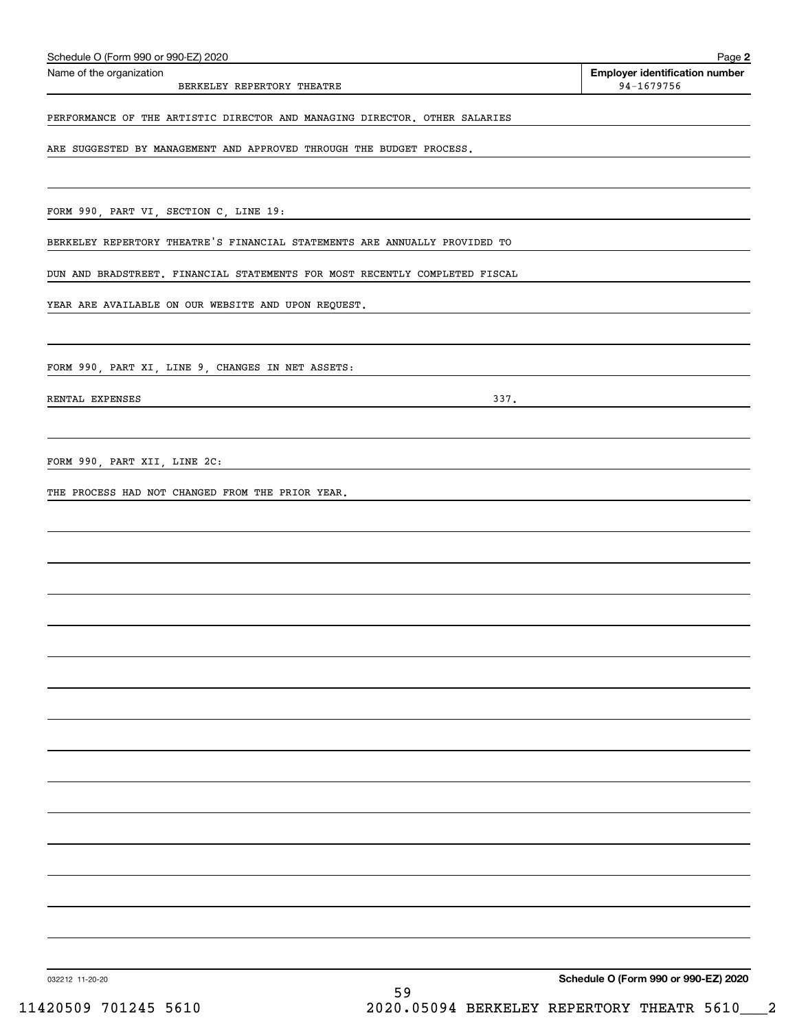Schedule O (Form 990 or 990-EZ) 2020

Name of the organization: BERKELEY REPERTORY THEATRE

Employer identification number: 94-1679756

PERFORMANCE OF THE ARTISTIC DIRECTOR AND MANAGING DIRECTOR. OTHER SALARIES ARE SUGGESTED BY MANAGEMENT AND APPROVED THROUGH THE BUDGET PROCESS.

FORM 990, PART VI, SECTION C, LINE 19:

BERKELEY REPERTORY THEATRE'S FINANCIAL STATEMENTS ARE ANNUALLY PROVIDED TO DUN AND BRADSTREET. FINANCIAL STATEMENTS FOR MOST RECENTLY COMPLETED FISCAL YEAR ARE AVAILABLE ON OUR WEBSITE AND UPON REQUEST.

FORM 990, PART XI, LINE 9, CHANGES IN NET ASSETS:

| | |
|---|---|
| RENTAL EXPENSES | 337. |

FORM 990, PART XII, LINE 2C:

THE PROCESS HAD NOT CHANGED FROM THE PRIOR YEAR.

032212 11-20-20

Schedule O (Form 990 or 990-EZ) 2020